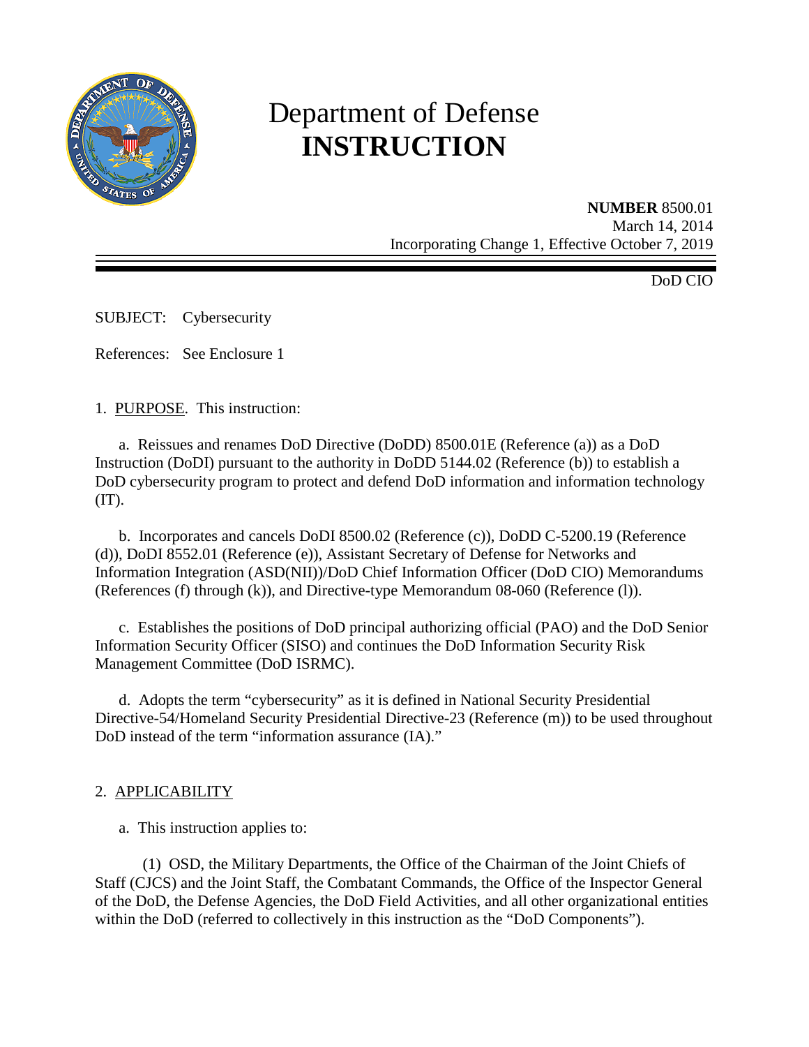# Department of Defense **INSTRUCTION**

**NUMBER** 8500.01
March 14, 2014
Incorporating Change 1, Effective October 7, 2019

DoD CIO

SUBJECT: Cybersecurity

References: See Enclosure 1

1. PURPOSE. This instruction:

a. Reissues and renames DoD Directive (DoDD) 8500.01E (Reference (a)) as a DoD Instruction (DoDI) pursuant to the authority in DoDD 5144.02 (Reference (b)) to establish a DoD cybersecurity program to protect and defend DoD information and information technology (IT).

b. Incorporates and cancels DoDI 8500.02 (Reference (c)), DoDD C-5200.19 (Reference (d)), DoDI 8552.01 (Reference (e)), Assistant Secretary of Defense for Networks and Information Integration (ASD(NII))/DoD Chief Information Officer (DoD CIO) Memorandums (References (f) through (k)), and Directive-type Memorandum 08-060 (Reference (l)).

c. Establishes the positions of DoD principal authorizing official (PAO) and the DoD Senior Information Security Officer (SISO) and continues the DoD Information Security Risk Management Committee (DoD ISRMC).

d. Adopts the term "cybersecurity" as it is defined in National Security Presidential Directive-54/Homeland Security Presidential Directive-23 (Reference (m)) to be used throughout DoD instead of the term "information assurance (IA)."

2. APPLICABILITY

a. This instruction applies to:

(1) OSD, the Military Departments, the Office of the Chairman of the Joint Chiefs of Staff (CJCS) and the Joint Staff, the Combatant Commands, the Office of the Inspector General of the DoD, the Defense Agencies, the DoD Field Activities, and all other organizational entities within the DoD (referred to collectively in this instruction as the "DoD Components").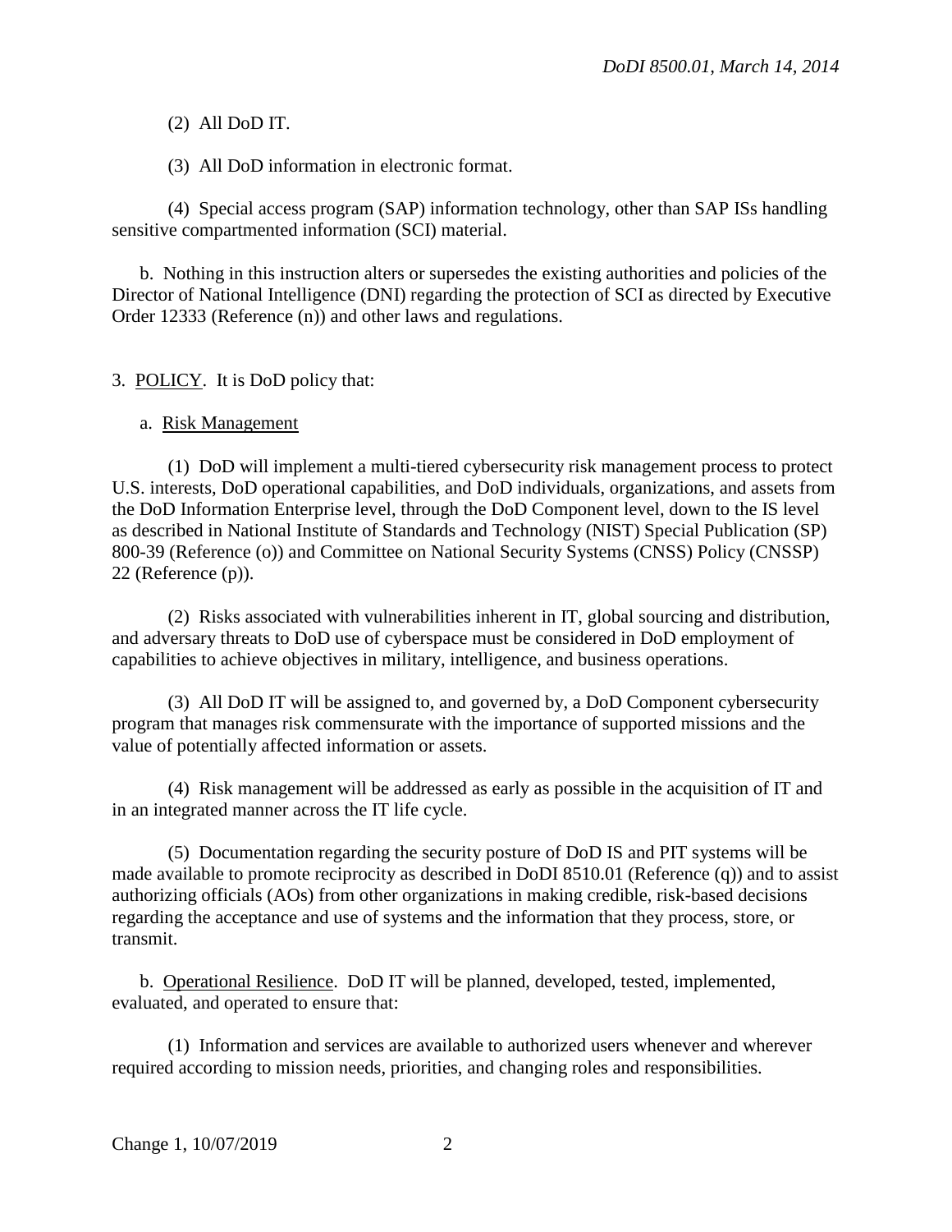(2) All DoD IT.

(3) All DoD information in electronic format.

(4) Special access program (SAP) information technology, other than SAP ISs handling sensitive compartmented information (SCI) material.

b. Nothing in this instruction alters or supersedes the existing authorities and policies of the Director of National Intelligence (DNI) regarding the protection of SCI as directed by Executive Order 12333 (Reference (n)) and other laws and regulations.

3. POLICY. It is DoD policy that:

a. Risk Management

(1) DoD will implement a multi-tiered cybersecurity risk management process to protect U.S. interests, DoD operational capabilities, and DoD individuals, organizations, and assets from the DoD Information Enterprise level, through the DoD Component level, down to the IS level as described in National Institute of Standards and Technology (NIST) Special Publication (SP) 800-39 (Reference (o)) and Committee on National Security Systems (CNSS) Policy (CNSSP) 22 (Reference (p)).

(2) Risks associated with vulnerabilities inherent in IT, global sourcing and distribution, and adversary threats to DoD use of cyberspace must be considered in DoD employment of capabilities to achieve objectives in military, intelligence, and business operations.

(3) All DoD IT will be assigned to, and governed by, a DoD Component cybersecurity program that manages risk commensurate with the importance of supported missions and the value of potentially affected information or assets.

(4) Risk management will be addressed as early as possible in the acquisition of IT and in an integrated manner across the IT life cycle.

(5) Documentation regarding the security posture of DoD IS and PIT systems will be made available to promote reciprocity as described in DoDI 8510.01 (Reference (q)) and to assist authorizing officials (AOs) from other organizations in making credible, risk-based decisions regarding the acceptance and use of systems and the information that they process, store, or transmit.

b. Operational Resilience. DoD IT will be planned, developed, tested, implemented, evaluated, and operated to ensure that:

(1) Information and services are available to authorized users whenever and wherever required according to mission needs, priorities, and changing roles and responsibilities.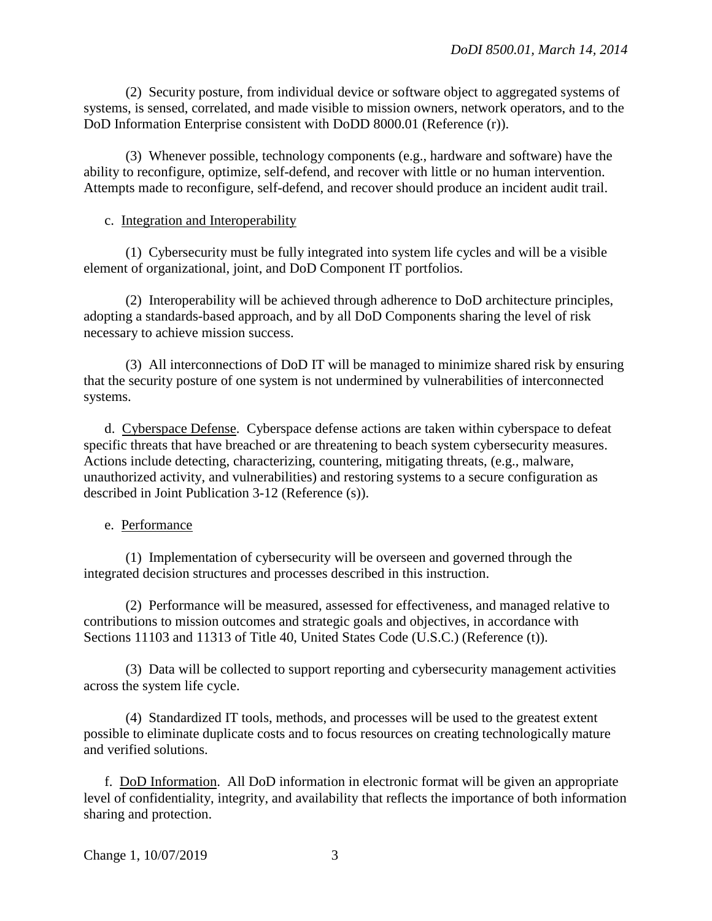(2) Security posture, from individual device or software object to aggregated systems of systems, is sensed, correlated, and made visible to mission owners, network operators, and to the DoD Information Enterprise consistent with DoDD 8000.01 (Reference (r)).

(3) Whenever possible, technology components (e.g., hardware and software) have the ability to reconfigure, optimize, self-defend, and recover with little or no human intervention. Attempts made to reconfigure, self-defend, and recover should produce an incident audit trail.

c. Integration and Interoperability

(1) Cybersecurity must be fully integrated into system life cycles and will be a visible element of organizational, joint, and DoD Component IT portfolios.

(2) Interoperability will be achieved through adherence to DoD architecture principles, adopting a standards-based approach, and by all DoD Components sharing the level of risk necessary to achieve mission success.

(3) All interconnections of DoD IT will be managed to minimize shared risk by ensuring that the security posture of one system is not undermined by vulnerabilities of interconnected systems.

d. Cyberspace Defense. Cyberspace defense actions are taken within cyberspace to defeat specific threats that have breached or are threatening to beach system cybersecurity measures. Actions include detecting, characterizing, countering, mitigating threats, (e.g., malware, unauthorized activity, and vulnerabilities) and restoring systems to a secure configuration as described in Joint Publication 3-12 (Reference (s)).

e. Performance

(1) Implementation of cybersecurity will be overseen and governed through the integrated decision structures and processes described in this instruction.

(2) Performance will be measured, assessed for effectiveness, and managed relative to contributions to mission outcomes and strategic goals and objectives, in accordance with Sections 11103 and 11313 of Title 40, United States Code (U.S.C.) (Reference (t)).

(3) Data will be collected to support reporting and cybersecurity management activities across the system life cycle.

(4) Standardized IT tools, methods, and processes will be used to the greatest extent possible to eliminate duplicate costs and to focus resources on creating technologically mature and verified solutions.

f. DoD Information. All DoD information in electronic format will be given an appropriate level of confidentiality, integrity, and availability that reflects the importance of both information sharing and protection.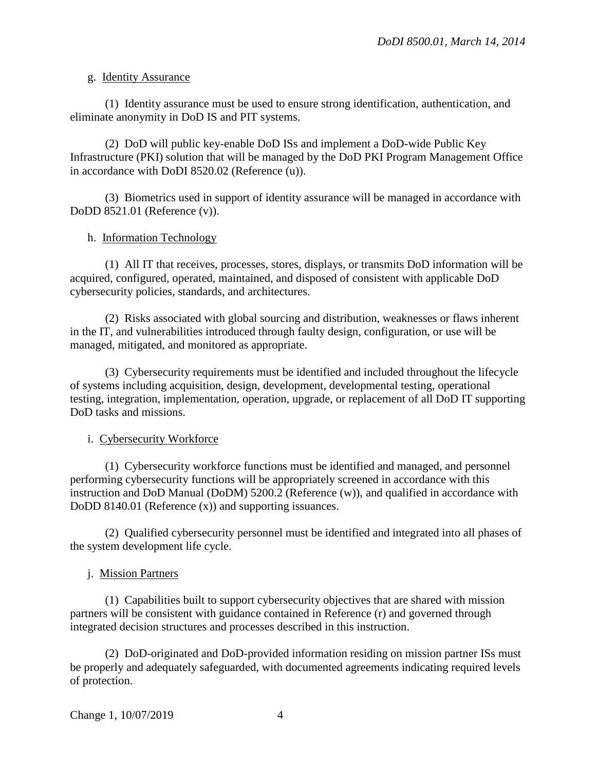g. Identity Assurance

(1) Identity assurance must be used to ensure strong identification, authentication, and eliminate anonymity in DoD IS and PIT systems.

(2) DoD will public key-enable DoD ISs and implement a DoD-wide Public Key Infrastructure (PKI) solution that will be managed by the DoD PKI Program Management Office in accordance with DoDI 8520.02 (Reference (u)).

(3) Biometrics used in support of identity assurance will be managed in accordance with DoDD 8521.01 (Reference (v)).

h. Information Technology

(1) All IT that receives, processes, stores, displays, or transmits DoD information will be acquired, configured, operated, maintained, and disposed of consistent with applicable DoD cybersecurity policies, standards, and architectures.

(2) Risks associated with global sourcing and distribution, weaknesses or flaws inherent in the IT, and vulnerabilities introduced through faulty design, configuration, or use will be managed, mitigated, and monitored as appropriate.

(3) Cybersecurity requirements must be identified and included throughout the lifecycle of systems including acquisition, design, development, developmental testing, operational testing, integration, implementation, operation, upgrade, or replacement of all DoD IT supporting DoD tasks and missions.

i. Cybersecurity Workforce

(1) Cybersecurity workforce functions must be identified and managed, and personnel performing cybersecurity functions will be appropriately screened in accordance with this instruction and DoD Manual (DoDM) 5200.2 (Reference (w)), and qualified in accordance with DoDD 8140.01 (Reference (x)) and supporting issuances.

(2) Qualified cybersecurity personnel must be identified and integrated into all phases of the system development life cycle.

j. Mission Partners

(1) Capabilities built to support cybersecurity objectives that are shared with mission partners will be consistent with guidance contained in Reference (r) and governed through integrated decision structures and processes described in this instruction.

(2) DoD-originated and DoD-provided information residing on mission partner ISs must be properly and adequately safeguarded, with documented agreements indicating required levels of protection.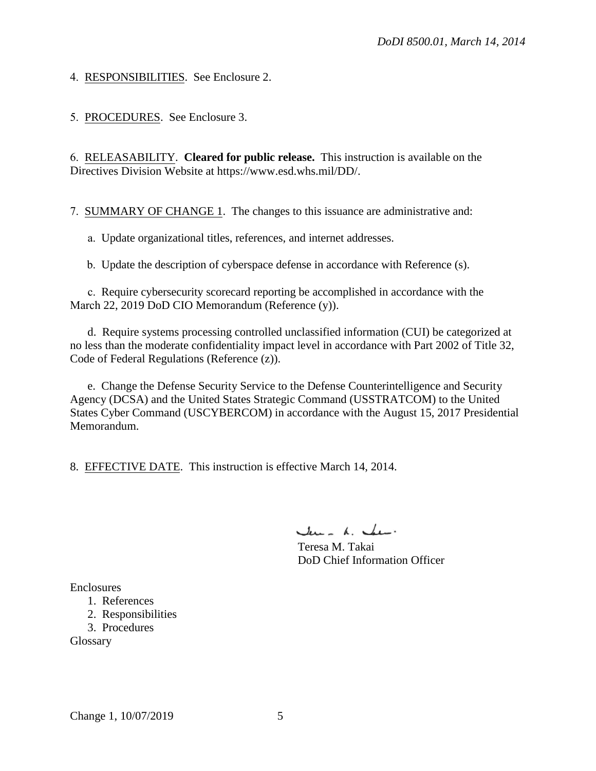4. RESPONSIBILITIES. See Enclosure 2.

5. PROCEDURES. See Enclosure 3.

6. RELEASABILITY. **Cleared for public release.** This instruction is available on the Directives Division Website at https://www.esd.whs.mil/DD/.

7. SUMMARY OF CHANGE 1. The changes to this issuance are administrative and:

a. Update organizational titles, references, and internet addresses.

b. Update the description of cyberspace defense in accordance with Reference (s).

c. Require cybersecurity scorecard reporting be accomplished in accordance with the March 22, 2019 DoD CIO Memorandum (Reference (y)).

d. Require systems processing controlled unclassified information (CUI) be categorized at no less than the moderate confidentiality impact level in accordance with Part 2002 of Title 32, Code of Federal Regulations (Reference (z)).

e. Change the Defense Security Service to the Defense Counterintelligence and Security Agency (DCSA) and the United States Strategic Command (USSTRATCOM) to the United States Cyber Command (USCYBERCOM) in accordance with the August 15, 2017 Presidential Memorandum.

8. EFFECTIVE DATE. This instruction is effective March 14, 2014.

Teresa M. Takai
DoD Chief Information Officer

Enclosures
1. References
2. Responsibilities
3. Procedures
Glossary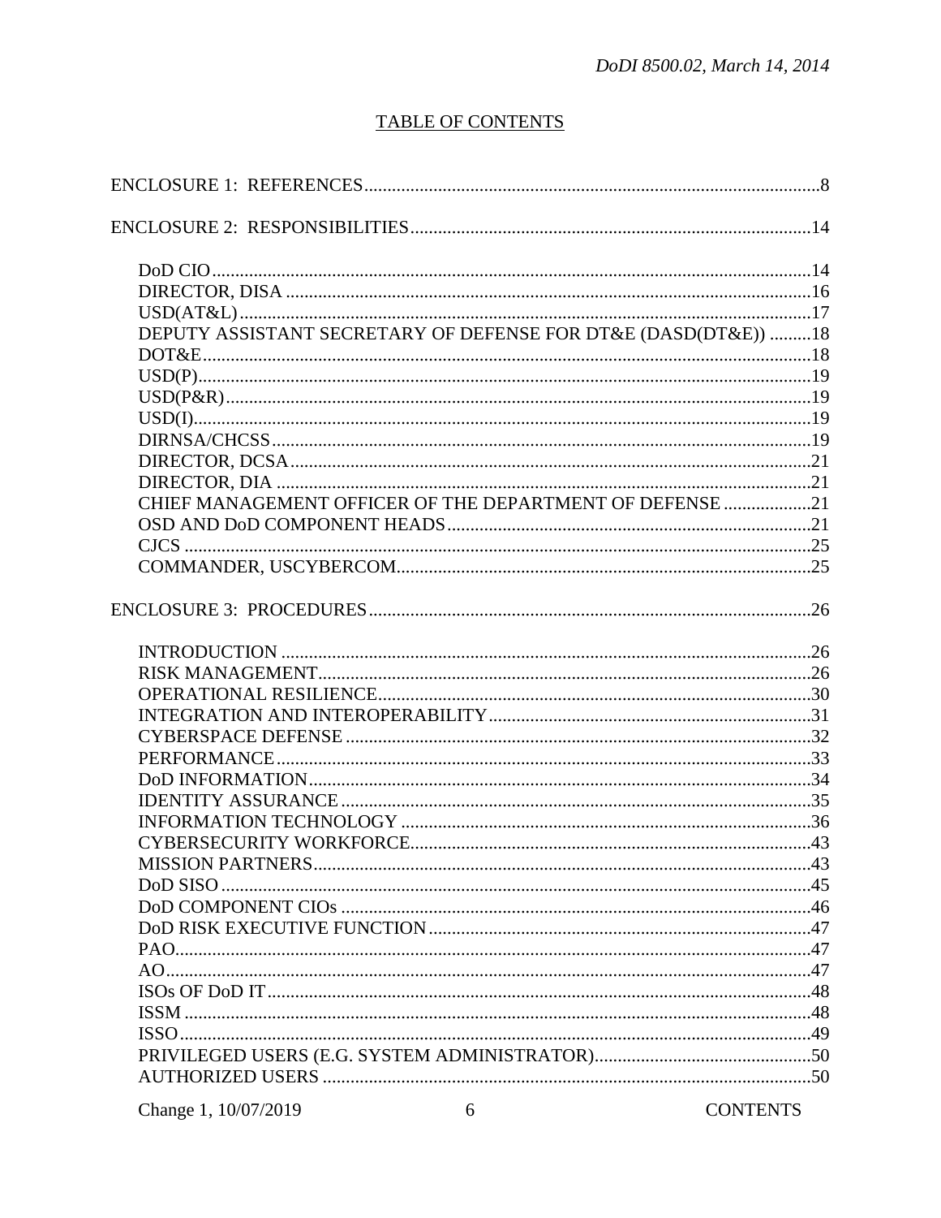## TABLE OF CONTENTS

ENCLOSURE 1: REFERENCES .....8

ENCLOSURE 2: RESPONSIBILITIES .....14

- DoD CIO .....14
- DIRECTOR, DISA .....16
- USD(AT&L) .....17
- DEPUTY ASSISTANT SECRETARY OF DEFENSE FOR DT&E (DASD(DT&E)) .....18
- DOT&E .....18
- USD(P) .....19
- USD(P&R) .....19
- USD(I) .....19
- DIRNSA/CHCSS .....19
- DIRECTOR, DCSA .....21
- DIRECTOR, DIA .....21
- CHIEF MANAGEMENT OFFICER OF THE DEPARTMENT OF DEFENSE .....21
- OSD AND DoD COMPONENT HEADS .....21
- CJCS .....25
- COMMANDER, USCYBERCOM .....25

ENCLOSURE 3: PROCEDURES .....26

- INTRODUCTION .....26
- RISK MANAGEMENT .....26
- OPERATIONAL RESILIENCE .....30
- INTEGRATION AND INTEROPERABILITY .....31
- CYBERSPACE DEFENSE .....32
- PERFORMANCE .....33
- DoD INFORMATION .....34
- IDENTITY ASSURANCE .....35
- INFORMATION TECHNOLOGY .....36
- CYBERSECURITY WORKFORCE .....43
- MISSION PARTNERS .....43
- DoD SISO .....45
- DoD COMPONENT CIOs .....46
- DoD RISK EXECUTIVE FUNCTION .....47
- PAO .....47
- AO .....47
- ISOs OF DoD IT .....48
- ISSM .....48
- ISSO .....49
- PRIVILEGED USERS (E.G. SYSTEM ADMINISTRATOR) .....50
- AUTHORIZED USERS .....50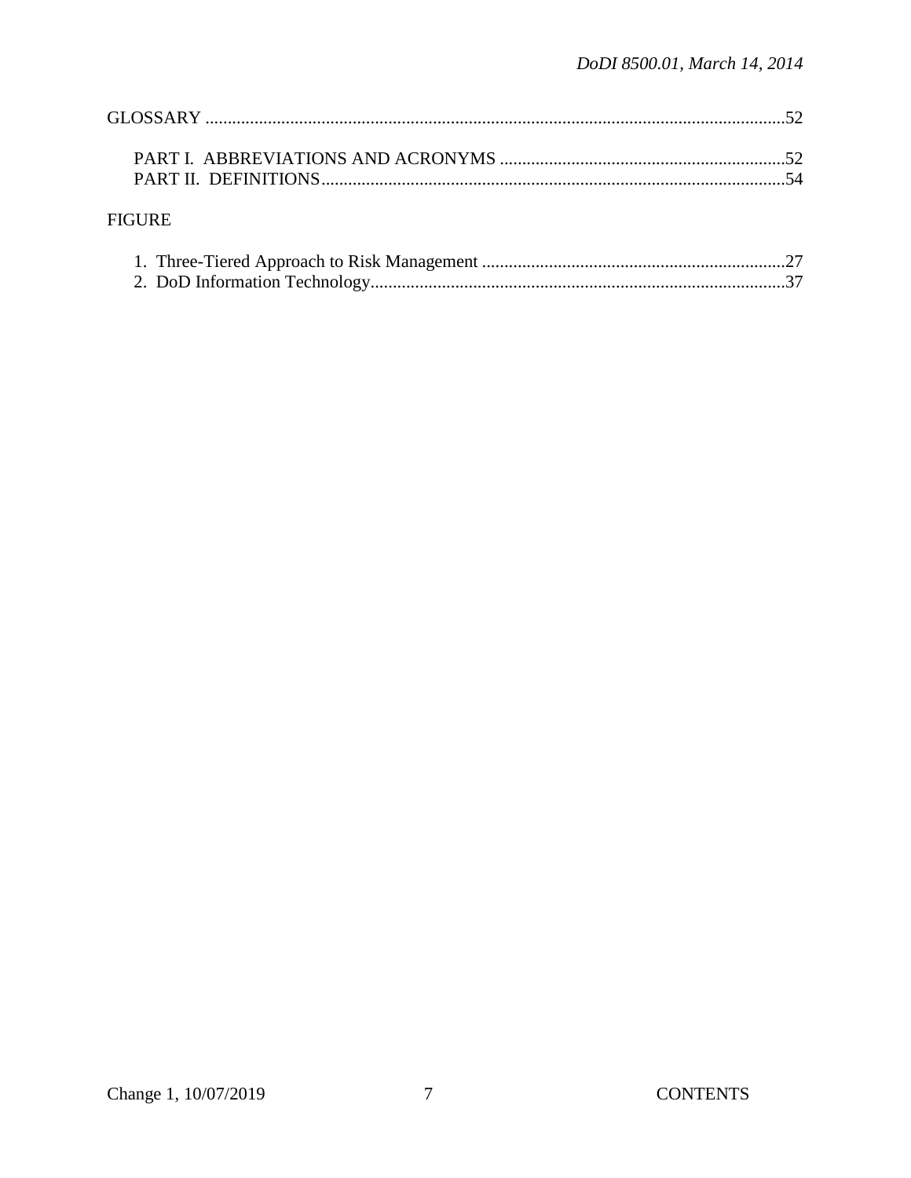GLOSSARY ..................................................................................................................52

PART I. ABBREVIATIONS AND ACRONYMS ...............................................................52
PART II. DEFINITIONS.......................................................................................................54

FIGURE

1. Three-Tiered Approach to Risk Management ....................................................................27
2. DoD Information Technology.............................................................................................37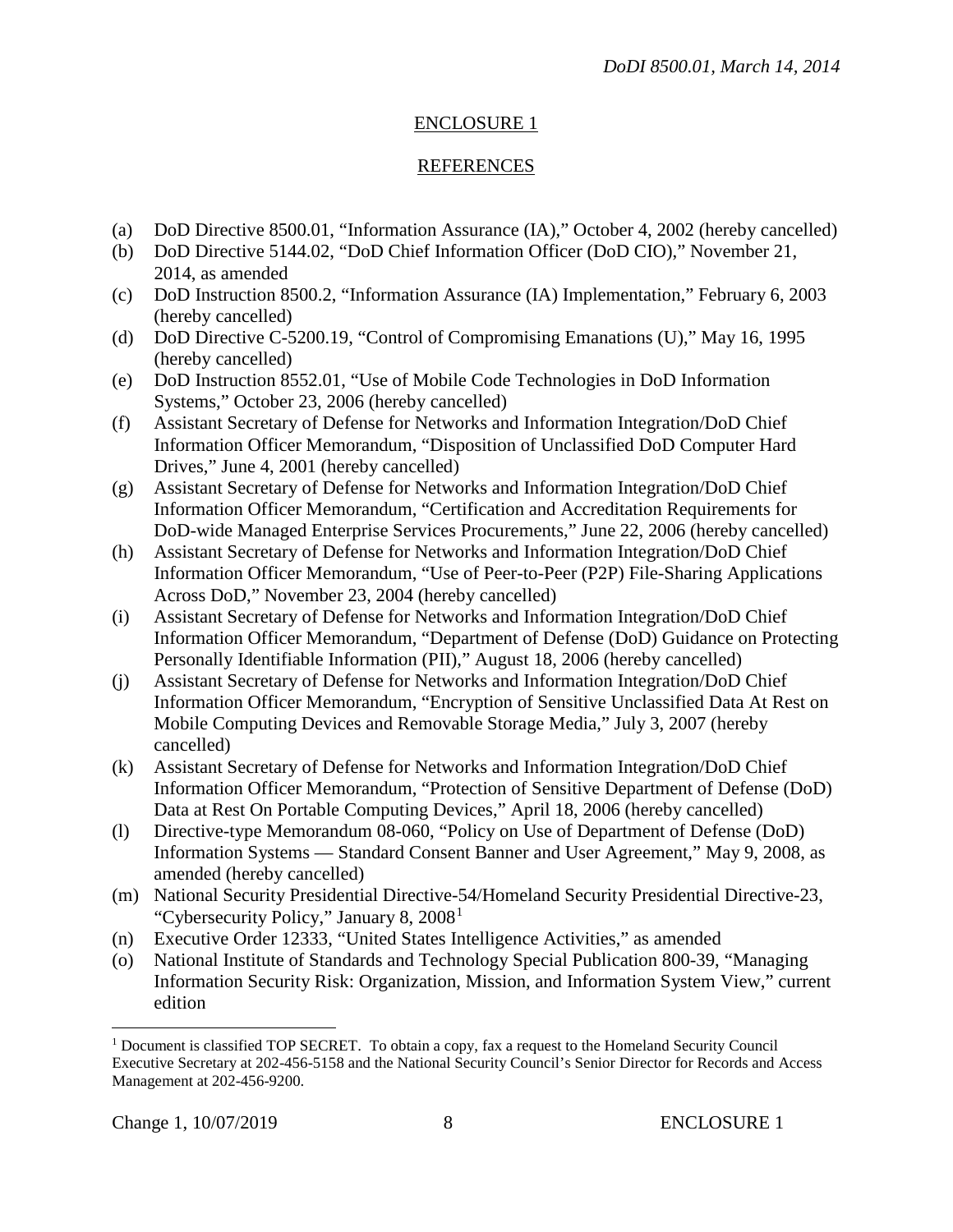## ENCLOSURE 1

## REFERENCES

(a) DoD Directive 8500.01, "Information Assurance (IA)," October 4, 2002 (hereby cancelled)
(b) DoD Directive 5144.02, "DoD Chief Information Officer (DoD CIO)," November 21, 2014, as amended
(c) DoD Instruction 8500.2, "Information Assurance (IA) Implementation," February 6, 2003 (hereby cancelled)
(d) DoD Directive C-5200.19, "Control of Compromising Emanations (U)," May 16, 1995 (hereby cancelled)
(e) DoD Instruction 8552.01, "Use of Mobile Code Technologies in DoD Information Systems," October 23, 2006 (hereby cancelled)
(f) Assistant Secretary of Defense for Networks and Information Integration/DoD Chief Information Officer Memorandum, "Disposition of Unclassified DoD Computer Hard Drives," June 4, 2001 (hereby cancelled)
(g) Assistant Secretary of Defense for Networks and Information Integration/DoD Chief Information Officer Memorandum, "Certification and Accreditation Requirements for DoD-wide Managed Enterprise Services Procurements," June 22, 2006 (hereby cancelled)
(h) Assistant Secretary of Defense for Networks and Information Integration/DoD Chief Information Officer Memorandum, "Use of Peer-to-Peer (P2P) File-Sharing Applications Across DoD," November 23, 2004 (hereby cancelled)
(i) Assistant Secretary of Defense for Networks and Information Integration/DoD Chief Information Officer Memorandum, "Department of Defense (DoD) Guidance on Protecting Personally Identifiable Information (PII)," August 18, 2006 (hereby cancelled)
(j) Assistant Secretary of Defense for Networks and Information Integration/DoD Chief Information Officer Memorandum, "Encryption of Sensitive Unclassified Data At Rest on Mobile Computing Devices and Removable Storage Media," July 3, 2007 (hereby cancelled)
(k) Assistant Secretary of Defense for Networks and Information Integration/DoD Chief Information Officer Memorandum, "Protection of Sensitive Department of Defense (DoD) Data at Rest On Portable Computing Devices," April 18, 2006 (hereby cancelled)
(l) Directive-type Memorandum 08-060, "Policy on Use of Department of Defense (DoD) Information Systems — Standard Consent Banner and User Agreement," May 9, 2008, as amended (hereby cancelled)
(m) National Security Presidential Directive-54/Homeland Security Presidential Directive-23, "Cybersecurity Policy," January 8, 2008[1]
(n) Executive Order 12333, "United States Intelligence Activities," as amended
(o) National Institute of Standards and Technology Special Publication 800-39, "Managing Information Security Risk: Organization, Mission, and Information System View," current edition

---

[1] Document is classified TOP SECRET. To obtain a copy, fax a request to the Homeland Security Council Executive Secretary at 202-456-5158 and the National Security Council's Senior Director for Records and Access Management at 202-456-9200.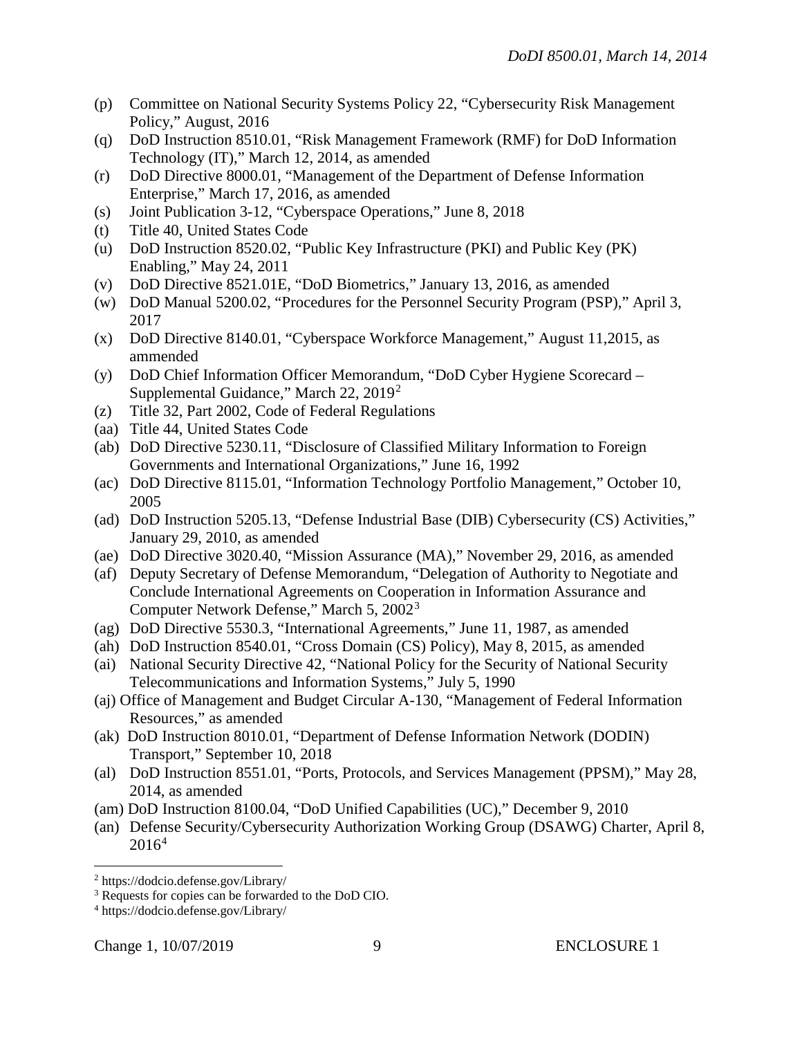(p) Committee on National Security Systems Policy 22, "Cybersecurity Risk Management Policy," August, 2016

(q) DoD Instruction 8510.01, "Risk Management Framework (RMF) for DoD Information Technology (IT)," March 12, 2014, as amended

(r) DoD Directive 8000.01, "Management of the Department of Defense Information Enterprise," March 17, 2016, as amended

(s) Joint Publication 3-12, "Cyberspace Operations," June 8, 2018

(t) Title 40, United States Code

(u) DoD Instruction 8520.02, "Public Key Infrastructure (PKI) and Public Key (PK) Enabling," May 24, 2011

(v) DoD Directive 8521.01E, "DoD Biometrics," January 13, 2016, as amended

(w) DoD Manual 5200.02, "Procedures for the Personnel Security Program (PSP)," April 3, 2017

(x) DoD Directive 8140.01, "Cyberspace Workforce Management," August 11,2015, as ammended

(y) DoD Chief Information Officer Memorandum, "DoD Cyber Hygiene Scorecard – Supplemental Guidance," March 22, 2019[2]

(z) Title 32, Part 2002, Code of Federal Regulations

(aa) Title 44, United States Code

(ab) DoD Directive 5230.11, "Disclosure of Classified Military Information to Foreign Governments and International Organizations," June 16, 1992

(ac) DoD Directive 8115.01, "Information Technology Portfolio Management," October 10, 2005

(ad) DoD Instruction 5205.13, "Defense Industrial Base (DIB) Cybersecurity (CS) Activities," January 29, 2010, as amended

(ae) DoD Directive 3020.40, "Mission Assurance (MA)," November 29, 2016, as amended

(af) Deputy Secretary of Defense Memorandum, "Delegation of Authority to Negotiate and Conclude International Agreements on Cooperation in Information Assurance and Computer Network Defense," March 5, 2002[3]

(ag) DoD Directive 5530.3, "International Agreements," June 11, 1987, as amended

(ah) DoD Instruction 8540.01, "Cross Domain (CS) Policy), May 8, 2015, as amended

(ai) National Security Directive 42, "National Policy for the Security of National Security Telecommunications and Information Systems," July 5, 1990

(aj) Office of Management and Budget Circular A-130, "Management of Federal Information Resources," as amended

(ak) DoD Instruction 8010.01, "Department of Defense Information Network (DODIN) Transport," September 10, 2018

(al) DoD Instruction 8551.01, "Ports, Protocols, and Services Management (PPSM)," May 28, 2014, as amended

(am) DoD Instruction 8100.04, "DoD Unified Capabilities (UC)," December 9, 2010

(an) Defense Security/Cybersecurity Authorization Working Group (DSAWG) Charter, April 8, 2016[4]

---

[2] https://dodcio.defense.gov/Library/

[3] Requests for copies can be forwarded to the DoD CIO.

[4] https://dodcio.defense.gov/Library/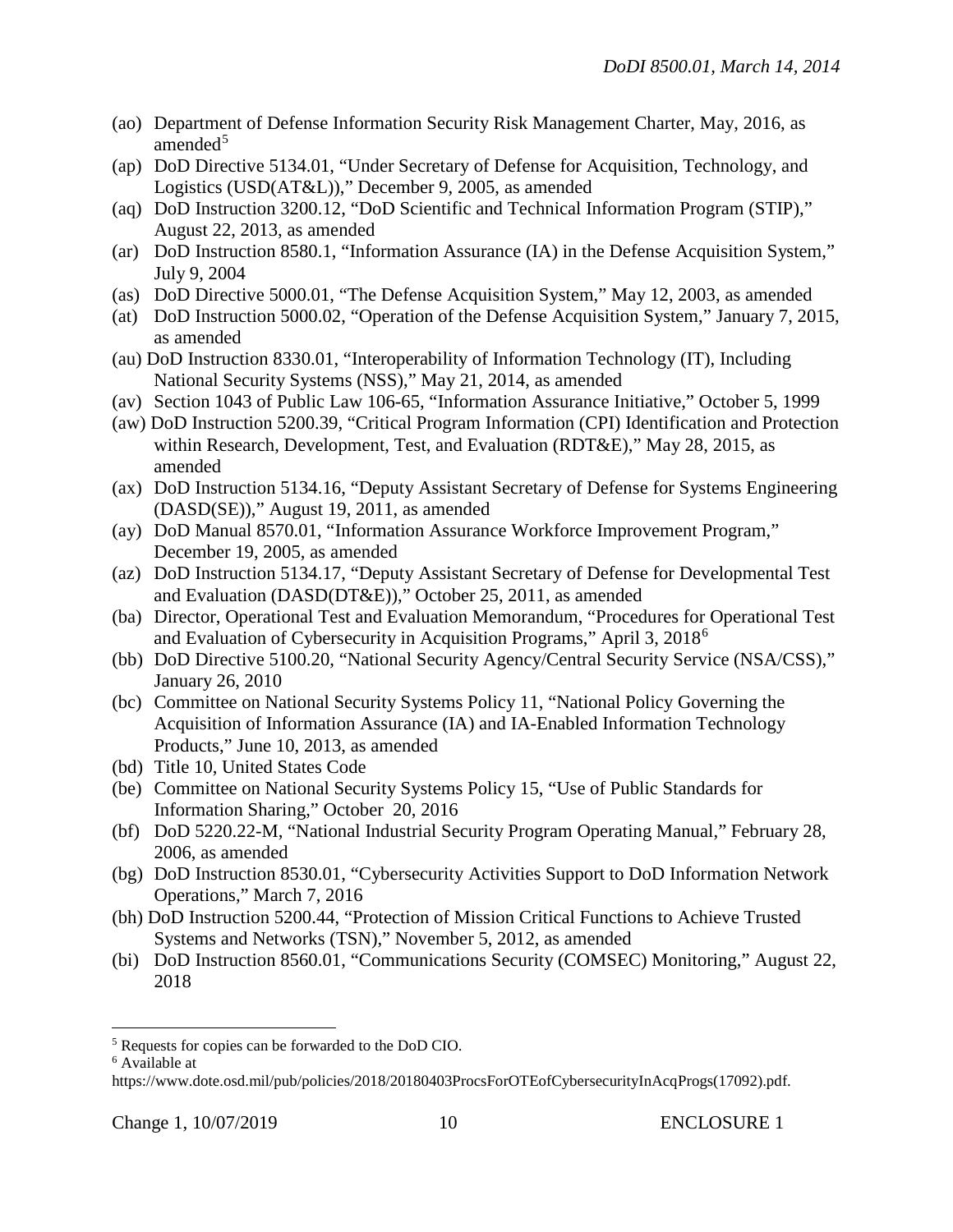(ao) Department of Defense Information Security Risk Management Charter, May, 2016, as amended[5]

(ap) DoD Directive 5134.01, "Under Secretary of Defense for Acquisition, Technology, and Logistics (USD(AT&L))," December 9, 2005, as amended

(aq) DoD Instruction 3200.12, "DoD Scientific and Technical Information Program (STIP)," August 22, 2013, as amended

(ar) DoD Instruction 8580.1, "Information Assurance (IA) in the Defense Acquisition System," July 9, 2004

(as) DoD Directive 5000.01, "The Defense Acquisition System," May 12, 2003, as amended

(at) DoD Instruction 5000.02, "Operation of the Defense Acquisition System," January 7, 2015, as amended

(au) DoD Instruction 8330.01, "Interoperability of Information Technology (IT), Including National Security Systems (NSS)," May 21, 2014, as amended

(av) Section 1043 of Public Law 106-65, "Information Assurance Initiative," October 5, 1999

(aw) DoD Instruction 5200.39, "Critical Program Information (CPI) Identification and Protection within Research, Development, Test, and Evaluation (RDT&E)," May 28, 2015, as amended

(ax) DoD Instruction 5134.16, "Deputy Assistant Secretary of Defense for Systems Engineering (DASD(SE))," August 19, 2011, as amended

(ay) DoD Manual 8570.01, "Information Assurance Workforce Improvement Program," December 19, 2005, as amended

(az) DoD Instruction 5134.17, "Deputy Assistant Secretary of Defense for Developmental Test and Evaluation (DASD(DT&E))," October 25, 2011, as amended

(ba) Director, Operational Test and Evaluation Memorandum, "Procedures for Operational Test and Evaluation of Cybersecurity in Acquisition Programs," April 3, 2018[6]

(bb) DoD Directive 5100.20, "National Security Agency/Central Security Service (NSA/CSS)," January 26, 2010

(bc) Committee on National Security Systems Policy 11, "National Policy Governing the Acquisition of Information Assurance (IA) and IA-Enabled Information Technology Products," June 10, 2013, as amended

(bd) Title 10, United States Code

(be) Committee on National Security Systems Policy 15, "Use of Public Standards for Information Sharing," October 20, 2016

(bf) DoD 5220.22-M, "National Industrial Security Program Operating Manual," February 28, 2006, as amended

(bg) DoD Instruction 8530.01, "Cybersecurity Activities Support to DoD Information Network Operations," March 7, 2016

(bh) DoD Instruction 5200.44, "Protection of Mission Critical Functions to Achieve Trusted Systems and Networks (TSN)," November 5, 2012, as amended

(bi) DoD Instruction 8560.01, "Communications Security (COMSEC) Monitoring," August 22, 2018

---

[5] Requests for copies can be forwarded to the DoD CIO.

[6] Available at https://www.dote.osd.mil/pub/policies/2018/20180403ProcsForOTEofCybersecurityInAcqProgs(17092).pdf.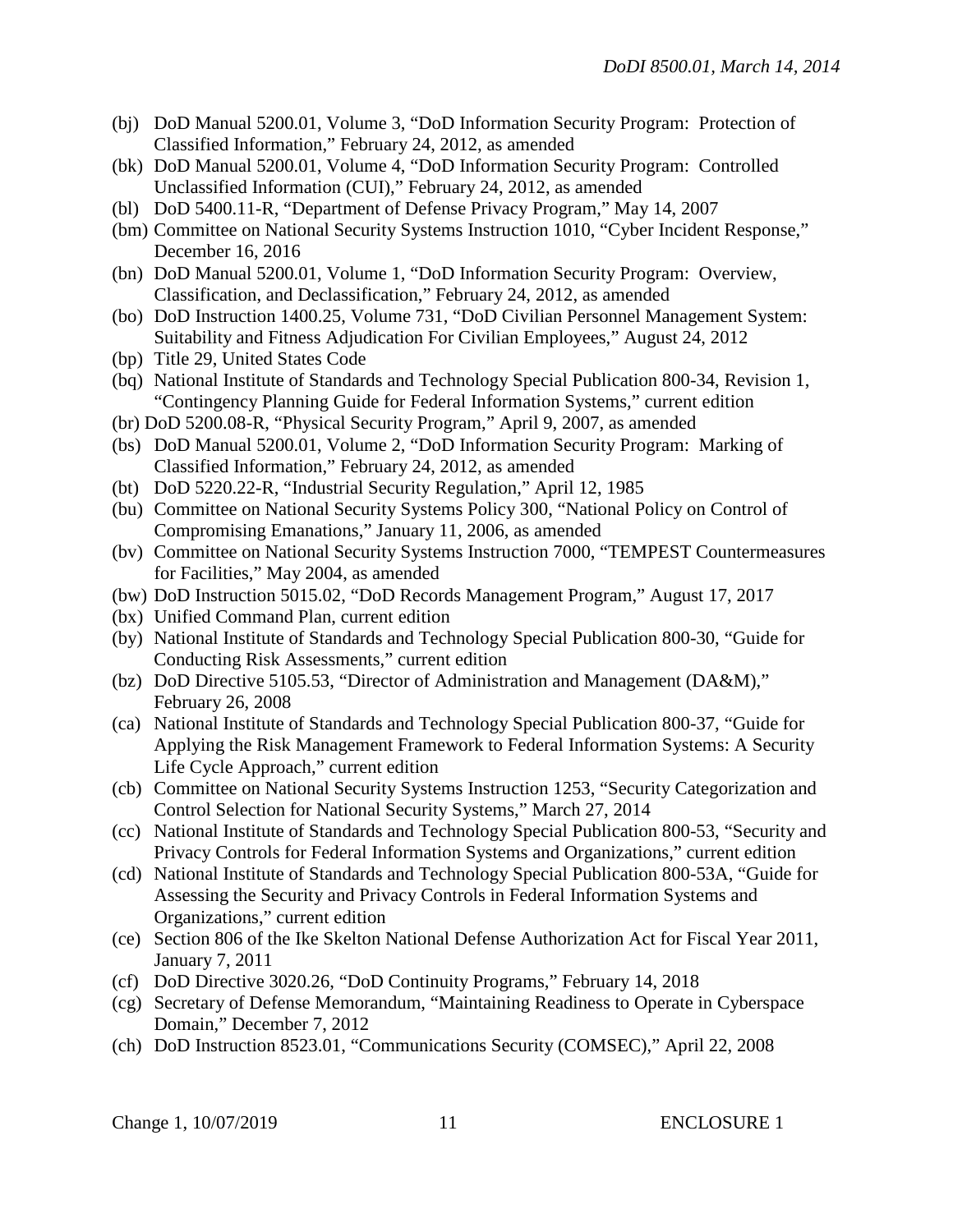(bj) DoD Manual 5200.01, Volume 3, "DoD Information Security Program: Protection of Classified Information," February 24, 2012, as amended

(bk) DoD Manual 5200.01, Volume 4, "DoD Information Security Program: Controlled Unclassified Information (CUI)," February 24, 2012, as amended

(bl) DoD 5400.11-R, "Department of Defense Privacy Program," May 14, 2007

(bm) Committee on National Security Systems Instruction 1010, "Cyber Incident Response," December 16, 2016

(bn) DoD Manual 5200.01, Volume 1, "DoD Information Security Program: Overview, Classification, and Declassification," February 24, 2012, as amended

(bo) DoD Instruction 1400.25, Volume 731, "DoD Civilian Personnel Management System: Suitability and Fitness Adjudication For Civilian Employees," August 24, 2012

(bp) Title 29, United States Code

(bq) National Institute of Standards and Technology Special Publication 800-34, Revision 1, "Contingency Planning Guide for Federal Information Systems," current edition

(br) DoD 5200.08-R, "Physical Security Program," April 9, 2007, as amended

(bs) DoD Manual 5200.01, Volume 2, "DoD Information Security Program: Marking of Classified Information," February 24, 2012, as amended

(bt) DoD 5220.22-R, "Industrial Security Regulation," April 12, 1985

(bu) Committee on National Security Systems Policy 300, "National Policy on Control of Compromising Emanations," January 11, 2006, as amended

(bv) Committee on National Security Systems Instruction 7000, "TEMPEST Countermeasures for Facilities," May 2004, as amended

(bw) DoD Instruction 5015.02, "DoD Records Management Program," August 17, 2017

(bx) Unified Command Plan, current edition

(by) National Institute of Standards and Technology Special Publication 800-30, "Guide for Conducting Risk Assessments," current edition

(bz) DoD Directive 5105.53, "Director of Administration and Management (DA&M)," February 26, 2008

(ca) National Institute of Standards and Technology Special Publication 800-37, "Guide for Applying the Risk Management Framework to Federal Information Systems: A Security Life Cycle Approach," current edition

(cb) Committee on National Security Systems Instruction 1253, "Security Categorization and Control Selection for National Security Systems," March 27, 2014

(cc) National Institute of Standards and Technology Special Publication 800-53, "Security and Privacy Controls for Federal Information Systems and Organizations," current edition

(cd) National Institute of Standards and Technology Special Publication 800-53A, "Guide for Assessing the Security and Privacy Controls in Federal Information Systems and Organizations," current edition

(ce) Section 806 of the Ike Skelton National Defense Authorization Act for Fiscal Year 2011, January 7, 2011

(cf) DoD Directive 3020.26, "DoD Continuity Programs," February 14, 2018

(cg) Secretary of Defense Memorandum, "Maintaining Readiness to Operate in Cyberspace Domain," December 7, 2012

(ch) DoD Instruction 8523.01, "Communications Security (COMSEC)," April 22, 2008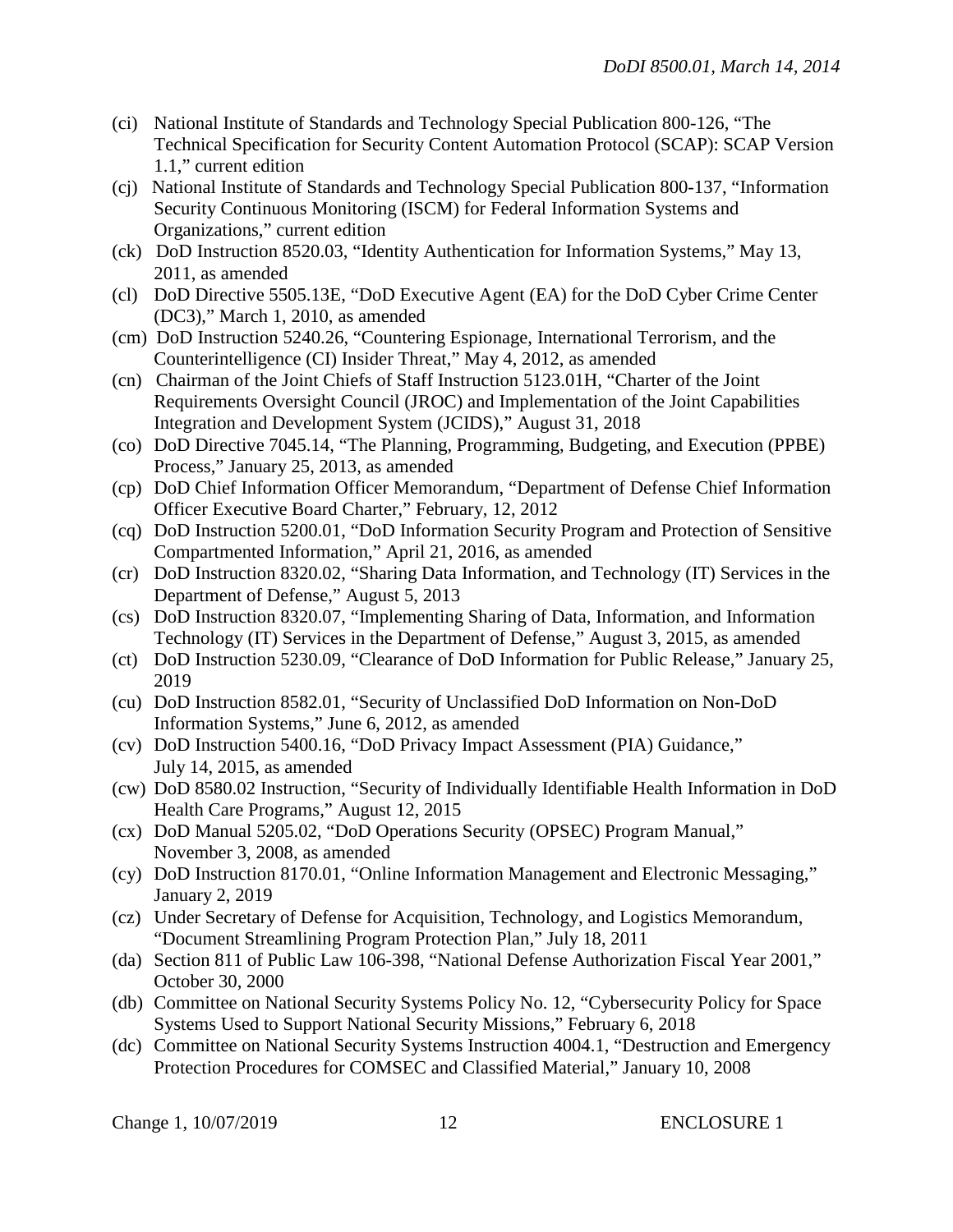(ci) National Institute of Standards and Technology Special Publication 800-126, "The Technical Specification for Security Content Automation Protocol (SCAP): SCAP Version 1.1," current edition

(cj) National Institute of Standards and Technology Special Publication 800-137, "Information Security Continuous Monitoring (ISCM) for Federal Information Systems and Organizations," current edition

(ck) DoD Instruction 8520.03, "Identity Authentication for Information Systems," May 13, 2011, as amended

(cl) DoD Directive 5505.13E, "DoD Executive Agent (EA) for the DoD Cyber Crime Center (DC3)," March 1, 2010, as amended

(cm) DoD Instruction 5240.26, "Countering Espionage, International Terrorism, and the Counterintelligence (CI) Insider Threat," May 4, 2012, as amended

(cn) Chairman of the Joint Chiefs of Staff Instruction 5123.01H, "Charter of the Joint Requirements Oversight Council (JROC) and Implementation of the Joint Capabilities Integration and Development System (JCIDS)," August 31, 2018

(co) DoD Directive 7045.14, "The Planning, Programming, Budgeting, and Execution (PPBE) Process," January 25, 2013, as amended

(cp) DoD Chief Information Officer Memorandum, "Department of Defense Chief Information Officer Executive Board Charter," February, 12, 2012

(cq) DoD Instruction 5200.01, "DoD Information Security Program and Protection of Sensitive Compartmented Information," April 21, 2016, as amended

(cr) DoD Instruction 8320.02, "Sharing Data Information, and Technology (IT) Services in the Department of Defense," August 5, 2013

(cs) DoD Instruction 8320.07, "Implementing Sharing of Data, Information, and Information Technology (IT) Services in the Department of Defense," August 3, 2015, as amended

(ct) DoD Instruction 5230.09, "Clearance of DoD Information for Public Release," January 25, 2019

(cu) DoD Instruction 8582.01, "Security of Unclassified DoD Information on Non-DoD Information Systems," June 6, 2012, as amended

(cv) DoD Instruction 5400.16, "DoD Privacy Impact Assessment (PIA) Guidance," July 14, 2015, as amended

(cw) DoD 8580.02 Instruction, "Security of Individually Identifiable Health Information in DoD Health Care Programs," August 12, 2015

(cx) DoD Manual 5205.02, "DoD Operations Security (OPSEC) Program Manual," November 3, 2008, as amended

(cy) DoD Instruction 8170.01, "Online Information Management and Electronic Messaging," January 2, 2019

(cz) Under Secretary of Defense for Acquisition, Technology, and Logistics Memorandum, "Document Streamlining Program Protection Plan," July 18, 2011

(da) Section 811 of Public Law 106-398, "National Defense Authorization Fiscal Year 2001," October 30, 2000

(db) Committee on National Security Systems Policy No. 12, "Cybersecurity Policy for Space Systems Used to Support National Security Missions," February 6, 2018

(dc) Committee on National Security Systems Instruction 4004.1, "Destruction and Emergency Protection Procedures for COMSEC and Classified Material," January 10, 2008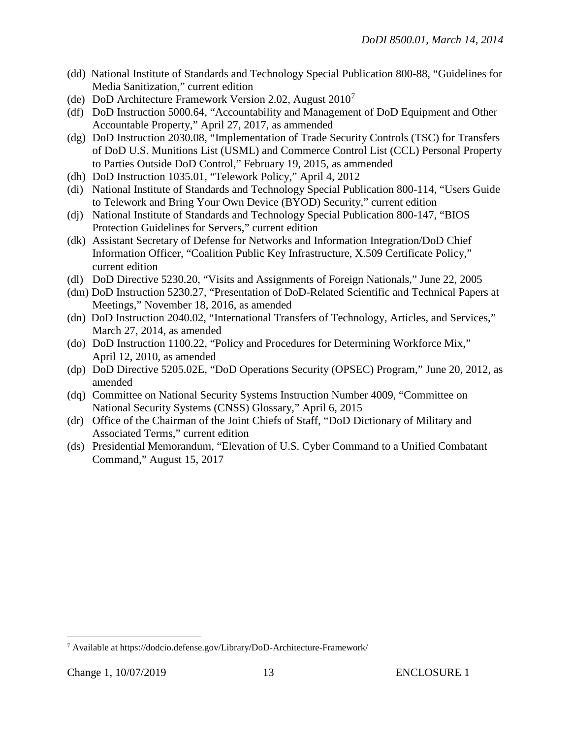(dd) National Institute of Standards and Technology Special Publication 800-88, "Guidelines for Media Sanitization," current edition

(de) DoD Architecture Framework Version 2.02, August 2010[7]

(df) DoD Instruction 5000.64, "Accountability and Management of DoD Equipment and Other Accountable Property," April 27, 2017, as ammended

(dg) DoD Instruction 2030.08, "Implementation of Trade Security Controls (TSC) for Transfers of DoD U.S. Munitions List (USML) and Commerce Control List (CCL) Personal Property to Parties Outside DoD Control," February 19, 2015, as ammended

(dh) DoD Instruction 1035.01, "Telework Policy," April 4, 2012

(di) National Institute of Standards and Technology Special Publication 800-114, "Users Guide to Telework and Bring Your Own Device (BYOD) Security," current edition

(dj) National Institute of Standards and Technology Special Publication 800-147, "BIOS Protection Guidelines for Servers," current edition

(dk) Assistant Secretary of Defense for Networks and Information Integration/DoD Chief Information Officer, "Coalition Public Key Infrastructure, X.509 Certificate Policy," current edition

(dl) DoD Directive 5230.20, "Visits and Assignments of Foreign Nationals," June 22, 2005

(dm) DoD Instruction 5230.27, "Presentation of DoD-Related Scientific and Technical Papers at Meetings," November 18, 2016, as amended

(dn) DoD Instruction 2040.02, "International Transfers of Technology, Articles, and Services," March 27, 2014, as amended

(do) DoD Instruction 1100.22, "Policy and Procedures for Determining Workforce Mix," April 12, 2010, as amended

(dp) DoD Directive 5205.02E, "DoD Operations Security (OPSEC) Program," June 20, 2012, as amended

(dq) Committee on National Security Systems Instruction Number 4009, "Committee on National Security Systems (CNSS) Glossary," April 6, 2015

(dr) Office of the Chairman of the Joint Chiefs of Staff, "DoD Dictionary of Military and Associated Terms," current edition

(ds) Presidential Memorandum, "Elevation of U.S. Cyber Command to a Unified Combatant Command," August 15, 2017

---

[7] Available at https://dodcio.defense.gov/Library/DoD-Architecture-Framework/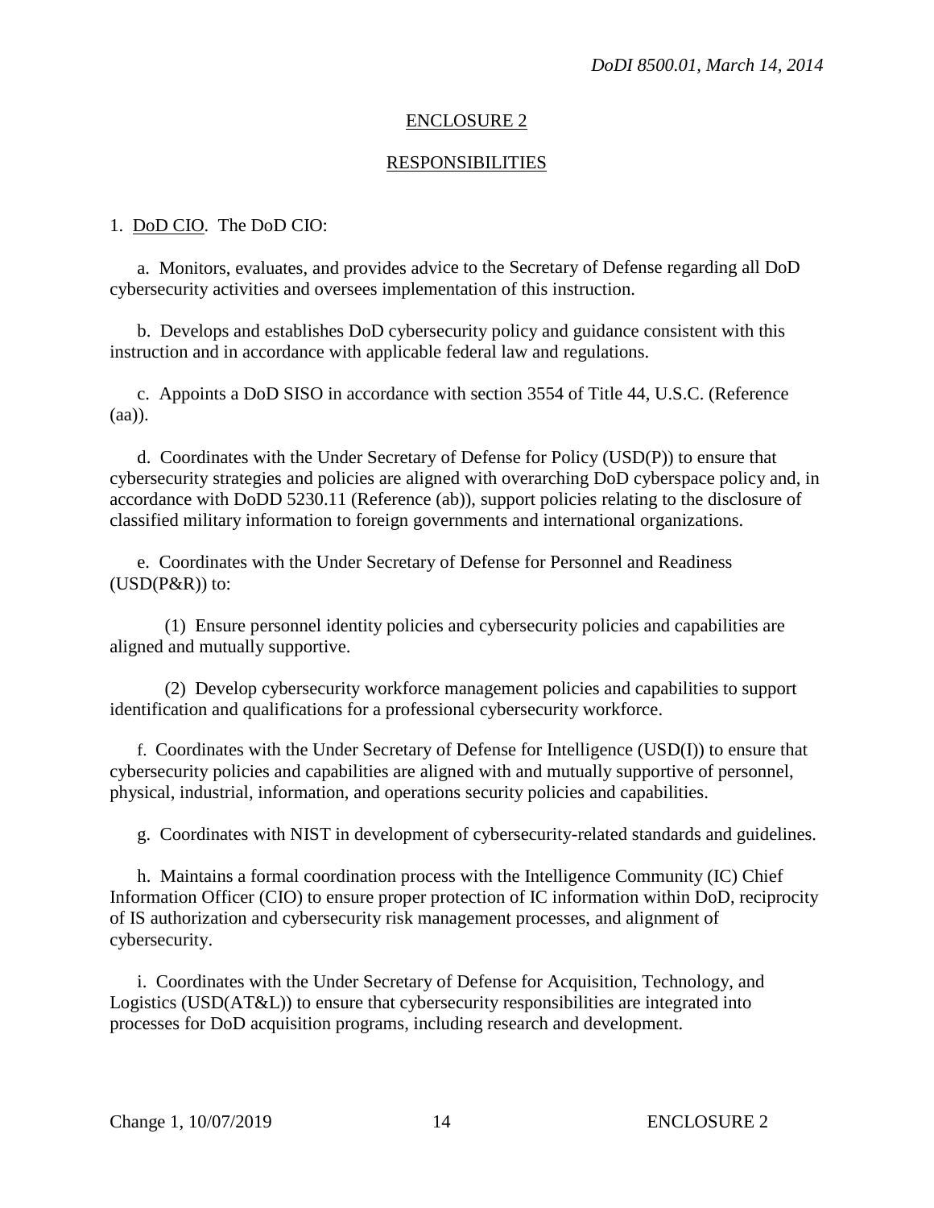## ENCLOSURE 2

## RESPONSIBILITIES

1. DoD CIO. The DoD CIO:

a. Monitors, evaluates, and provides advice to the Secretary of Defense regarding all DoD cybersecurity activities and oversees implementation of this instruction.

b. Develops and establishes DoD cybersecurity policy and guidance consistent with this instruction and in accordance with applicable federal law and regulations.

c. Appoints a DoD SISO in accordance with section 3554 of Title 44, U.S.C. (Reference (aa)).

d. Coordinates with the Under Secretary of Defense for Policy (USD(P)) to ensure that cybersecurity strategies and policies are aligned with overarching DoD cyberspace policy and, in accordance with DoDD 5230.11 (Reference (ab)), support policies relating to the disclosure of classified military information to foreign governments and international organizations.

e. Coordinates with the Under Secretary of Defense for Personnel and Readiness (USD(P&R)) to:

(1) Ensure personnel identity policies and cybersecurity policies and capabilities are aligned and mutually supportive.

(2) Develop cybersecurity workforce management policies and capabilities to support identification and qualifications for a professional cybersecurity workforce.

f. Coordinates with the Under Secretary of Defense for Intelligence (USD(I)) to ensure that cybersecurity policies and capabilities are aligned with and mutually supportive of personnel, physical, industrial, information, and operations security policies and capabilities.

g. Coordinates with NIST in development of cybersecurity-related standards and guidelines.

h. Maintains a formal coordination process with the Intelligence Community (IC) Chief Information Officer (CIO) to ensure proper protection of IC information within DoD, reciprocity of IS authorization and cybersecurity risk management processes, and alignment of cybersecurity.

i. Coordinates with the Under Secretary of Defense for Acquisition, Technology, and Logistics (USD(AT&L)) to ensure that cybersecurity responsibilities are integrated into processes for DoD acquisition programs, including research and development.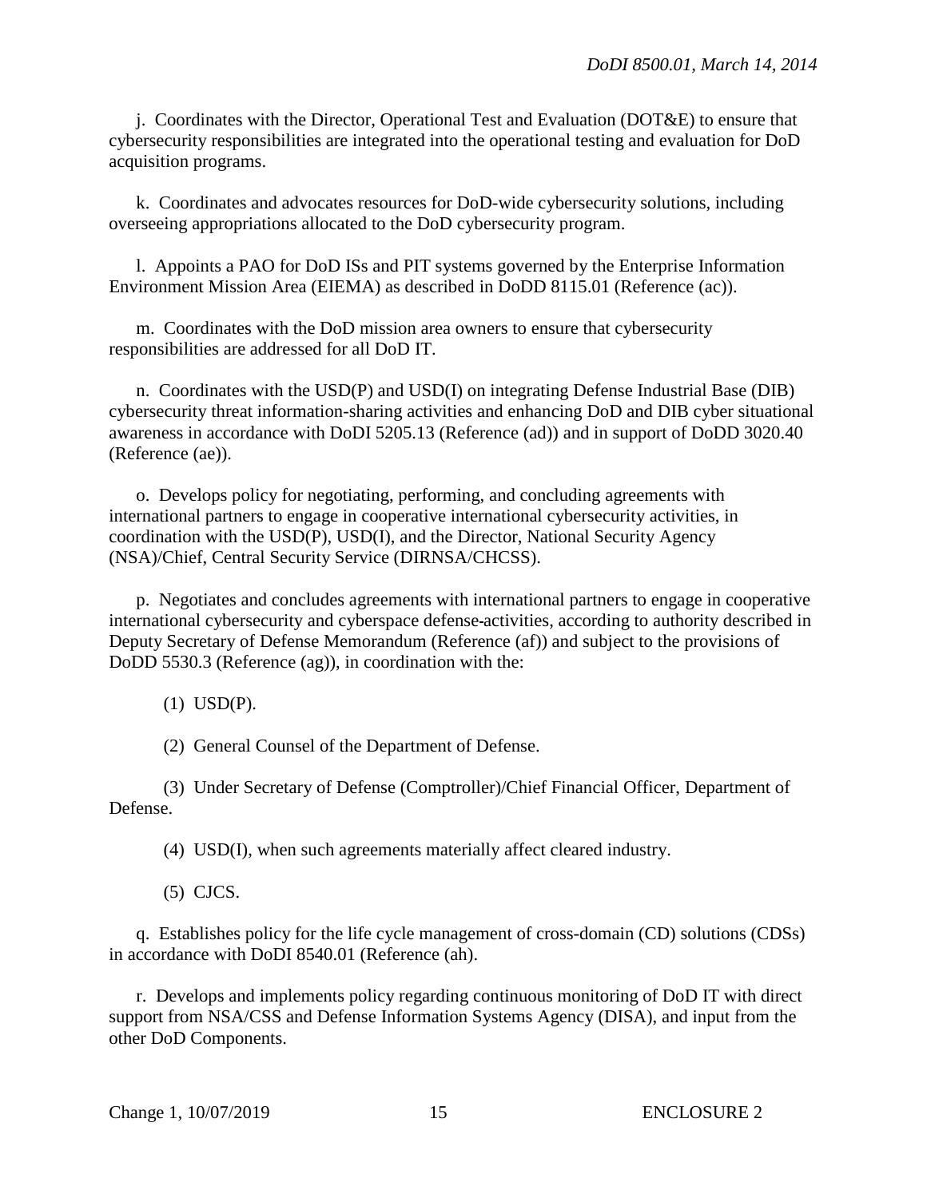j. Coordinates with the Director, Operational Test and Evaluation (DOT&E) to ensure that cybersecurity responsibilities are integrated into the operational testing and evaluation for DoD acquisition programs.

k. Coordinates and advocates resources for DoD-wide cybersecurity solutions, including overseeing appropriations allocated to the DoD cybersecurity program.

l. Appoints a PAO for DoD ISs and PIT systems governed by the Enterprise Information Environment Mission Area (EIEMA) as described in DoDD 8115.01 (Reference (ac)).

m. Coordinates with the DoD mission area owners to ensure that cybersecurity responsibilities are addressed for all DoD IT.

n. Coordinates with the USD(P) and USD(I) on integrating Defense Industrial Base (DIB) cybersecurity threat information-sharing activities and enhancing DoD and DIB cyber situational awareness in accordance with DoDI 5205.13 (Reference (ad)) and in support of DoDD 3020.40 (Reference (ae)).

o. Develops policy for negotiating, performing, and concluding agreements with international partners to engage in cooperative international cybersecurity activities, in coordination with the USD(P), USD(I), and the Director, National Security Agency (NSA)/Chief, Central Security Service (DIRNSA/CHCSS).

p. Negotiates and concludes agreements with international partners to engage in cooperative international cybersecurity and cyberspace defense-activities, according to authority described in Deputy Secretary of Defense Memorandum (Reference (af)) and subject to the provisions of DoDD 5530.3 (Reference (ag)), in coordination with the:

(1) USD(P).

(2) General Counsel of the Department of Defense.

(3) Under Secretary of Defense (Comptroller)/Chief Financial Officer, Department of Defense.

(4) USD(I), when such agreements materially affect cleared industry.

(5) CJCS.

q. Establishes policy for the life cycle management of cross-domain (CD) solutions (CDSs) in accordance with DoDI 8540.01 (Reference (ah).

r. Develops and implements policy regarding continuous monitoring of DoD IT with direct support from NSA/CSS and Defense Information Systems Agency (DISA), and input from the other DoD Components.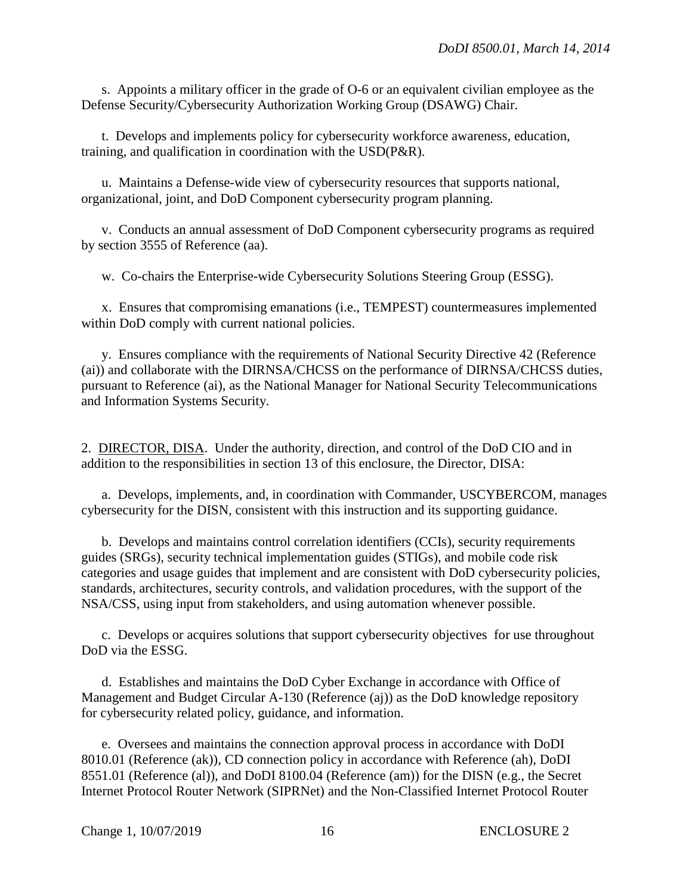s. Appoints a military officer in the grade of O-6 or an equivalent civilian employee as the Defense Security/Cybersecurity Authorization Working Group (DSAWG) Chair.

t. Develops and implements policy for cybersecurity workforce awareness, education, training, and qualification in coordination with the USD(P&R).

u. Maintains a Defense-wide view of cybersecurity resources that supports national, organizational, joint, and DoD Component cybersecurity program planning.

v. Conducts an annual assessment of DoD Component cybersecurity programs as required by section 3555 of Reference (aa).

w. Co-chairs the Enterprise-wide Cybersecurity Solutions Steering Group (ESSG).

x. Ensures that compromising emanations (i.e., TEMPEST) countermeasures implemented within DoD comply with current national policies.

y. Ensures compliance with the requirements of National Security Directive 42 (Reference (ai)) and collaborate with the DIRNSA/CHCSS on the performance of DIRNSA/CHCSS duties, pursuant to Reference (ai), as the National Manager for National Security Telecommunications and Information Systems Security.

2. DIRECTOR, DISA. Under the authority, direction, and control of the DoD CIO and in addition to the responsibilities in section 13 of this enclosure, the Director, DISA:

a. Develops, implements, and, in coordination with Commander, USCYBERCOM, manages cybersecurity for the DISN, consistent with this instruction and its supporting guidance.

b. Develops and maintains control correlation identifiers (CCIs), security requirements guides (SRGs), security technical implementation guides (STIGs), and mobile code risk categories and usage guides that implement and are consistent with DoD cybersecurity policies, standards, architectures, security controls, and validation procedures, with the support of the NSA/CSS, using input from stakeholders, and using automation whenever possible.

c. Develops or acquires solutions that support cybersecurity objectives for use throughout DoD via the ESSG.

d. Establishes and maintains the DoD Cyber Exchange in accordance with Office of Management and Budget Circular A-130 (Reference (aj)) as the DoD knowledge repository for cybersecurity related policy, guidance, and information.

e. Oversees and maintains the connection approval process in accordance with DoDI 8010.01 (Reference (ak)), CD connection policy in accordance with Reference (ah), DoDI 8551.01 (Reference (al)), and DoDI 8100.04 (Reference (am)) for the DISN (e.g., the Secret Internet Protocol Router Network (SIPRNet) and the Non-Classified Internet Protocol Router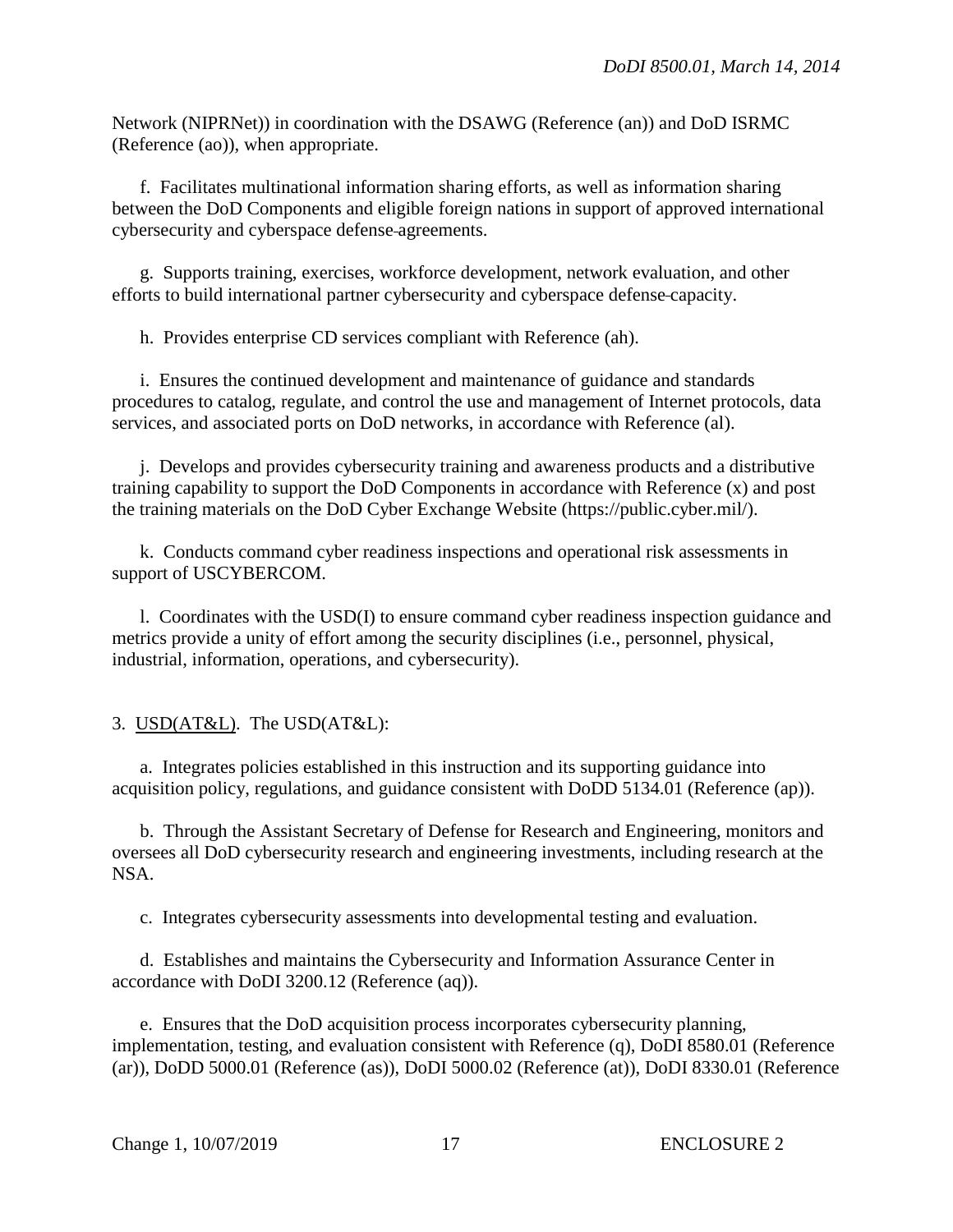Network (NIPRNet)) in coordination with the DSAWG (Reference (an)) and DoD ISRMC (Reference (ao)), when appropriate.

f. Facilitates multinational information sharing efforts, as well as information sharing between the DoD Components and eligible foreign nations in support of approved international cybersecurity and cyberspace defense agreements.

g. Supports training, exercises, workforce development, network evaluation, and other efforts to build international partner cybersecurity and cyberspace defense capacity.

h. Provides enterprise CD services compliant with Reference (ah).

i. Ensures the continued development and maintenance of guidance and standards procedures to catalog, regulate, and control the use and management of Internet protocols, data services, and associated ports on DoD networks, in accordance with Reference (al).

j. Develops and provides cybersecurity training and awareness products and a distributive training capability to support the DoD Components in accordance with Reference (x) and post the training materials on the DoD Cyber Exchange Website (https://public.cyber.mil/).

k. Conducts command cyber readiness inspections and operational risk assessments in support of USCYBERCOM.

l. Coordinates with the USD(I) to ensure command cyber readiness inspection guidance and metrics provide a unity of effort among the security disciplines (i.e., personnel, physical, industrial, information, operations, and cybersecurity).

3. USD(AT&L). The USD(AT&L):

a. Integrates policies established in this instruction and its supporting guidance into acquisition policy, regulations, and guidance consistent with DoDD 5134.01 (Reference (ap)).

b. Through the Assistant Secretary of Defense for Research and Engineering, monitors and oversees all DoD cybersecurity research and engineering investments, including research at the NSA.

c. Integrates cybersecurity assessments into developmental testing and evaluation.

d. Establishes and maintains the Cybersecurity and Information Assurance Center in accordance with DoDI 3200.12 (Reference (aq)).

e. Ensures that the DoD acquisition process incorporates cybersecurity planning, implementation, testing, and evaluation consistent with Reference (q), DoDI 8580.01 (Reference (ar)), DoDD 5000.01 (Reference (as)), DoDI 5000.02 (Reference (at)), DoDI 8330.01 (Reference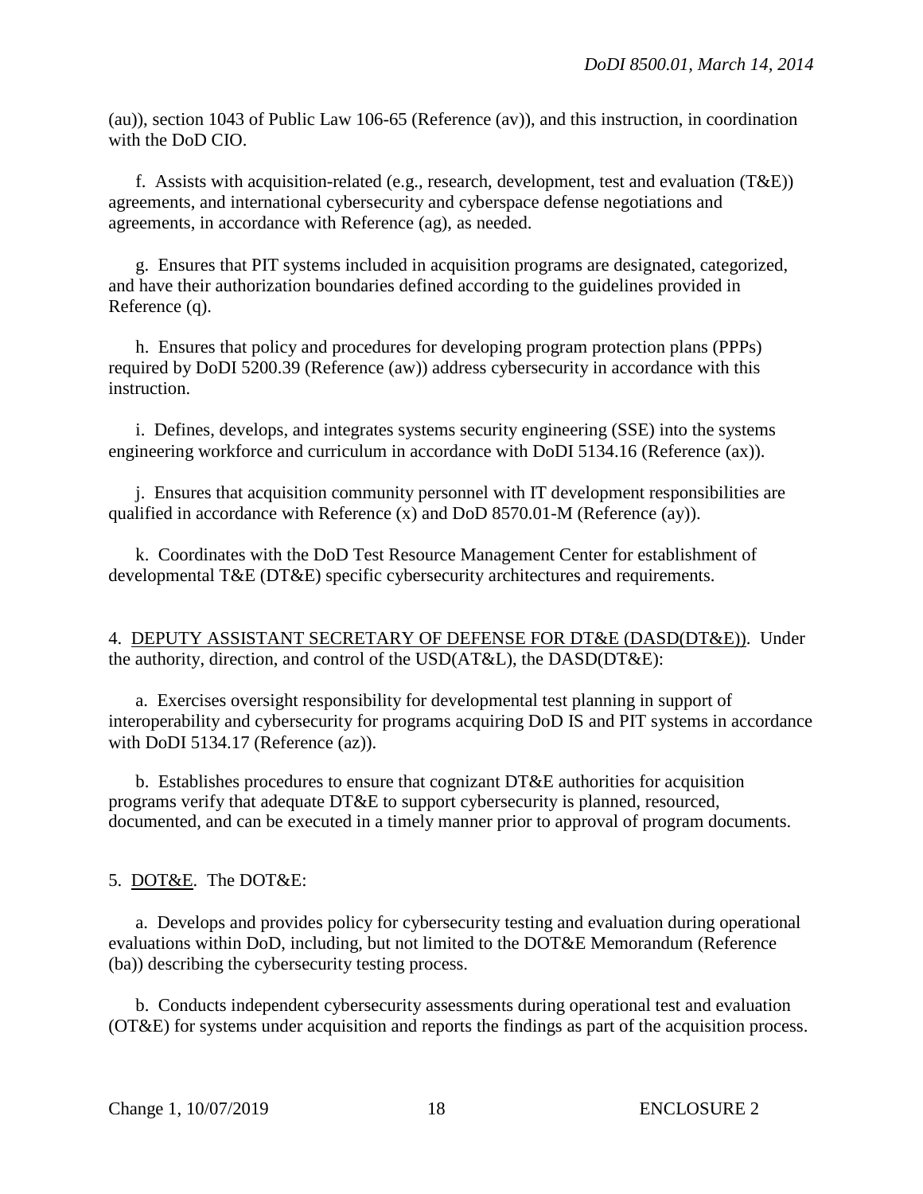(au)), section 1043 of Public Law 106-65 (Reference (av)), and this instruction, in coordination with the DoD CIO.

f. Assists with acquisition-related (e.g., research, development, test and evaluation (T&E)) agreements, and international cybersecurity and cyberspace defense negotiations and agreements, in accordance with Reference (ag), as needed.

g. Ensures that PIT systems included in acquisition programs are designated, categorized, and have their authorization boundaries defined according to the guidelines provided in Reference (q).

h. Ensures that policy and procedures for developing program protection plans (PPPs) required by DoDI 5200.39 (Reference (aw)) address cybersecurity in accordance with this instruction.

i. Defines, develops, and integrates systems security engineering (SSE) into the systems engineering workforce and curriculum in accordance with DoDI 5134.16 (Reference (ax)).

j. Ensures that acquisition community personnel with IT development responsibilities are qualified in accordance with Reference (x) and DoD 8570.01-M (Reference (ay)).

k. Coordinates with the DoD Test Resource Management Center for establishment of developmental T&E (DT&E) specific cybersecurity architectures and requirements.

4. DEPUTY ASSISTANT SECRETARY OF DEFENSE FOR DT&E (DASD(DT&E)). Under the authority, direction, and control of the USD(AT&L), the DASD(DT&E):

a. Exercises oversight responsibility for developmental test planning in support of interoperability and cybersecurity for programs acquiring DoD IS and PIT systems in accordance with DoDI 5134.17 (Reference (az)).

b. Establishes procedures to ensure that cognizant DT&E authorities for acquisition programs verify that adequate DT&E to support cybersecurity is planned, resourced, documented, and can be executed in a timely manner prior to approval of program documents.

5. DOT&E. The DOT&E:

a. Develops and provides policy for cybersecurity testing and evaluation during operational evaluations within DoD, including, but not limited to the DOT&E Memorandum (Reference (ba)) describing the cybersecurity testing process.

b. Conducts independent cybersecurity assessments during operational test and evaluation (OT&E) for systems under acquisition and reports the findings as part of the acquisition process.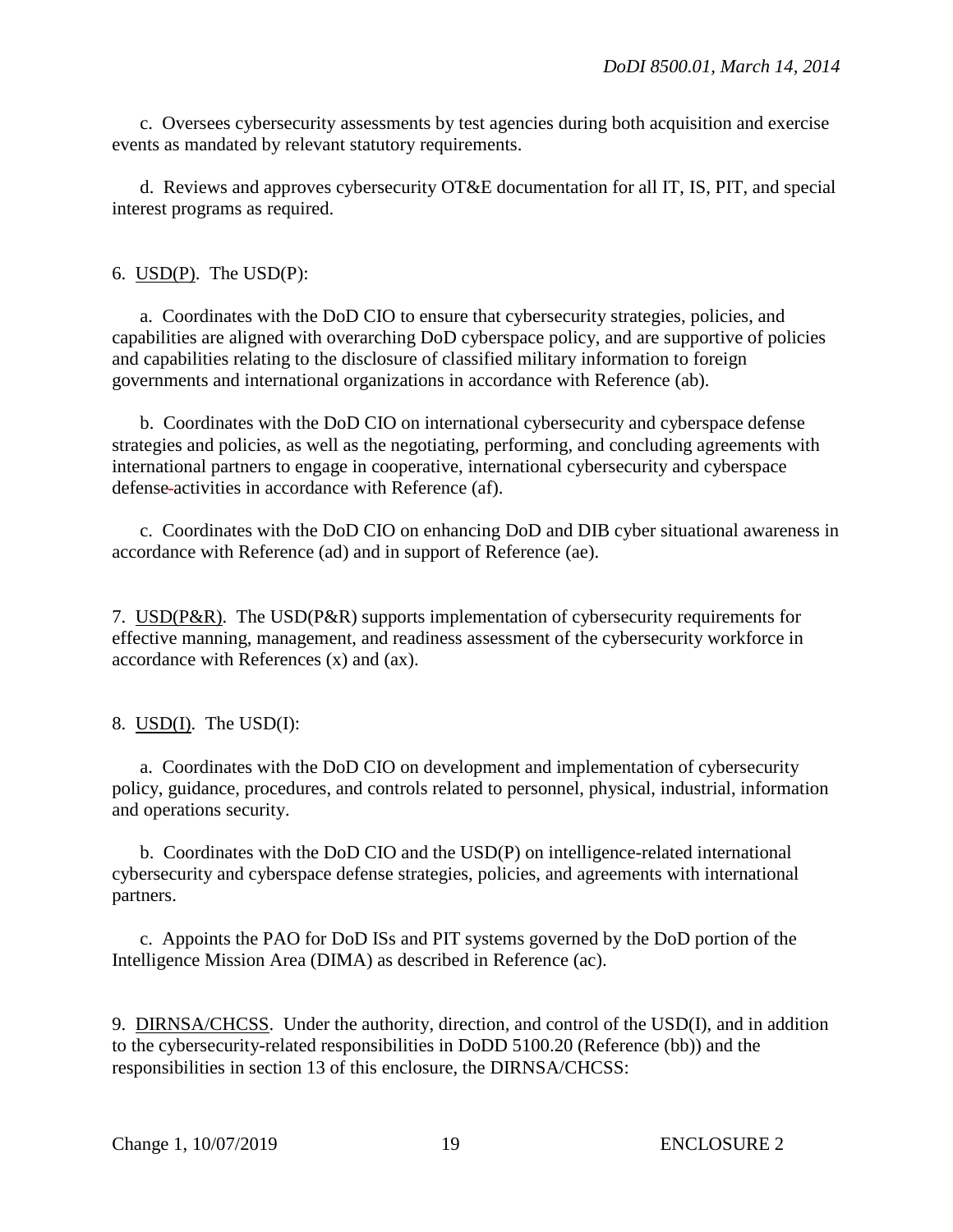c. Oversees cybersecurity assessments by test agencies during both acquisition and exercise events as mandated by relevant statutory requirements.

d. Reviews and approves cybersecurity OT&E documentation for all IT, IS, PIT, and special interest programs as required.

6. USD(P). The USD(P):

a. Coordinates with the DoD CIO to ensure that cybersecurity strategies, policies, and capabilities are aligned with overarching DoD cyberspace policy, and are supportive of policies and capabilities relating to the disclosure of classified military information to foreign governments and international organizations in accordance with Reference (ab).

b. Coordinates with the DoD CIO on international cybersecurity and cyberspace defense strategies and policies, as well as the negotiating, performing, and concluding agreements with international partners to engage in cooperative, international cybersecurity and cyberspace defense activities in accordance with Reference (af).

c. Coordinates with the DoD CIO on enhancing DoD and DIB cyber situational awareness in accordance with Reference (ad) and in support of Reference (ae).

7. USD(P&R). The USD(P&R) supports implementation of cybersecurity requirements for effective manning, management, and readiness assessment of the cybersecurity workforce in accordance with References (x) and (ax).

8. USD(I). The USD(I):

a. Coordinates with the DoD CIO on development and implementation of cybersecurity policy, guidance, procedures, and controls related to personnel, physical, industrial, information and operations security.

b. Coordinates with the DoD CIO and the USD(P) on intelligence-related international cybersecurity and cyberspace defense strategies, policies, and agreements with international partners.

c. Appoints the PAO for DoD ISs and PIT systems governed by the DoD portion of the Intelligence Mission Area (DIMA) as described in Reference (ac).

9. DIRNSA/CHCSS. Under the authority, direction, and control of the USD(I), and in addition to the cybersecurity-related responsibilities in DoDD 5100.20 (Reference (bb)) and the responsibilities in section 13 of this enclosure, the DIRNSA/CHCSS: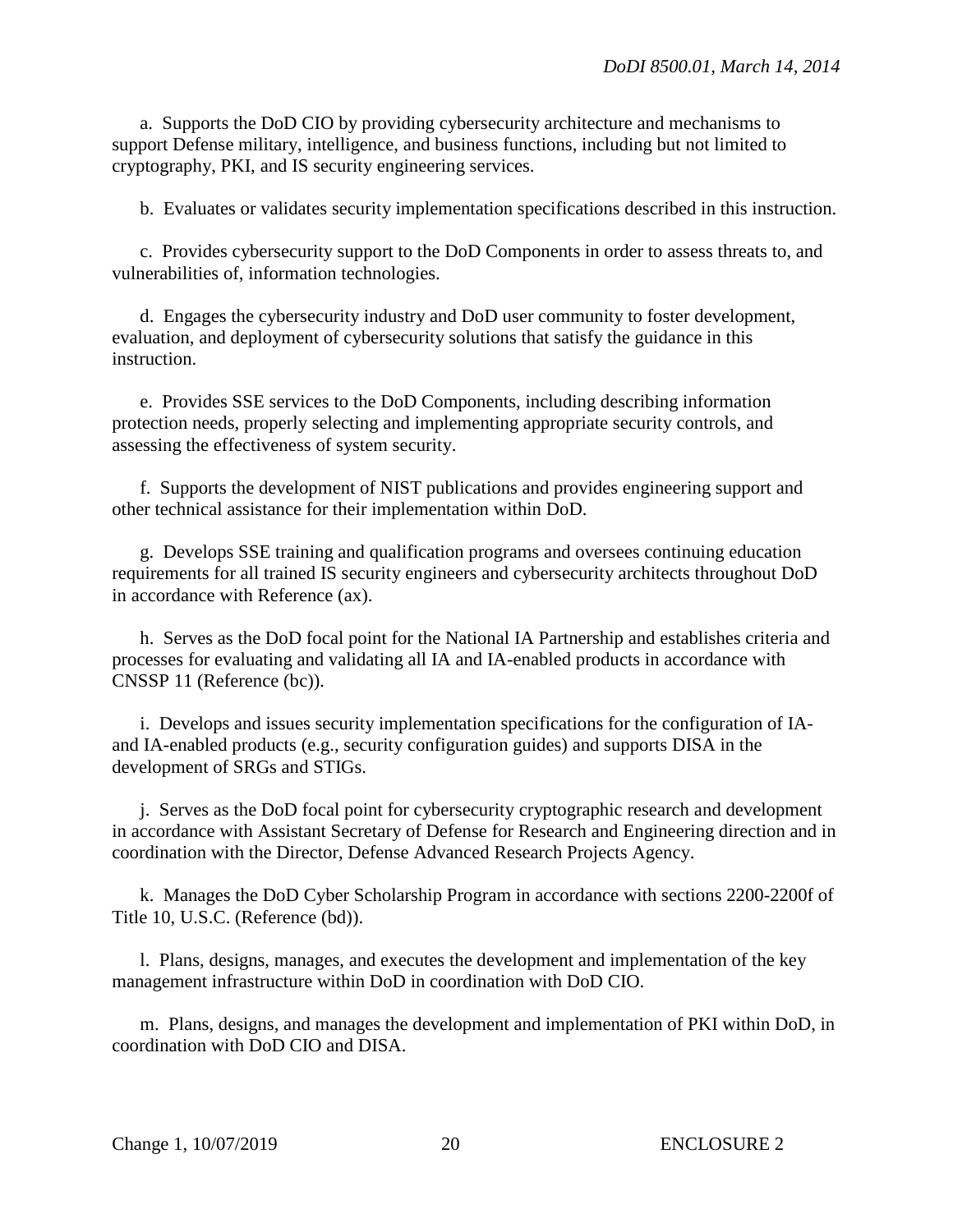a. Supports the DoD CIO by providing cybersecurity architecture and mechanisms to support Defense military, intelligence, and business functions, including but not limited to cryptography, PKI, and IS security engineering services.

b. Evaluates or validates security implementation specifications described in this instruction.

c. Provides cybersecurity support to the DoD Components in order to assess threats to, and vulnerabilities of, information technologies.

d. Engages the cybersecurity industry and DoD user community to foster development, evaluation, and deployment of cybersecurity solutions that satisfy the guidance in this instruction.

e. Provides SSE services to the DoD Components, including describing information protection needs, properly selecting and implementing appropriate security controls, and assessing the effectiveness of system security.

f. Supports the development of NIST publications and provides engineering support and other technical assistance for their implementation within DoD.

g. Develops SSE training and qualification programs and oversees continuing education requirements for all trained IS security engineers and cybersecurity architects throughout DoD in accordance with Reference (ax).

h. Serves as the DoD focal point for the National IA Partnership and establishes criteria and processes for evaluating and validating all IA and IA-enabled products in accordance with CNSSP 11 (Reference (bc)).

i. Develops and issues security implementation specifications for the configuration of IA- and IA-enabled products (e.g., security configuration guides) and supports DISA in the development of SRGs and STIGs.

j. Serves as the DoD focal point for cybersecurity cryptographic research and development in accordance with Assistant Secretary of Defense for Research and Engineering direction and in coordination with the Director, Defense Advanced Research Projects Agency.

k. Manages the DoD Cyber Scholarship Program in accordance with sections 2200-2200f of Title 10, U.S.C. (Reference (bd)).

l. Plans, designs, manages, and executes the development and implementation of the key management infrastructure within DoD in coordination with DoD CIO.

m. Plans, designs, and manages the development and implementation of PKI within DoD, in coordination with DoD CIO and DISA.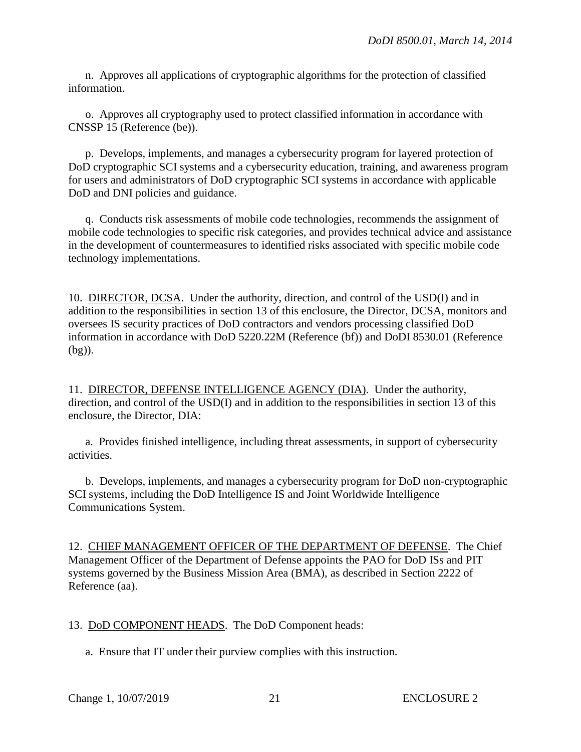n. Approves all applications of cryptographic algorithms for the protection of classified information.

o. Approves all cryptography used to protect classified information in accordance with CNSSP 15 (Reference (be)).

p. Develops, implements, and manages a cybersecurity program for layered protection of DoD cryptographic SCI systems and a cybersecurity education, training, and awareness program for users and administrators of DoD cryptographic SCI systems in accordance with applicable DoD and DNI policies and guidance.

q. Conducts risk assessments of mobile code technologies, recommends the assignment of mobile code technologies to specific risk categories, and provides technical advice and assistance in the development of countermeasures to identified risks associated with specific mobile code technology implementations.

10. DIRECTOR, DCSA. Under the authority, direction, and control of the USD(I) and in addition to the responsibilities in section 13 of this enclosure, the Director, DCSA, monitors and oversees IS security practices of DoD contractors and vendors processing classified DoD information in accordance with DoD 5220.22M (Reference (bf)) and DoDI 8530.01 (Reference (bg)).

11. DIRECTOR, DEFENSE INTELLIGENCE AGENCY (DIA). Under the authority, direction, and control of the USD(I) and in addition to the responsibilities in section 13 of this enclosure, the Director, DIA:

a. Provides finished intelligence, including threat assessments, in support of cybersecurity activities.

b. Develops, implements, and manages a cybersecurity program for DoD non-cryptographic SCI systems, including the DoD Intelligence IS and Joint Worldwide Intelligence Communications System.

12. CHIEF MANAGEMENT OFFICER OF THE DEPARTMENT OF DEFENSE. The Chief Management Officer of the Department of Defense appoints the PAO for DoD ISs and PIT systems governed by the Business Mission Area (BMA), as described in Section 2222 of Reference (aa).

13. DoD COMPONENT HEADS. The DoD Component heads:

a. Ensure that IT under their purview complies with this instruction.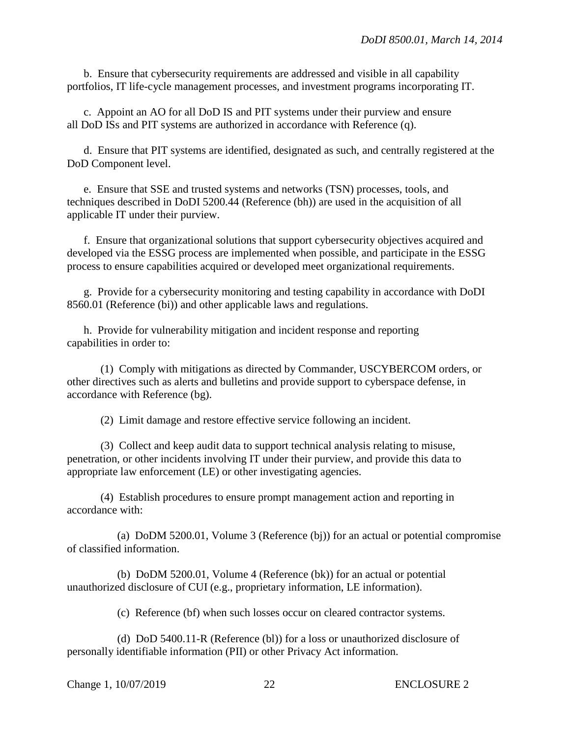b. Ensure that cybersecurity requirements are addressed and visible in all capability portfolios, IT life-cycle management processes, and investment programs incorporating IT.

c. Appoint an AO for all DoD IS and PIT systems under their purview and ensure all DoD ISs and PIT systems are authorized in accordance with Reference (q).

d. Ensure that PIT systems are identified, designated as such, and centrally registered at the DoD Component level.

e. Ensure that SSE and trusted systems and networks (TSN) processes, tools, and techniques described in DoDI 5200.44 (Reference (bh)) are used in the acquisition of all applicable IT under their purview.

f. Ensure that organizational solutions that support cybersecurity objectives acquired and developed via the ESSG process are implemented when possible, and participate in the ESSG process to ensure capabilities acquired or developed meet organizational requirements.

g. Provide for a cybersecurity monitoring and testing capability in accordance with DoDI 8560.01 (Reference (bi)) and other applicable laws and regulations.

h. Provide for vulnerability mitigation and incident response and reporting capabilities in order to:

(1) Comply with mitigations as directed by Commander, USCYBERCOM orders, or other directives such as alerts and bulletins and provide support to cyberspace defense, in accordance with Reference (bg).

(2) Limit damage and restore effective service following an incident.

(3) Collect and keep audit data to support technical analysis relating to misuse, penetration, or other incidents involving IT under their purview, and provide this data to appropriate law enforcement (LE) or other investigating agencies.

(4) Establish procedures to ensure prompt management action and reporting in accordance with:

(a) DoDM 5200.01, Volume 3 (Reference (bj)) for an actual or potential compromise of classified information.

(b) DoDM 5200.01, Volume 4 (Reference (bk)) for an actual or potential unauthorized disclosure of CUI (e.g., proprietary information, LE information).

(c) Reference (bf) when such losses occur on cleared contractor systems.

(d) DoD 5400.11-R (Reference (bl)) for a loss or unauthorized disclosure of personally identifiable information (PII) or other Privacy Act information.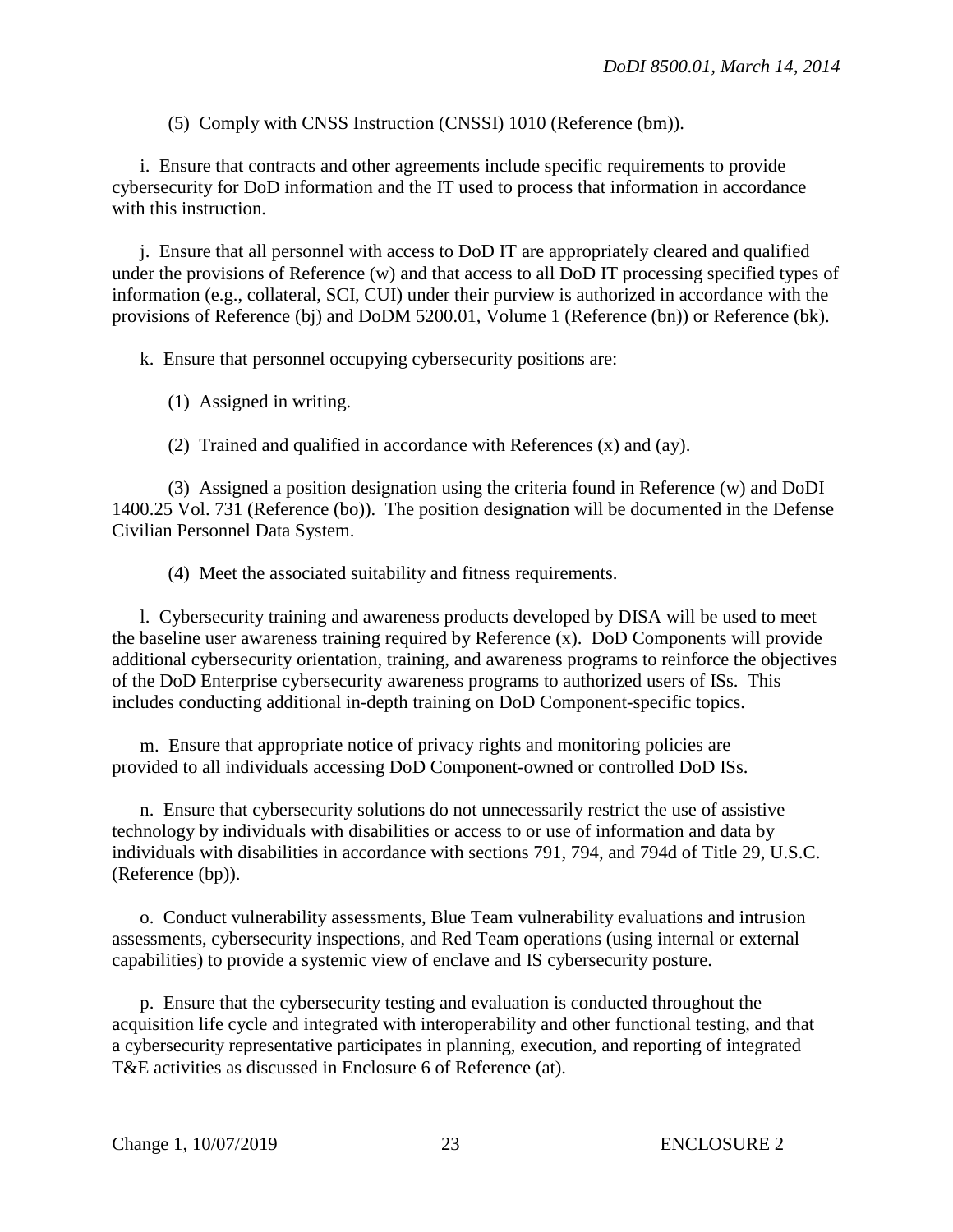(5) Comply with CNSS Instruction (CNSSI) 1010 (Reference (bm)).

i. Ensure that contracts and other agreements include specific requirements to provide cybersecurity for DoD information and the IT used to process that information in accordance with this instruction.

j. Ensure that all personnel with access to DoD IT are appropriately cleared and qualified under the provisions of Reference (w) and that access to all DoD IT processing specified types of information (e.g., collateral, SCI, CUI) under their purview is authorized in accordance with the provisions of Reference (bj) and DoDM 5200.01, Volume 1 (Reference (bn)) or Reference (bk).

k. Ensure that personnel occupying cybersecurity positions are:

(1) Assigned in writing.

(2) Trained and qualified in accordance with References (x) and (ay).

(3) Assigned a position designation using the criteria found in Reference (w) and DoDI 1400.25 Vol. 731 (Reference (bo)). The position designation will be documented in the Defense Civilian Personnel Data System.

(4) Meet the associated suitability and fitness requirements.

l. Cybersecurity training and awareness products developed by DISA will be used to meet the baseline user awareness training required by Reference (x). DoD Components will provide additional cybersecurity orientation, training, and awareness programs to reinforce the objectives of the DoD Enterprise cybersecurity awareness programs to authorized users of ISs. This includes conducting additional in-depth training on DoD Component-specific topics.

m. Ensure that appropriate notice of privacy rights and monitoring policies are provided to all individuals accessing DoD Component-owned or controlled DoD ISs.

n. Ensure that cybersecurity solutions do not unnecessarily restrict the use of assistive technology by individuals with disabilities or access to or use of information and data by individuals with disabilities in accordance with sections 791, 794, and 794d of Title 29, U.S.C. (Reference (bp)).

o. Conduct vulnerability assessments, Blue Team vulnerability evaluations and intrusion assessments, cybersecurity inspections, and Red Team operations (using internal or external capabilities) to provide a systemic view of enclave and IS cybersecurity posture.

p. Ensure that the cybersecurity testing and evaluation is conducted throughout the acquisition life cycle and integrated with interoperability and other functional testing, and that a cybersecurity representative participates in planning, execution, and reporting of integrated T&E activities as discussed in Enclosure 6 of Reference (at).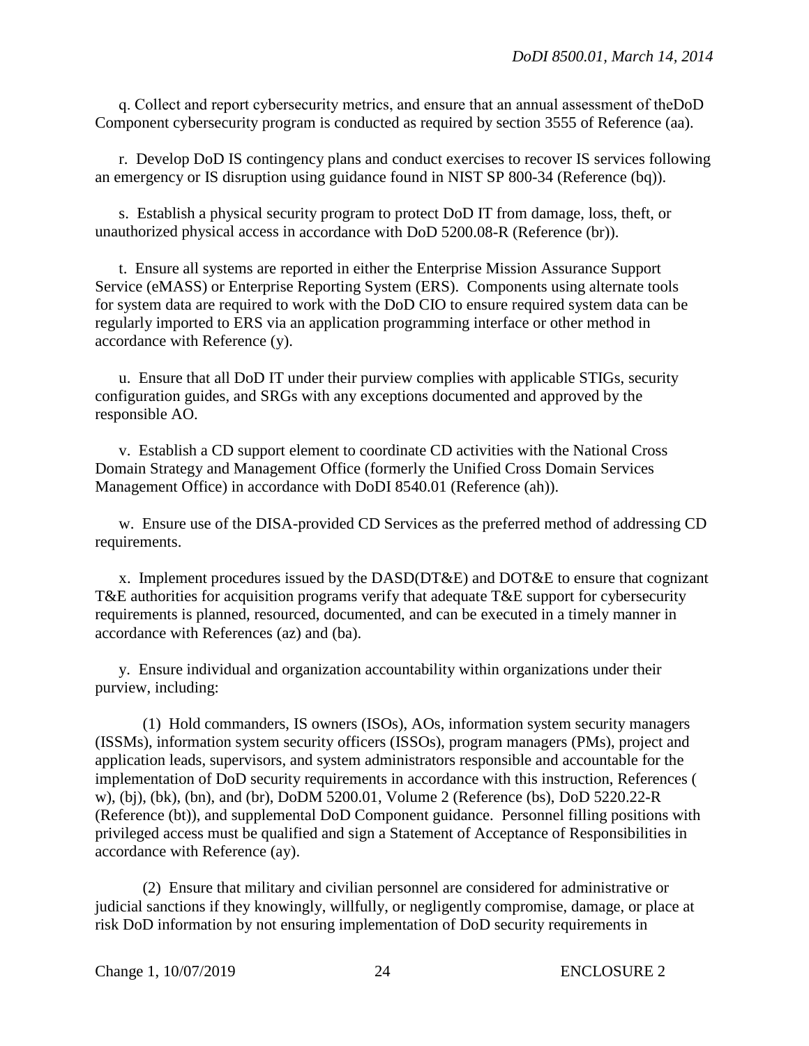q. Collect and report cybersecurity metrics, and ensure that an annual assessment of theDoD Component cybersecurity program is conducted as required by section 3555 of Reference (aa).

r. Develop DoD IS contingency plans and conduct exercises to recover IS services following an emergency or IS disruption using guidance found in NIST SP 800-34 (Reference (bq)).

s. Establish a physical security program to protect DoD IT from damage, loss, theft, or unauthorized physical access in accordance with DoD 5200.08-R (Reference (br)).

t. Ensure all systems are reported in either the Enterprise Mission Assurance Support Service (eMASS) or Enterprise Reporting System (ERS). Components using alternate tools for system data are required to work with the DoD CIO to ensure required system data can be regularly imported to ERS via an application programming interface or other method in accordance with Reference (y).

u. Ensure that all DoD IT under their purview complies with applicable STIGs, security configuration guides, and SRGs with any exceptions documented and approved by the responsible AO.

v. Establish a CD support element to coordinate CD activities with the National Cross Domain Strategy and Management Office (formerly the Unified Cross Domain Services Management Office) in accordance with DoDI 8540.01 (Reference (ah)).

w. Ensure use of the DISA-provided CD Services as the preferred method of addressing CD requirements.

x. Implement procedures issued by the DASD(DT&E) and DOT&E to ensure that cognizant T&E authorities for acquisition programs verify that adequate T&E support for cybersecurity requirements is planned, resourced, documented, and can be executed in a timely manner in accordance with References (az) and (ba).

y. Ensure individual and organization accountability within organizations under their purview, including:

(1) Hold commanders, IS owners (ISOs), AOs, information system security managers (ISSMs), information system security officers (ISSOs), program managers (PMs), project and application leads, supervisors, and system administrators responsible and accountable for the implementation of DoD security requirements in accordance with this instruction, References ( w), (bj), (bk), (bn), and (br), DoDM 5200.01, Volume 2 (Reference (bs), DoD 5220.22-R (Reference (bt)), and supplemental DoD Component guidance. Personnel filling positions with privileged access must be qualified and sign a Statement of Acceptance of Responsibilities in accordance with Reference (ay).

(2) Ensure that military and civilian personnel are considered for administrative or judicial sanctions if they knowingly, willfully, or negligently compromise, damage, or place at risk DoD information by not ensuring implementation of DoD security requirements in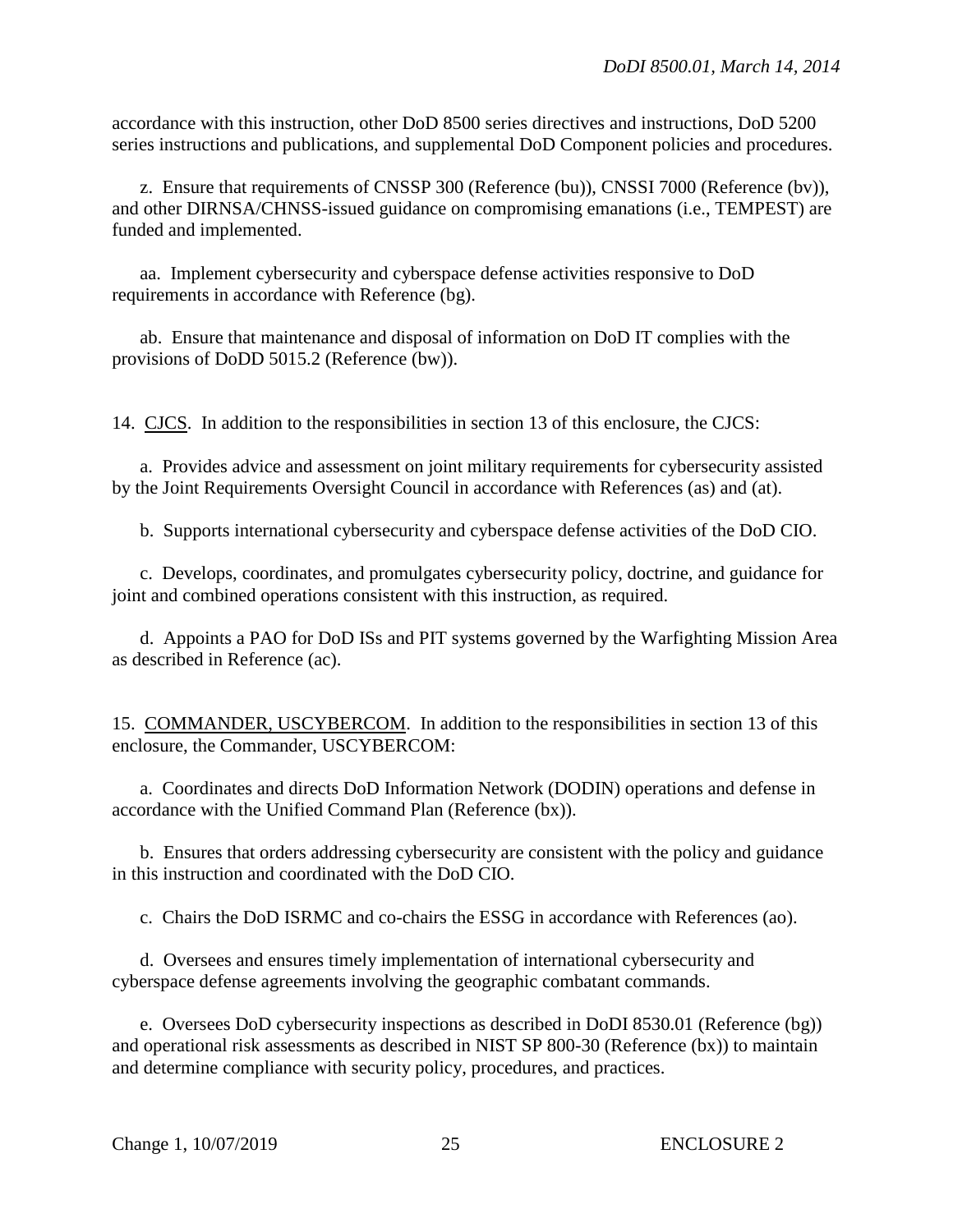accordance with this instruction, other DoD 8500 series directives and instructions, DoD 5200 series instructions and publications, and supplemental DoD Component policies and procedures.

z. Ensure that requirements of CNSSP 300 (Reference (bu)), CNSSI 7000 (Reference (bv)), and other DIRNSA/CHNSS-issued guidance on compromising emanations (i.e., TEMPEST) are funded and implemented.

aa. Implement cybersecurity and cyberspace defense activities responsive to DoD requirements in accordance with Reference (bg).

ab. Ensure that maintenance and disposal of information on DoD IT complies with the provisions of DoDD 5015.2 (Reference (bw)).

14. CJCS. In addition to the responsibilities in section 13 of this enclosure, the CJCS:

a. Provides advice and assessment on joint military requirements for cybersecurity assisted by the Joint Requirements Oversight Council in accordance with References (as) and (at).

b. Supports international cybersecurity and cyberspace defense activities of the DoD CIO.

c. Develops, coordinates, and promulgates cybersecurity policy, doctrine, and guidance for joint and combined operations consistent with this instruction, as required.

d. Appoints a PAO for DoD ISs and PIT systems governed by the Warfighting Mission Area as described in Reference (ac).

15. COMMANDER, USCYBERCOM. In addition to the responsibilities in section 13 of this enclosure, the Commander, USCYBERCOM:

a. Coordinates and directs DoD Information Network (DODIN) operations and defense in accordance with the Unified Command Plan (Reference (bx)).

b. Ensures that orders addressing cybersecurity are consistent with the policy and guidance in this instruction and coordinated with the DoD CIO.

c. Chairs the DoD ISRMC and co-chairs the ESSG in accordance with References (ao).

d. Oversees and ensures timely implementation of international cybersecurity and cyberspace defense agreements involving the geographic combatant commands.

e. Oversees DoD cybersecurity inspections as described in DoDI 8530.01 (Reference (bg)) and operational risk assessments as described in NIST SP 800-30 (Reference (bx)) to maintain and determine compliance with security policy, procedures, and practices.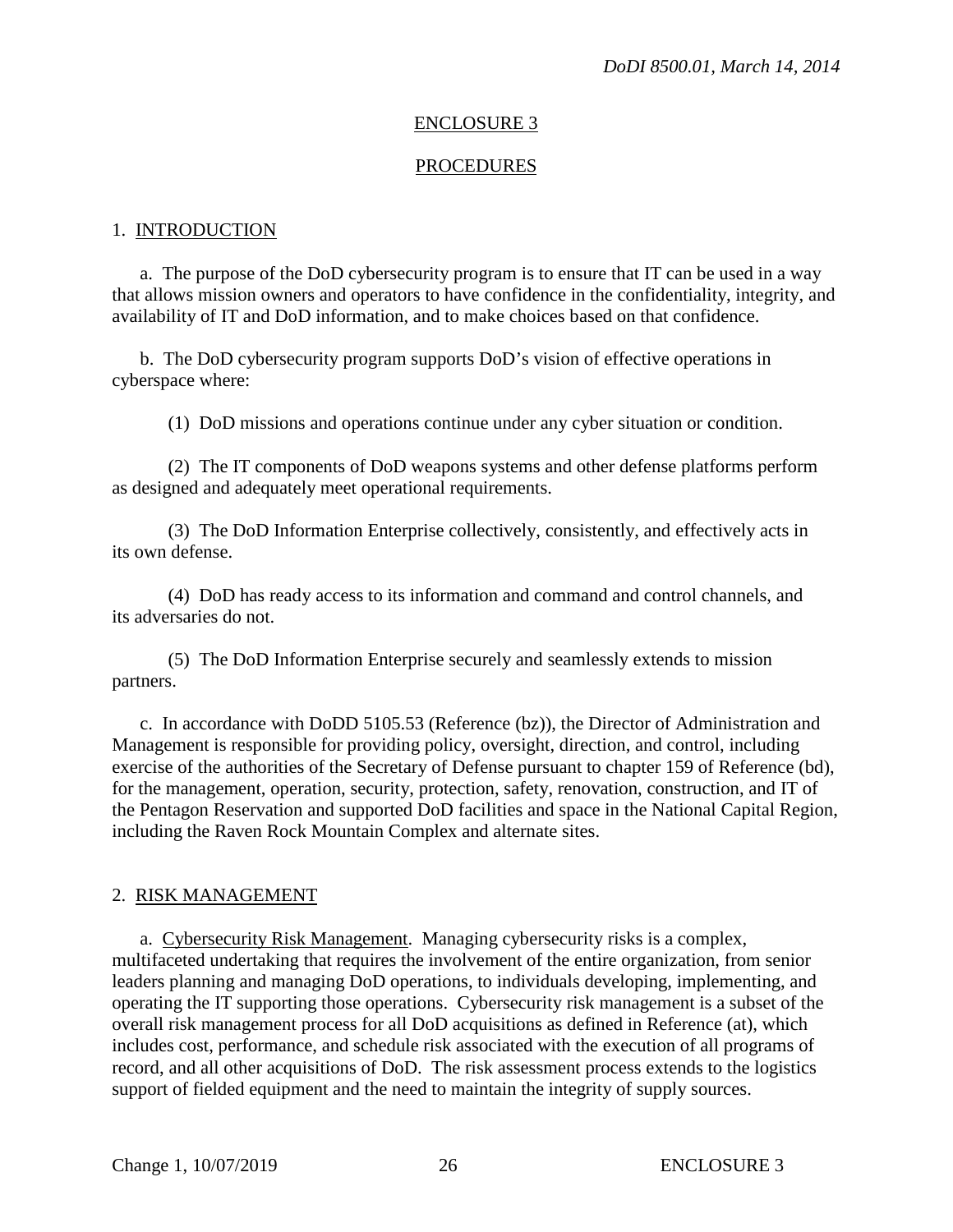## ENCLOSURE 3

## PROCEDURES

### 1. INTRODUCTION

a. The purpose of the DoD cybersecurity program is to ensure that IT can be used in a way that allows mission owners and operators to have confidence in the confidentiality, integrity, and availability of IT and DoD information, and to make choices based on that confidence.

b. The DoD cybersecurity program supports DoD's vision of effective operations in cyberspace where:

(1) DoD missions and operations continue under any cyber situation or condition.

(2) The IT components of DoD weapons systems and other defense platforms perform as designed and adequately meet operational requirements.

(3) The DoD Information Enterprise collectively, consistently, and effectively acts in its own defense.

(4) DoD has ready access to its information and command and control channels, and its adversaries do not.

(5) The DoD Information Enterprise securely and seamlessly extends to mission partners.

c. In accordance with DoDD 5105.53 (Reference (bz)), the Director of Administration and Management is responsible for providing policy, oversight, direction, and control, including exercise of the authorities of the Secretary of Defense pursuant to chapter 159 of Reference (bd), for the management, operation, security, protection, safety, renovation, construction, and IT of the Pentagon Reservation and supported DoD facilities and space in the National Capital Region, including the Raven Rock Mountain Complex and alternate sites.

### 2. RISK MANAGEMENT

a. Cybersecurity Risk Management. Managing cybersecurity risks is a complex, multifaceted undertaking that requires the involvement of the entire organization, from senior leaders planning and managing DoD operations, to individuals developing, implementing, and operating the IT supporting those operations. Cybersecurity risk management is a subset of the overall risk management process for all DoD acquisitions as defined in Reference (at), which includes cost, performance, and schedule risk associated with the execution of all programs of record, and all other acquisitions of DoD. The risk assessment process extends to the logistics support of fielded equipment and the need to maintain the integrity of supply sources.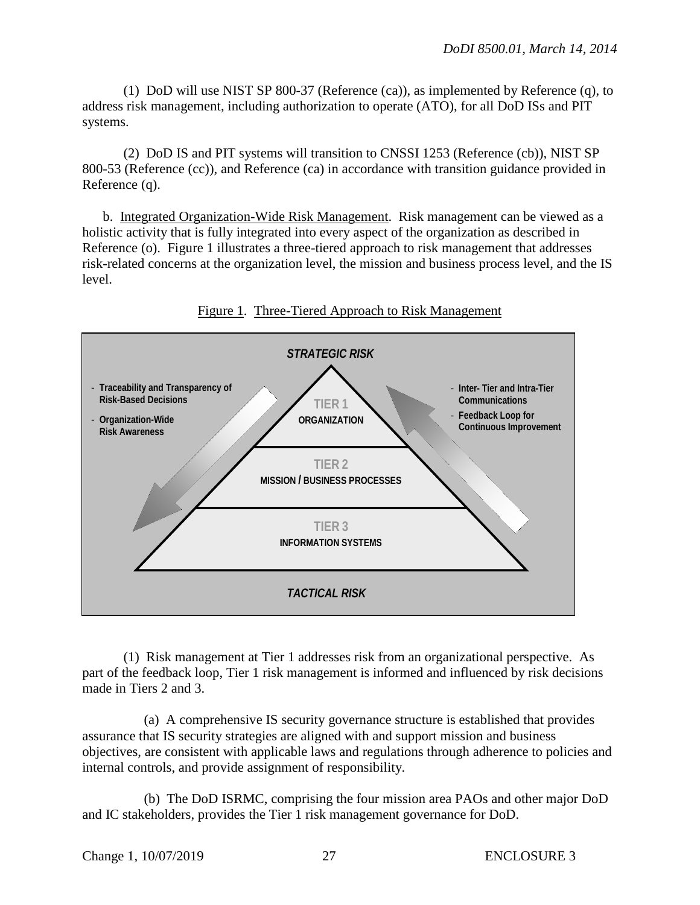(1) DoD will use NIST SP 800-37 (Reference (ca)), as implemented by Reference (q), to address risk management, including authorization to operate (ATO), for all DoD ISs and PIT systems.

(2) DoD IS and PIT systems will transition to CNSSI 1253 (Reference (cb)), NIST SP 800-53 (Reference (cc)), and Reference (ca) in accordance with transition guidance provided in Reference (q).

b. Integrated Organization-Wide Risk Management. Risk management can be viewed as a holistic activity that is fully integrated into every aspect of the organization as described in Reference (o). Figure 1 illustrates a three-tiered approach to risk management that addresses risk-related concerns at the organization level, the mission and business process level, and the IS level.

Figure 1. Three-Tiered Approach to Risk Management

*STRATEGIC RISK*

- Traceability and Transparency of Risk-Based Decisions
- Organization-Wide Risk Awareness

TIER 1
ORGANIZATION

TIER 2
MISSION / BUSINESS PROCESSES

TIER 3
INFORMATION SYSTEMS

- Inter- Tier and Intra-Tier Communications
- Feedback Loop for Continuous Improvement

*TACTICAL RISK*

(1) Risk management at Tier 1 addresses risk from an organizational perspective. As part of the feedback loop, Tier 1 risk management is informed and influenced by risk decisions made in Tiers 2 and 3.

(a) A comprehensive IS security governance structure is established that provides assurance that IS security strategies are aligned with and support mission and business objectives, are consistent with applicable laws and regulations through adherence to policies and internal controls, and provide assignment of responsibility.

(b) The DoD ISRMC, comprising the four mission area PAOs and other major DoD and IC stakeholders, provides the Tier 1 risk management governance for DoD.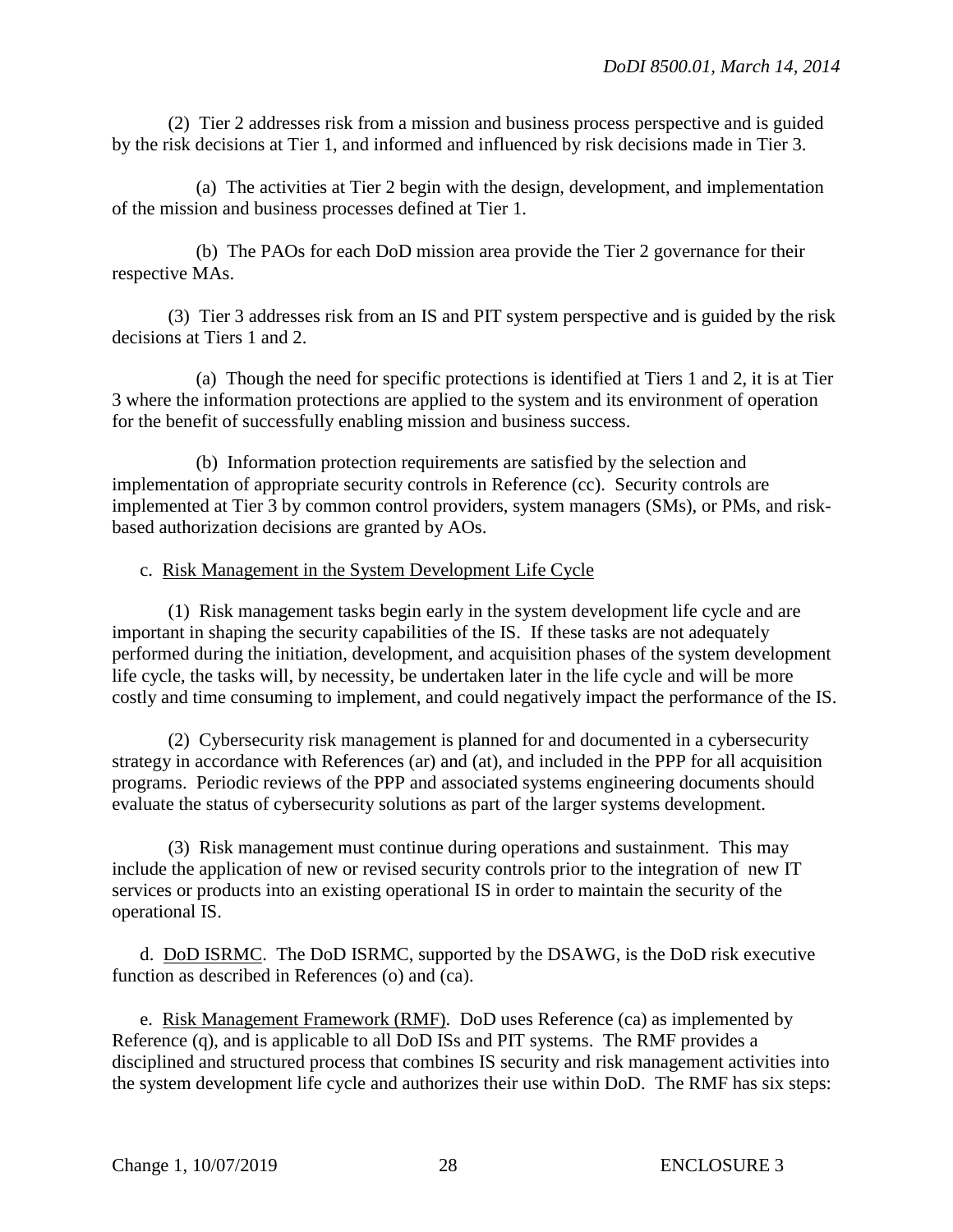(2) Tier 2 addresses risk from a mission and business process perspective and is guided by the risk decisions at Tier 1, and informed and influenced by risk decisions made in Tier 3.

(a) The activities at Tier 2 begin with the design, development, and implementation of the mission and business processes defined at Tier 1.

(b) The PAOs for each DoD mission area provide the Tier 2 governance for their respective MAs.

(3) Tier 3 addresses risk from an IS and PIT system perspective and is guided by the risk decisions at Tiers 1 and 2.

(a) Though the need for specific protections is identified at Tiers 1 and 2, it is at Tier 3 where the information protections are applied to the system and its environment of operation for the benefit of successfully enabling mission and business success.

(b) Information protection requirements are satisfied by the selection and implementation of appropriate security controls in Reference (cc). Security controls are implemented at Tier 3 by common control providers, system managers (SMs), or PMs, and risk-based authorization decisions are granted by AOs.

c. Risk Management in the System Development Life Cycle

(1) Risk management tasks begin early in the system development life cycle and are important in shaping the security capabilities of the IS. If these tasks are not adequately performed during the initiation, development, and acquisition phases of the system development life cycle, the tasks will, by necessity, be undertaken later in the life cycle and will be more costly and time consuming to implement, and could negatively impact the performance of the IS.

(2) Cybersecurity risk management is planned for and documented in a cybersecurity strategy in accordance with References (ar) and (at), and included in the PPP for all acquisition programs. Periodic reviews of the PPP and associated systems engineering documents should evaluate the status of cybersecurity solutions as part of the larger systems development.

(3) Risk management must continue during operations and sustainment. This may include the application of new or revised security controls prior to the integration of new IT services or products into an existing operational IS in order to maintain the security of the operational IS.

d. DoD ISRMC. The DoD ISRMC, supported by the DSAWG, is the DoD risk executive function as described in References (o) and (ca).

e. Risk Management Framework (RMF). DoD uses Reference (ca) as implemented by Reference (q), and is applicable to all DoD ISs and PIT systems. The RMF provides a disciplined and structured process that combines IS security and risk management activities into the system development life cycle and authorizes their use within DoD. The RMF has six steps: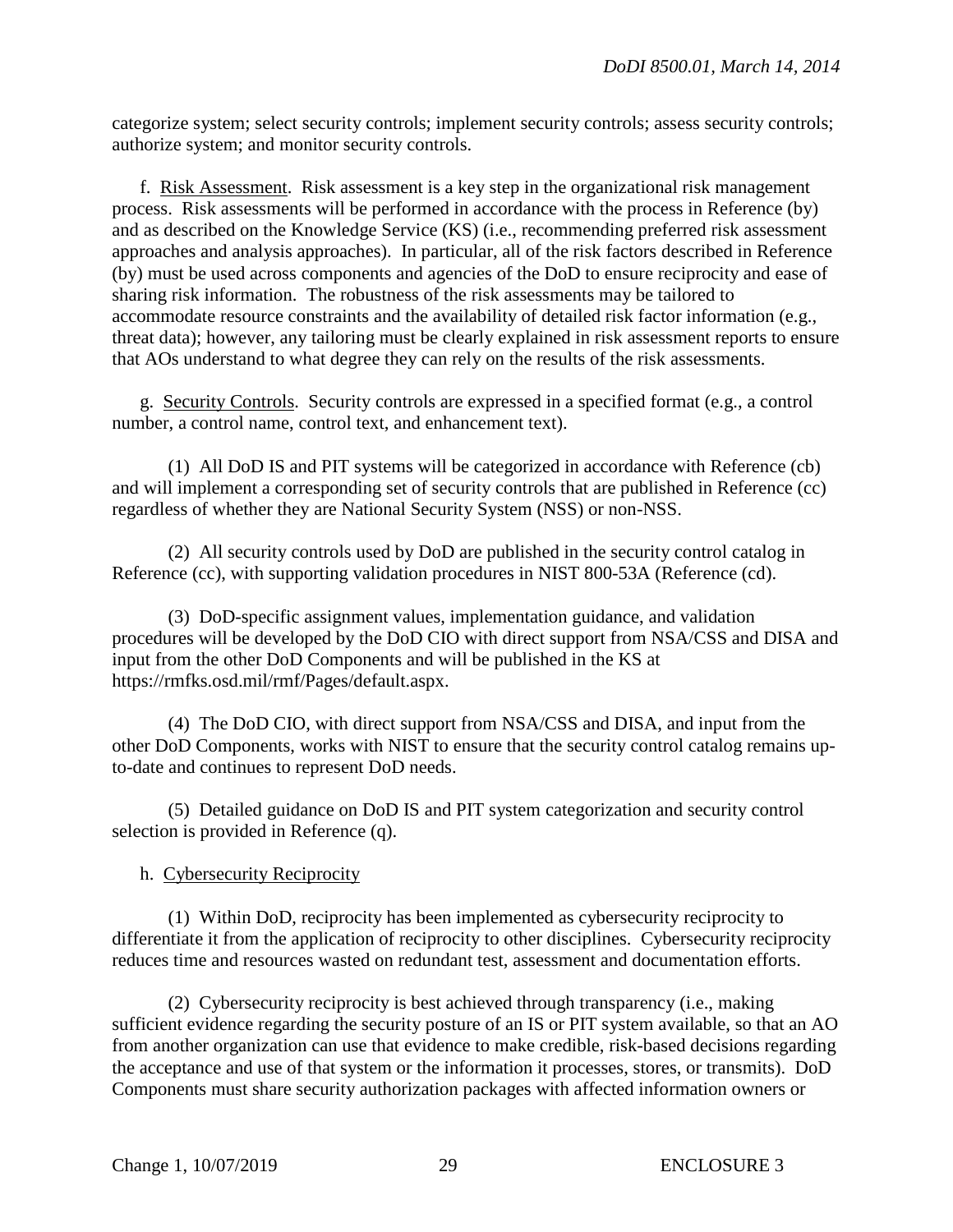categorize system; select security controls; implement security controls; assess security controls; authorize system; and monitor security controls.

f. Risk Assessment. Risk assessment is a key step in the organizational risk management process. Risk assessments will be performed in accordance with the process in Reference (by) and as described on the Knowledge Service (KS) (i.e., recommending preferred risk assessment approaches and analysis approaches). In particular, all of the risk factors described in Reference (by) must be used across components and agencies of the DoD to ensure reciprocity and ease of sharing risk information. The robustness of the risk assessments may be tailored to accommodate resource constraints and the availability of detailed risk factor information (e.g., threat data); however, any tailoring must be clearly explained in risk assessment reports to ensure that AOs understand to what degree they can rely on the results of the risk assessments.

g. Security Controls. Security controls are expressed in a specified format (e.g., a control number, a control name, control text, and enhancement text).

(1) All DoD IS and PIT systems will be categorized in accordance with Reference (cb) and will implement a corresponding set of security controls that are published in Reference (cc) regardless of whether they are National Security System (NSS) or non-NSS.

(2) All security controls used by DoD are published in the security control catalog in Reference (cc), with supporting validation procedures in NIST 800-53A (Reference (cd).

(3) DoD-specific assignment values, implementation guidance, and validation procedures will be developed by the DoD CIO with direct support from NSA/CSS and DISA and input from the other DoD Components and will be published in the KS at https://rmfks.osd.mil/rmf/Pages/default.aspx.

(4) The DoD CIO, with direct support from NSA/CSS and DISA, and input from the other DoD Components, works with NIST to ensure that the security control catalog remains up-to-date and continues to represent DoD needs.

(5) Detailed guidance on DoD IS and PIT system categorization and security control selection is provided in Reference (q).

h. Cybersecurity Reciprocity

(1) Within DoD, reciprocity has been implemented as cybersecurity reciprocity to differentiate it from the application of reciprocity to other disciplines. Cybersecurity reciprocity reduces time and resources wasted on redundant test, assessment and documentation efforts.

(2) Cybersecurity reciprocity is best achieved through transparency (i.e., making sufficient evidence regarding the security posture of an IS or PIT system available, so that an AO from another organization can use that evidence to make credible, risk-based decisions regarding the acceptance and use of that system or the information it processes, stores, or transmits). DoD Components must share security authorization packages with affected information owners or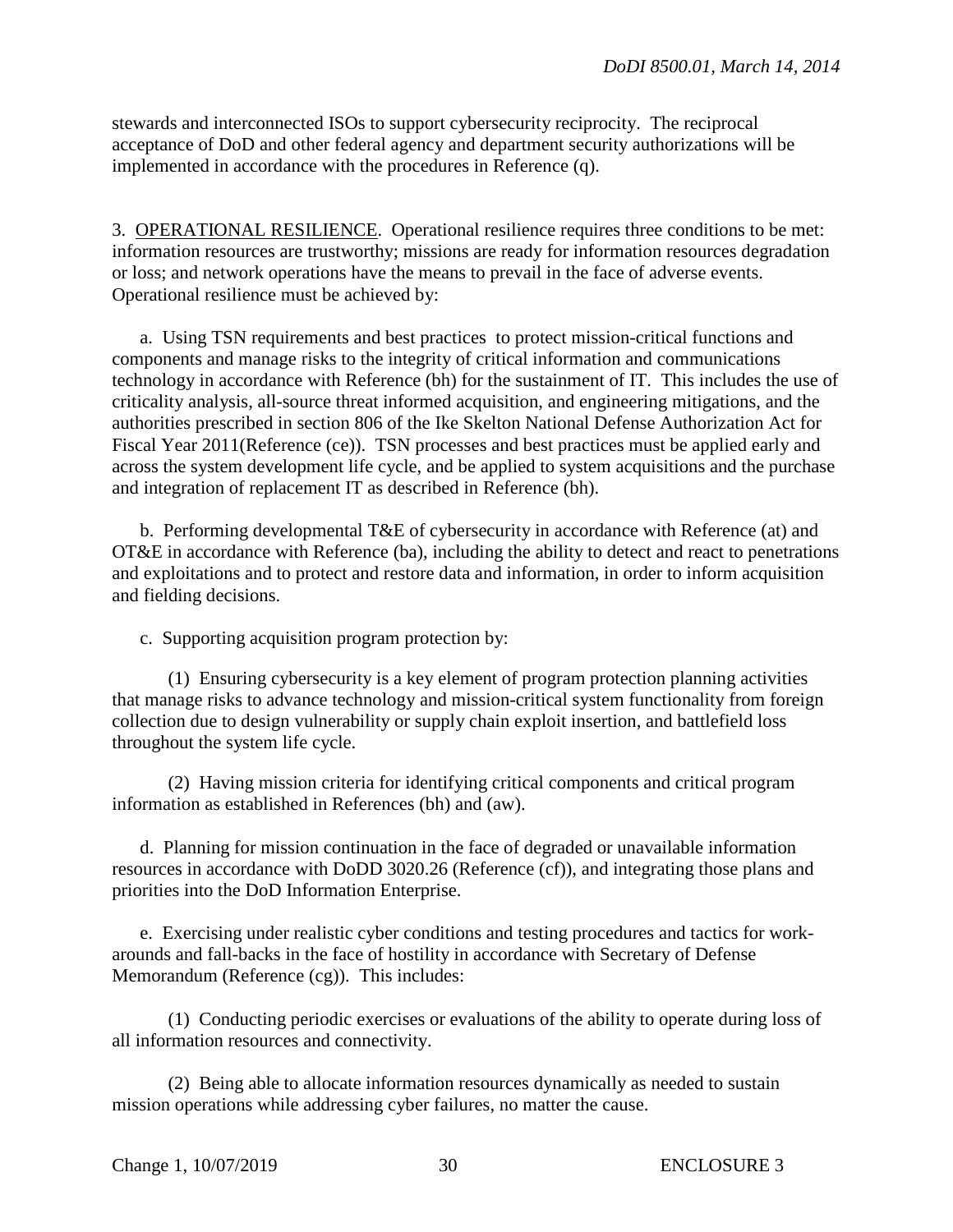stewards and interconnected ISOs to support cybersecurity reciprocity. The reciprocal acceptance of DoD and other federal agency and department security authorizations will be implemented in accordance with the procedures in Reference (q).

3. OPERATIONAL RESILIENCE. Operational resilience requires three conditions to be met: information resources are trustworthy; missions are ready for information resources degradation or loss; and network operations have the means to prevail in the face of adverse events. Operational resilience must be achieved by:

a. Using TSN requirements and best practices to protect mission-critical functions and components and manage risks to the integrity of critical information and communications technology in accordance with Reference (bh) for the sustainment of IT. This includes the use of criticality analysis, all-source threat informed acquisition, and engineering mitigations, and the authorities prescribed in section 806 of the Ike Skelton National Defense Authorization Act for Fiscal Year 2011(Reference (ce)). TSN processes and best practices must be applied early and across the system development life cycle, and be applied to system acquisitions and the purchase and integration of replacement IT as described in Reference (bh).

b. Performing developmental T&E of cybersecurity in accordance with Reference (at) and OT&E in accordance with Reference (ba), including the ability to detect and react to penetrations and exploitations and to protect and restore data and information, in order to inform acquisition and fielding decisions.

c. Supporting acquisition program protection by:

(1) Ensuring cybersecurity is a key element of program protection planning activities that manage risks to advance technology and mission-critical system functionality from foreign collection due to design vulnerability or supply chain exploit insertion, and battlefield loss throughout the system life cycle.

(2) Having mission criteria for identifying critical components and critical program information as established in References (bh) and (aw).

d. Planning for mission continuation in the face of degraded or unavailable information resources in accordance with DoDD 3020.26 (Reference (cf)), and integrating those plans and priorities into the DoD Information Enterprise.

e. Exercising under realistic cyber conditions and testing procedures and tactics for work-arounds and fall-backs in the face of hostility in accordance with Secretary of Defense Memorandum (Reference (cg)). This includes:

(1) Conducting periodic exercises or evaluations of the ability to operate during loss of all information resources and connectivity.

(2) Being able to allocate information resources dynamically as needed to sustain mission operations while addressing cyber failures, no matter the cause.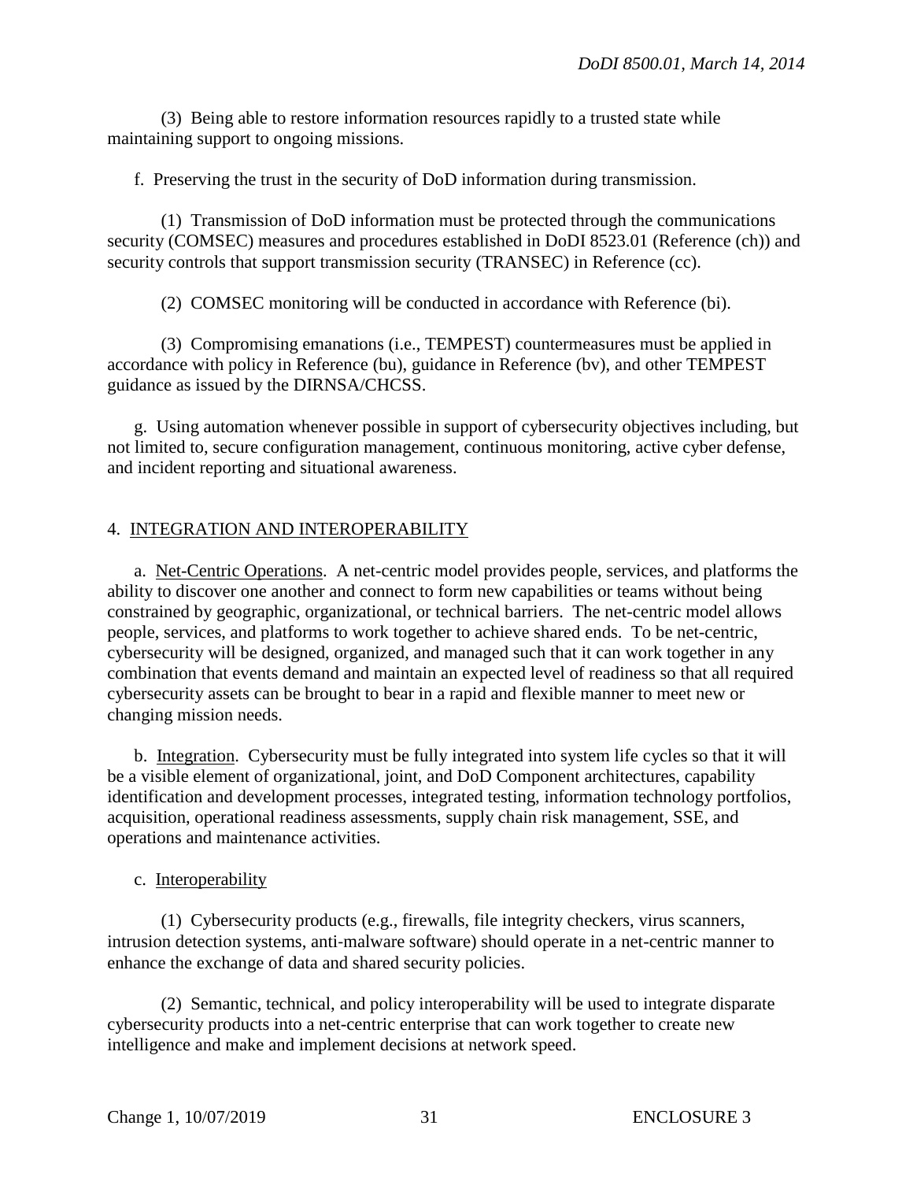(3) Being able to restore information resources rapidly to a trusted state while maintaining support to ongoing missions.

f. Preserving the trust in the security of DoD information during transmission.

(1) Transmission of DoD information must be protected through the communications security (COMSEC) measures and procedures established in DoDI 8523.01 (Reference (ch)) and security controls that support transmission security (TRANSEC) in Reference (cc).

(2) COMSEC monitoring will be conducted in accordance with Reference (bi).

(3) Compromising emanations (i.e., TEMPEST) countermeasures must be applied in accordance with policy in Reference (bu), guidance in Reference (bv), and other TEMPEST guidance as issued by the DIRNSA/CHCSS.

g. Using automation whenever possible in support of cybersecurity objectives including, but not limited to, secure configuration management, continuous monitoring, active cyber defense, and incident reporting and situational awareness.

## 4. INTEGRATION AND INTEROPERABILITY

a. Net-Centric Operations. A net-centric model provides people, services, and platforms the ability to discover one another and connect to form new capabilities or teams without being constrained by geographic, organizational, or technical barriers. The net-centric model allows people, services, and platforms to work together to achieve shared ends. To be net-centric, cybersecurity will be designed, organized, and managed such that it can work together in any combination that events demand and maintain an expected level of readiness so that all required cybersecurity assets can be brought to bear in a rapid and flexible manner to meet new or changing mission needs.

b. Integration. Cybersecurity must be fully integrated into system life cycles so that it will be a visible element of organizational, joint, and DoD Component architectures, capability identification and development processes, integrated testing, information technology portfolios, acquisition, operational readiness assessments, supply chain risk management, SSE, and operations and maintenance activities.

c. Interoperability

(1) Cybersecurity products (e.g., firewalls, file integrity checkers, virus scanners, intrusion detection systems, anti-malware software) should operate in a net-centric manner to enhance the exchange of data and shared security policies.

(2) Semantic, technical, and policy interoperability will be used to integrate disparate cybersecurity products into a net-centric enterprise that can work together to create new intelligence and make and implement decisions at network speed.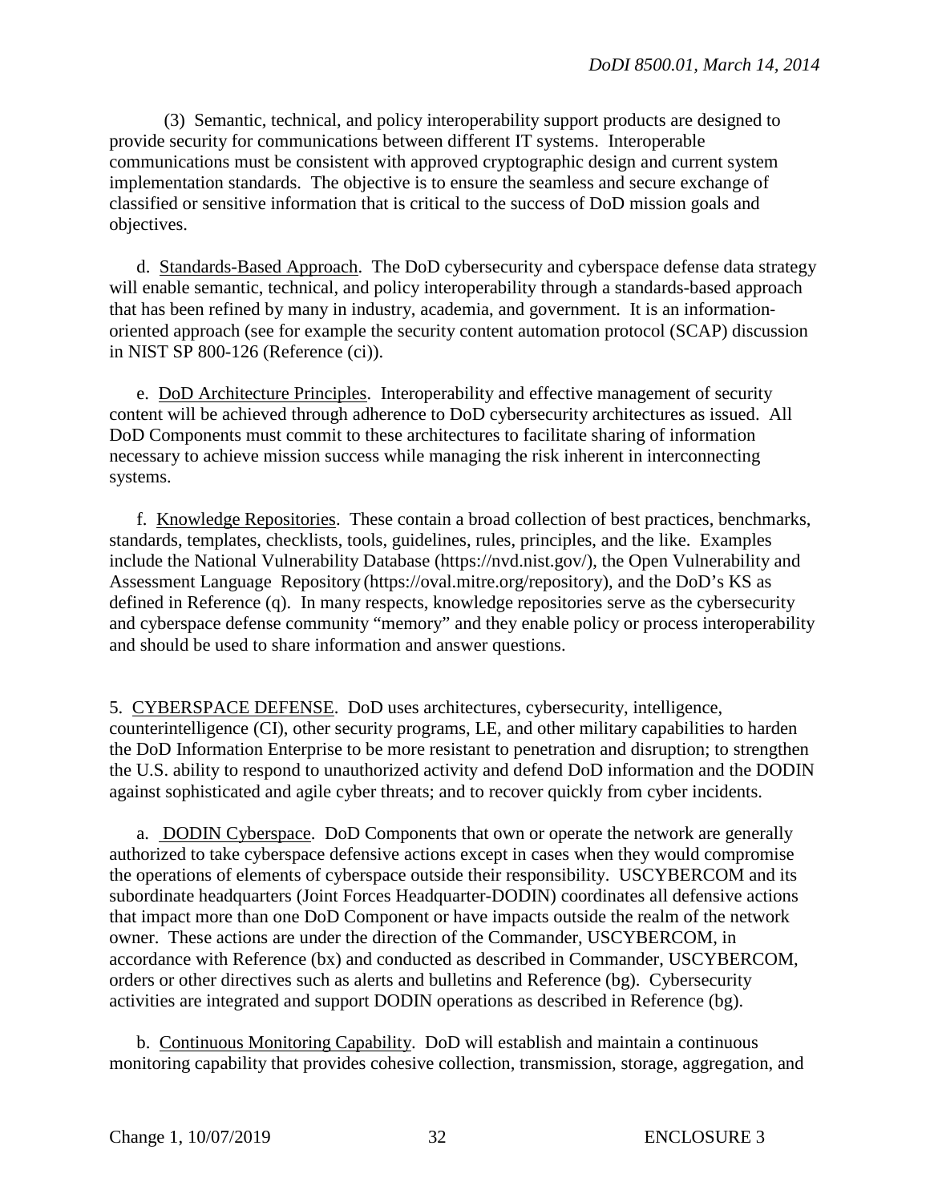(3) Semantic, technical, and policy interoperability support products are designed to provide security for communications between different IT systems. Interoperable communications must be consistent with approved cryptographic design and current system implementation standards. The objective is to ensure the seamless and secure exchange of classified or sensitive information that is critical to the success of DoD mission goals and objectives.

d. Standards-Based Approach. The DoD cybersecurity and cyberspace defense data strategy will enable semantic, technical, and policy interoperability through a standards-based approach that has been refined by many in industry, academia, and government. It is an information-oriented approach (see for example the security content automation protocol (SCAP) discussion in NIST SP 800-126 (Reference (ci)).

e. DoD Architecture Principles. Interoperability and effective management of security content will be achieved through adherence to DoD cybersecurity architectures as issued. All DoD Components must commit to these architectures to facilitate sharing of information necessary to achieve mission success while managing the risk inherent in interconnecting systems.

f. Knowledge Repositories. These contain a broad collection of best practices, benchmarks, standards, templates, checklists, tools, guidelines, rules, principles, and the like. Examples include the National Vulnerability Database (https://nvd.nist.gov/), the Open Vulnerability and Assessment Language Repository (https://oval.mitre.org/repository), and the DoD's KS as defined in Reference (q). In many respects, knowledge repositories serve as the cybersecurity and cyberspace defense community "memory" and they enable policy or process interoperability and should be used to share information and answer questions.

5. CYBERSPACE DEFENSE. DoD uses architectures, cybersecurity, intelligence, counterintelligence (CI), other security programs, LE, and other military capabilities to harden the DoD Information Enterprise to be more resistant to penetration and disruption; to strengthen the U.S. ability to respond to unauthorized activity and defend DoD information and the DODIN against sophisticated and agile cyber threats; and to recover quickly from cyber incidents.

a. DODIN Cyberspace. DoD Components that own or operate the network are generally authorized to take cyberspace defensive actions except in cases when they would compromise the operations of elements of cyberspace outside their responsibility. USCYBERCOM and its subordinate headquarters (Joint Forces Headquarter-DODIN) coordinates all defensive actions that impact more than one DoD Component or have impacts outside the realm of the network owner. These actions are under the direction of the Commander, USCYBERCOM, in accordance with Reference (bx) and conducted as described in Commander, USCYBERCOM, orders or other directives such as alerts and bulletins and Reference (bg). Cybersecurity activities are integrated and support DODIN operations as described in Reference (bg).

b. Continuous Monitoring Capability. DoD will establish and maintain a continuous monitoring capability that provides cohesive collection, transmission, storage, aggregation, and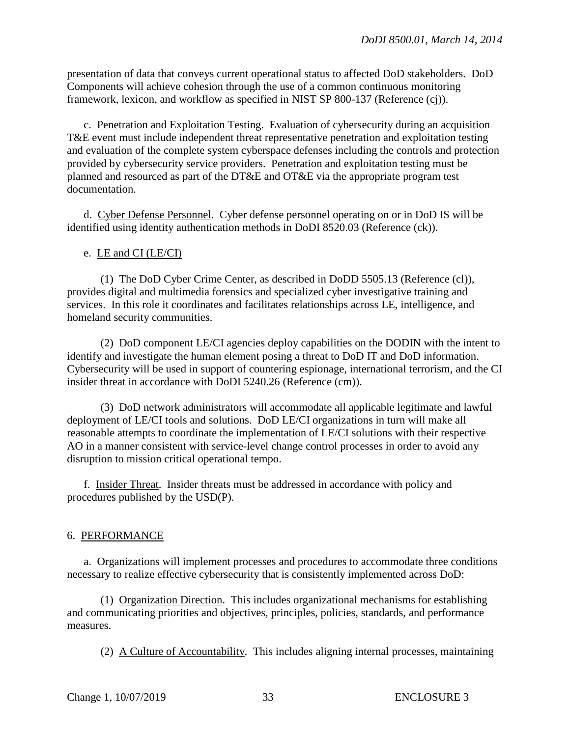presentation of data that conveys current operational status to affected DoD stakeholders. DoD Components will achieve cohesion through the use of a common continuous monitoring framework, lexicon, and workflow as specified in NIST SP 800-137 (Reference (cj)).

c. Penetration and Exploitation Testing. Evaluation of cybersecurity during an acquisition T&E event must include independent threat representative penetration and exploitation testing and evaluation of the complete system cyberspace defenses including the controls and protection provided by cybersecurity service providers. Penetration and exploitation testing must be planned and resourced as part of the DT&E and OT&E via the appropriate program test documentation.

d. Cyber Defense Personnel. Cyber defense personnel operating on or in DoD IS will be identified using identity authentication methods in DoDI 8520.03 (Reference (ck)).

e. LE and CI (LE/CI)

(1) The DoD Cyber Crime Center, as described in DoDD 5505.13 (Reference (cl)), provides digital and multimedia forensics and specialized cyber investigative training and services. In this role it coordinates and facilitates relationships across LE, intelligence, and homeland security communities.

(2) DoD component LE/CI agencies deploy capabilities on the DODIN with the intent to identify and investigate the human element posing a threat to DoD IT and DoD information. Cybersecurity will be used in support of countering espionage, international terrorism, and the CI insider threat in accordance with DoDI 5240.26 (Reference (cm)).

(3) DoD network administrators will accommodate all applicable legitimate and lawful deployment of LE/CI tools and solutions. DoD LE/CI organizations in turn will make all reasonable attempts to coordinate the implementation of LE/CI solutions with their respective AO in a manner consistent with service-level change control processes in order to avoid any disruption to mission critical operational tempo.

f. Insider Threat. Insider threats must be addressed in accordance with policy and procedures published by the USD(P).

## 6. PERFORMANCE

a. Organizations will implement processes and procedures to accommodate three conditions necessary to realize effective cybersecurity that is consistently implemented across DoD:

(1) Organization Direction. This includes organizational mechanisms for establishing and communicating priorities and objectives, principles, policies, standards, and performance measures.

(2) A Culture of Accountability. This includes aligning internal processes, maintaining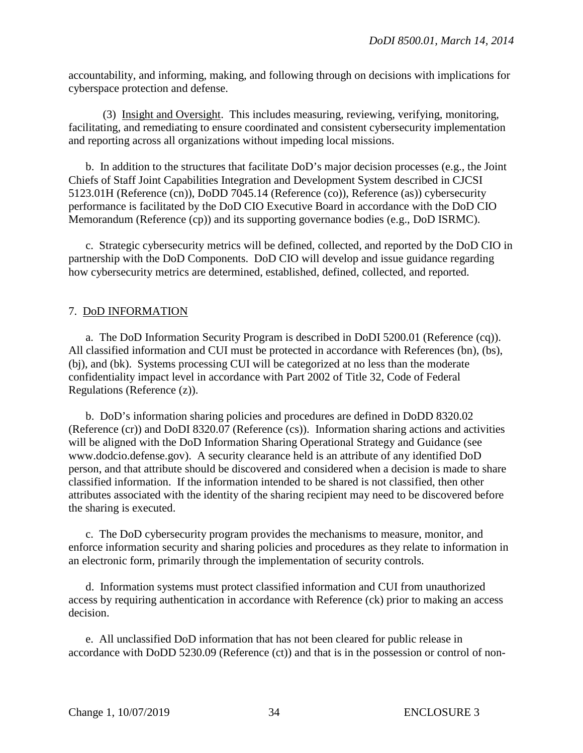accountability, and informing, making, and following through on decisions with implications for cyberspace protection and defense.

(3) Insight and Oversight. This includes measuring, reviewing, verifying, monitoring, facilitating, and remediating to ensure coordinated and consistent cybersecurity implementation and reporting across all organizations without impeding local missions.

b. In addition to the structures that facilitate DoD's major decision processes (e.g., the Joint Chiefs of Staff Joint Capabilities Integration and Development System described in CJCSI 5123.01H (Reference (cn)), DoDD 7045.14 (Reference (co)), Reference (as)) cybersecurity performance is facilitated by the DoD CIO Executive Board in accordance with the DoD CIO Memorandum (Reference (cp)) and its supporting governance bodies (e.g., DoD ISRMC).

c. Strategic cybersecurity metrics will be defined, collected, and reported by the DoD CIO in partnership with the DoD Components. DoD CIO will develop and issue guidance regarding how cybersecurity metrics are determined, established, defined, collected, and reported.

## 7. DoD INFORMATION

a. The DoD Information Security Program is described in DoDI 5200.01 (Reference (cq)). All classified information and CUI must be protected in accordance with References (bn), (bs), (bj), and (bk). Systems processing CUI will be categorized at no less than the moderate confidentiality impact level in accordance with Part 2002 of Title 32, Code of Federal Regulations (Reference (z)).

b. DoD's information sharing policies and procedures are defined in DoDD 8320.02 (Reference (cr)) and DoDI 8320.07 (Reference (cs)). Information sharing actions and activities will be aligned with the DoD Information Sharing Operational Strategy and Guidance (see www.dodcio.defense.gov). A security clearance held is an attribute of any identified DoD person, and that attribute should be discovered and considered when a decision is made to share classified information. If the information intended to be shared is not classified, then other attributes associated with the identity of the sharing recipient may need to be discovered before the sharing is executed.

c. The DoD cybersecurity program provides the mechanisms to measure, monitor, and enforce information security and sharing policies and procedures as they relate to information in an electronic form, primarily through the implementation of security controls.

d. Information systems must protect classified information and CUI from unauthorized access by requiring authentication in accordance with Reference (ck) prior to making an access decision.

e. All unclassified DoD information that has not been cleared for public release in accordance with DoDD 5230.09 (Reference (ct)) and that is in the possession or control of non-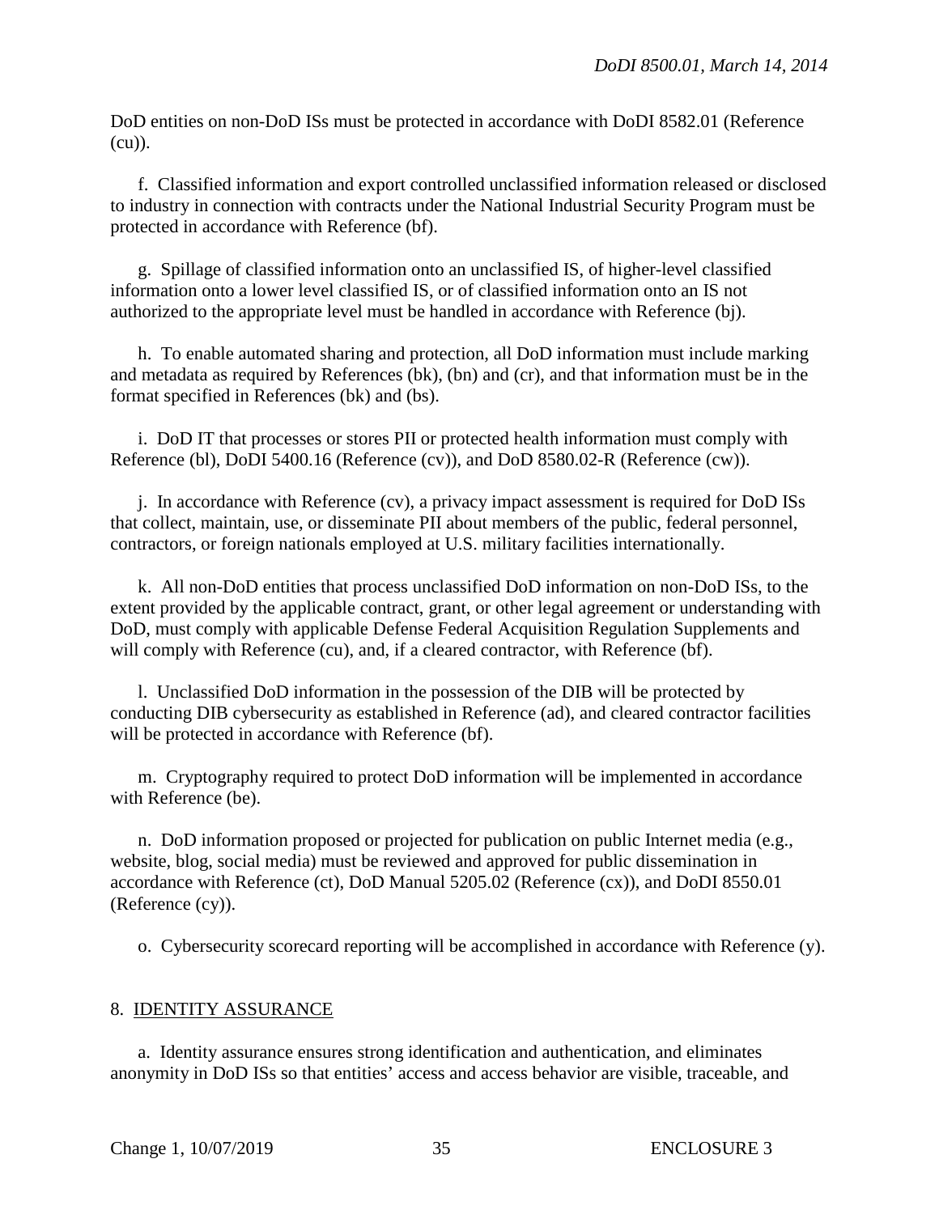DoD entities on non-DoD ISs must be protected in accordance with DoDI 8582.01 (Reference (cu)).

f. Classified information and export controlled unclassified information released or disclosed to industry in connection with contracts under the National Industrial Security Program must be protected in accordance with Reference (bf).

g. Spillage of classified information onto an unclassified IS, of higher-level classified information onto a lower level classified IS, or of classified information onto an IS not authorized to the appropriate level must be handled in accordance with Reference (bj).

h. To enable automated sharing and protection, all DoD information must include marking and metadata as required by References (bk), (bn) and (cr), and that information must be in the format specified in References (bk) and (bs).

i. DoD IT that processes or stores PII or protected health information must comply with Reference (bl), DoDI 5400.16 (Reference (cv)), and DoD 8580.02-R (Reference (cw)).

j. In accordance with Reference (cv), a privacy impact assessment is required for DoD ISs that collect, maintain, use, or disseminate PII about members of the public, federal personnel, contractors, or foreign nationals employed at U.S. military facilities internationally.

k. All non-DoD entities that process unclassified DoD information on non-DoD ISs, to the extent provided by the applicable contract, grant, or other legal agreement or understanding with DoD, must comply with applicable Defense Federal Acquisition Regulation Supplements and will comply with Reference (cu), and, if a cleared contractor, with Reference (bf).

l. Unclassified DoD information in the possession of the DIB will be protected by conducting DIB cybersecurity as established in Reference (ad), and cleared contractor facilities will be protected in accordance with Reference (bf).

m. Cryptography required to protect DoD information will be implemented in accordance with Reference (be).

n. DoD information proposed or projected for publication on public Internet media (e.g., website, blog, social media) must be reviewed and approved for public dissemination in accordance with Reference (ct), DoD Manual 5205.02 (Reference (cx)), and DoDI 8550.01 (Reference (cy)).

o. Cybersecurity scorecard reporting will be accomplished in accordance with Reference (y).

8. IDENTITY ASSURANCE

a. Identity assurance ensures strong identification and authentication, and eliminates anonymity in DoD ISs so that entities' access and access behavior are visible, traceable, and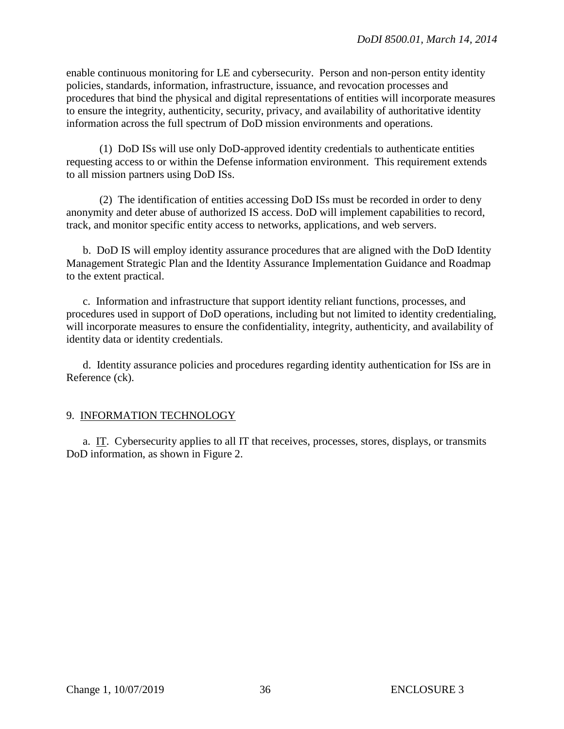enable continuous monitoring for LE and cybersecurity. Person and non-person entity identity policies, standards, information, infrastructure, issuance, and revocation processes and procedures that bind the physical and digital representations of entities will incorporate measures to ensure the integrity, authenticity, security, privacy, and availability of authoritative identity information across the full spectrum of DoD mission environments and operations.

(1) DoD ISs will use only DoD-approved identity credentials to authenticate entities requesting access to or within the Defense information environment. This requirement extends to all mission partners using DoD ISs.

(2) The identification of entities accessing DoD ISs must be recorded in order to deny anonymity and deter abuse of authorized IS access. DoD will implement capabilities to record, track, and monitor specific entity access to networks, applications, and web servers.

b. DoD IS will employ identity assurance procedures that are aligned with the DoD Identity Management Strategic Plan and the Identity Assurance Implementation Guidance and Roadmap to the extent practical.

c. Information and infrastructure that support identity reliant functions, processes, and procedures used in support of DoD operations, including but not limited to identity credentialing, will incorporate measures to ensure the confidentiality, integrity, authenticity, and availability of identity data or identity credentials.

d. Identity assurance policies and procedures regarding identity authentication for ISs are in Reference (ck).

## 9. INFORMATION TECHNOLOGY

a. IT. Cybersecurity applies to all IT that receives, processes, stores, displays, or transmits DoD information, as shown in Figure 2.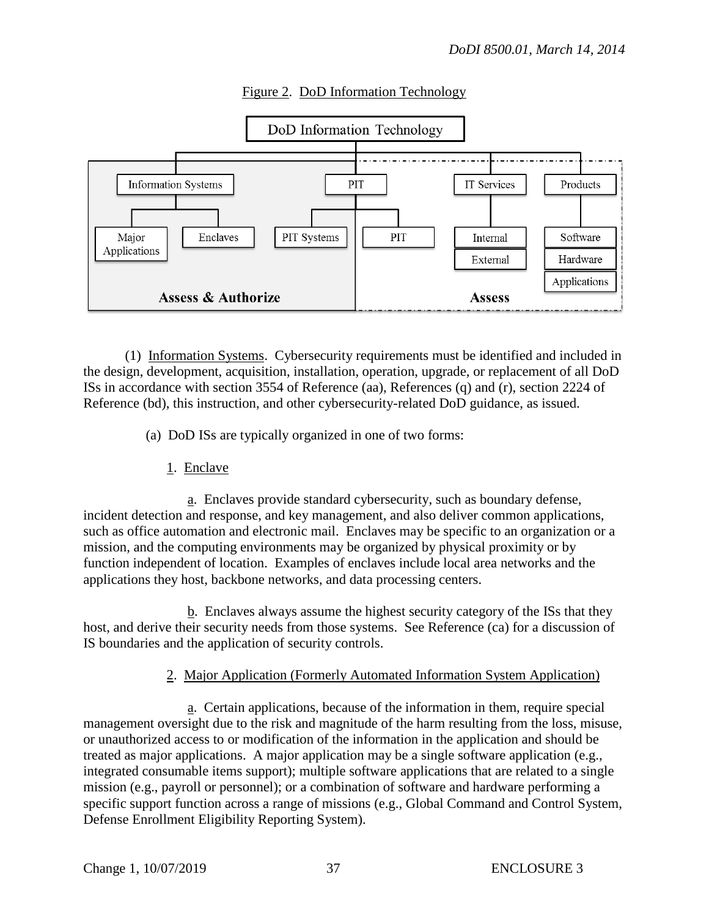Figure 2. DoD Information Technology

(1) Information Systems. Cybersecurity requirements must be identified and included in the design, development, acquisition, installation, operation, upgrade, or replacement of all DoD ISs in accordance with section 3554 of Reference (aa), References (q) and (r), section 2224 of Reference (bd), this instruction, and other cybersecurity-related DoD guidance, as issued.

(a) DoD ISs are typically organized in one of two forms:

1. Enclave

a. Enclaves provide standard cybersecurity, such as boundary defense, incident detection and response, and key management, and also deliver common applications, such as office automation and electronic mail. Enclaves may be specific to an organization or a mission, and the computing environments may be organized by physical proximity or by function independent of location. Examples of enclaves include local area networks and the applications they host, backbone networks, and data processing centers.

b. Enclaves always assume the highest security category of the ISs that they host, and derive their security needs from those systems. See Reference (ca) for a discussion of IS boundaries and the application of security controls.

2. Major Application (Formerly Automated Information System Application)

a. Certain applications, because of the information in them, require special management oversight due to the risk and magnitude of the harm resulting from the loss, misuse, or unauthorized access to or modification of the information in the application and should be treated as major applications. A major application may be a single software application (e.g., integrated consumable items support); multiple software applications that are related to a single mission (e.g., payroll or personnel); or a combination of software and hardware performing a specific support function across a range of missions (e.g., Global Command and Control System, Defense Enrollment Eligibility Reporting System).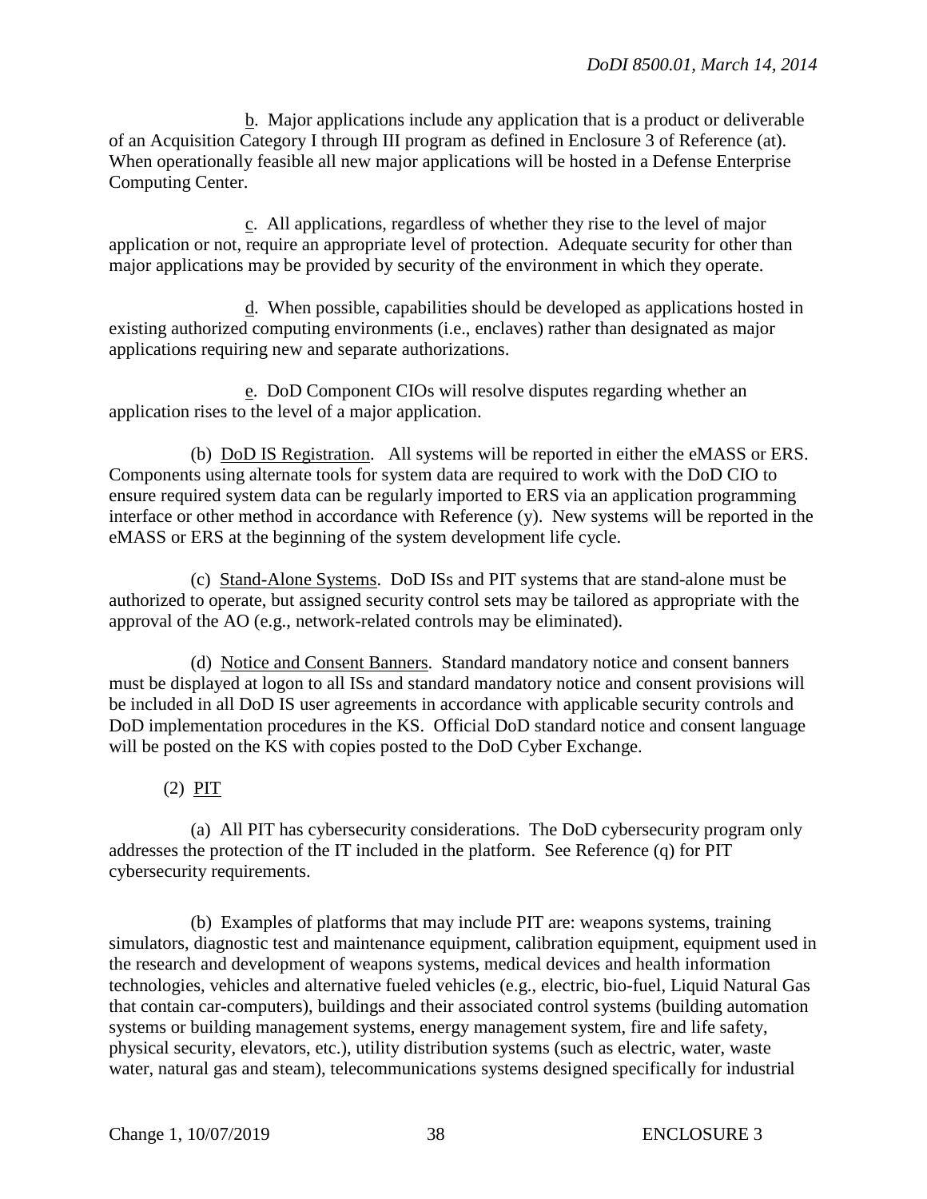b. Major applications include any application that is a product or deliverable of an Acquisition Category I through III program as defined in Enclosure 3 of Reference (at). When operationally feasible all new major applications will be hosted in a Defense Enterprise Computing Center.

c. All applications, regardless of whether they rise to the level of major application or not, require an appropriate level of protection. Adequate security for other than major applications may be provided by security of the environment in which they operate.

d. When possible, capabilities should be developed as applications hosted in existing authorized computing environments (i.e., enclaves) rather than designated as major applications requiring new and separate authorizations.

e. DoD Component CIOs will resolve disputes regarding whether an application rises to the level of a major application.

(b) DoD IS Registration. All systems will be reported in either the eMASS or ERS. Components using alternate tools for system data are required to work with the DoD CIO to ensure required system data can be regularly imported to ERS via an application programming interface or other method in accordance with Reference (y). New systems will be reported in the eMASS or ERS at the beginning of the system development life cycle.

(c) Stand-Alone Systems. DoD ISs and PIT systems that are stand-alone must be authorized to operate, but assigned security control sets may be tailored as appropriate with the approval of the AO (e.g., network-related controls may be eliminated).

(d) Notice and Consent Banners. Standard mandatory notice and consent banners must be displayed at logon to all ISs and standard mandatory notice and consent provisions will be included in all DoD IS user agreements in accordance with applicable security controls and DoD implementation procedures in the KS. Official DoD standard notice and consent language will be posted on the KS with copies posted to the DoD Cyber Exchange.

(2) PIT

(a) All PIT has cybersecurity considerations. The DoD cybersecurity program only addresses the protection of the IT included in the platform. See Reference (q) for PIT cybersecurity requirements.

(b) Examples of platforms that may include PIT are: weapons systems, training simulators, diagnostic test and maintenance equipment, calibration equipment, equipment used in the research and development of weapons systems, medical devices and health information technologies, vehicles and alternative fueled vehicles (e.g., electric, bio-fuel, Liquid Natural Gas that contain car-computers), buildings and their associated control systems (building automation systems or building management systems, energy management system, fire and life safety, physical security, elevators, etc.), utility distribution systems (such as electric, water, waste water, natural gas and steam), telecommunications systems designed specifically for industrial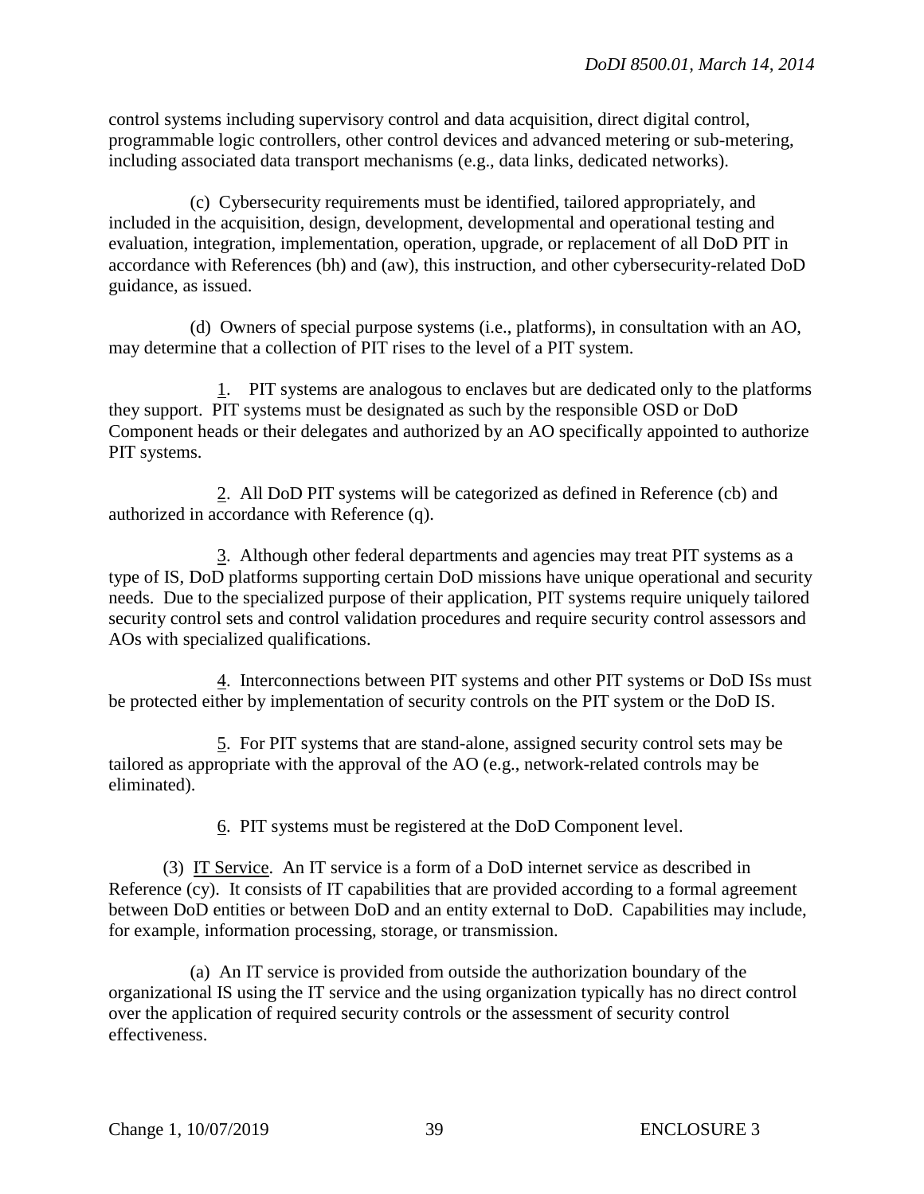control systems including supervisory control and data acquisition, direct digital control, programmable logic controllers, other control devices and advanced metering or sub-metering, including associated data transport mechanisms (e.g., data links, dedicated networks).

(c) Cybersecurity requirements must be identified, tailored appropriately, and included in the acquisition, design, development, developmental and operational testing and evaluation, integration, implementation, operation, upgrade, or replacement of all DoD PIT in accordance with References (bh) and (aw), this instruction, and other cybersecurity-related DoD guidance, as issued.

(d) Owners of special purpose systems (i.e., platforms), in consultation with an AO, may determine that a collection of PIT rises to the level of a PIT system.

1. PIT systems are analogous to enclaves but are dedicated only to the platforms they support. PIT systems must be designated as such by the responsible OSD or DoD Component heads or their delegates and authorized by an AO specifically appointed to authorize PIT systems.

2. All DoD PIT systems will be categorized as defined in Reference (cb) and authorized in accordance with Reference (q).

3. Although other federal departments and agencies may treat PIT systems as a type of IS, DoD platforms supporting certain DoD missions have unique operational and security needs. Due to the specialized purpose of their application, PIT systems require uniquely tailored security control sets and control validation procedures and require security control assessors and AOs with specialized qualifications.

4. Interconnections between PIT systems and other PIT systems or DoD ISs must be protected either by implementation of security controls on the PIT system or the DoD IS.

5. For PIT systems that are stand-alone, assigned security control sets may be tailored as appropriate with the approval of the AO (e.g., network-related controls may be eliminated).

6. PIT systems must be registered at the DoD Component level.

(3) IT Service. An IT service is a form of a DoD internet service as described in Reference (cy). It consists of IT capabilities that are provided according to a formal agreement between DoD entities or between DoD and an entity external to DoD. Capabilities may include, for example, information processing, storage, or transmission.

(a) An IT service is provided from outside the authorization boundary of the organizational IS using the IT service and the using organization typically has no direct control over the application of required security controls or the assessment of security control effectiveness.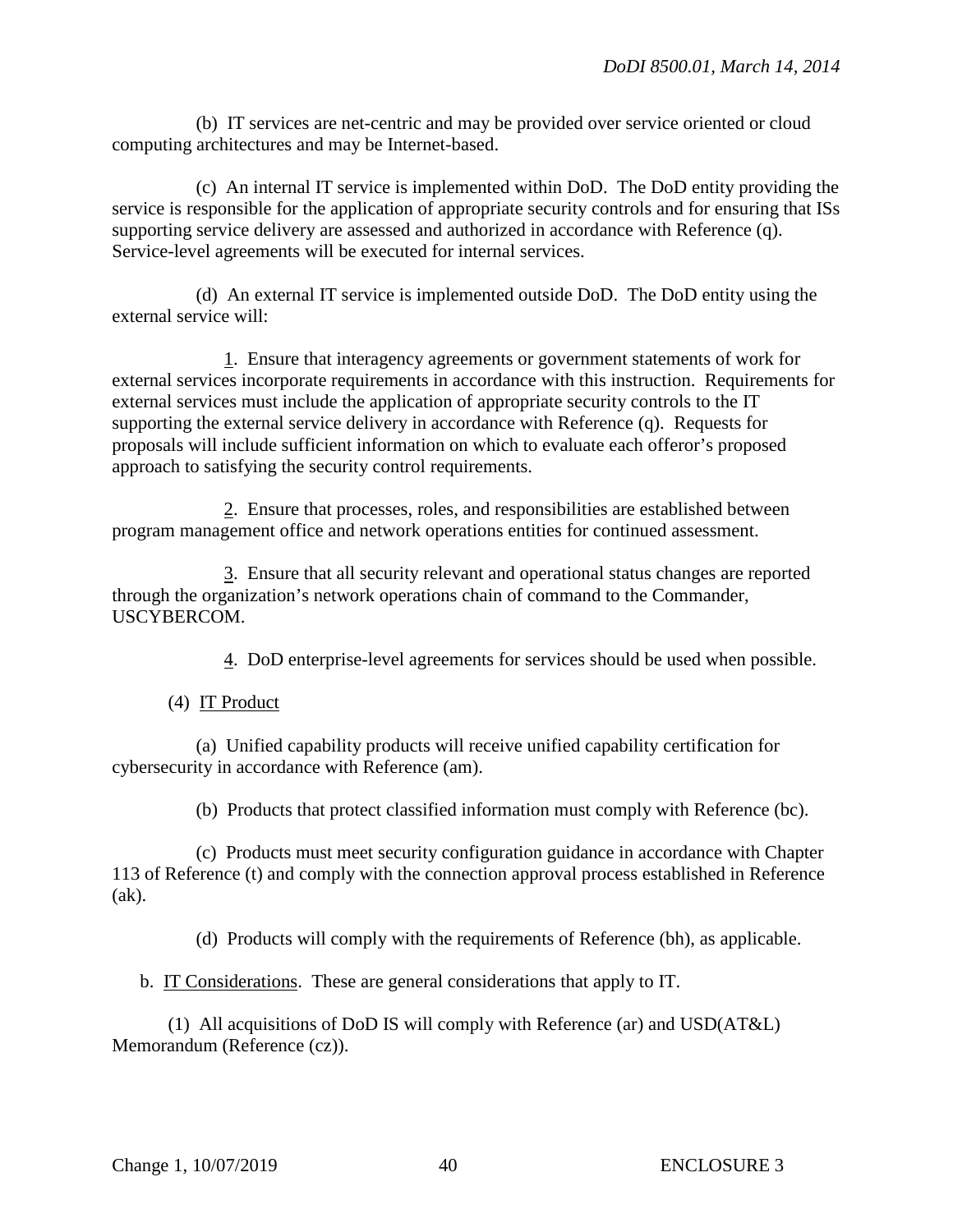(b) IT services are net-centric and may be provided over service oriented or cloud computing architectures and may be Internet-based.

(c) An internal IT service is implemented within DoD. The DoD entity providing the service is responsible for the application of appropriate security controls and for ensuring that ISs supporting service delivery are assessed and authorized in accordance with Reference (q). Service-level agreements will be executed for internal services.

(d) An external IT service is implemented outside DoD. The DoD entity using the external service will:

1. Ensure that interagency agreements or government statements of work for external services incorporate requirements in accordance with this instruction. Requirements for external services must include the application of appropriate security controls to the IT supporting the external service delivery in accordance with Reference (q). Requests for proposals will include sufficient information on which to evaluate each offeror's proposed approach to satisfying the security control requirements.

2. Ensure that processes, roles, and responsibilities are established between program management office and network operations entities for continued assessment.

3. Ensure that all security relevant and operational status changes are reported through the organization's network operations chain of command to the Commander, USCYBERCOM.

4. DoD enterprise-level agreements for services should be used when possible.

(4) IT Product

(a) Unified capability products will receive unified capability certification for cybersecurity in accordance with Reference (am).

(b) Products that protect classified information must comply with Reference (bc).

(c) Products must meet security configuration guidance in accordance with Chapter 113 of Reference (t) and comply with the connection approval process established in Reference (ak).

(d) Products will comply with the requirements of Reference (bh), as applicable.

b. IT Considerations. These are general considerations that apply to IT.

(1) All acquisitions of DoD IS will comply with Reference (ar) and USD(AT&L) Memorandum (Reference (cz)).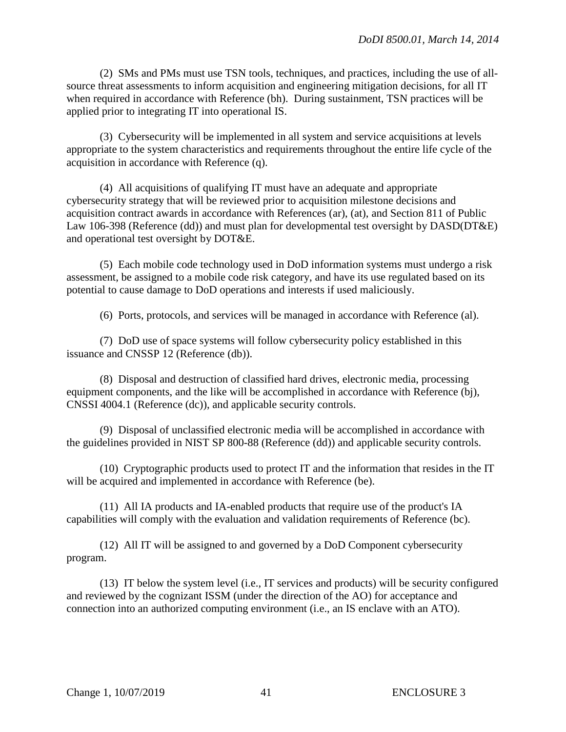(2) SMs and PMs must use TSN tools, techniques, and practices, including the use of all-source threat assessments to inform acquisition and engineering mitigation decisions, for all IT when required in accordance with Reference (bh). During sustainment, TSN practices will be applied prior to integrating IT into operational IS.

(3) Cybersecurity will be implemented in all system and service acquisitions at levels appropriate to the system characteristics and requirements throughout the entire life cycle of the acquisition in accordance with Reference (q).

(4) All acquisitions of qualifying IT must have an adequate and appropriate cybersecurity strategy that will be reviewed prior to acquisition milestone decisions and acquisition contract awards in accordance with References (ar), (at), and Section 811 of Public Law 106-398 (Reference (dd)) and must plan for developmental test oversight by DASD(DT&E) and operational test oversight by DOT&E.

(5) Each mobile code technology used in DoD information systems must undergo a risk assessment, be assigned to a mobile code risk category, and have its use regulated based on its potential to cause damage to DoD operations and interests if used maliciously.

(6) Ports, protocols, and services will be managed in accordance with Reference (al).

(7) DoD use of space systems will follow cybersecurity policy established in this issuance and CNSSP 12 (Reference (db)).

(8) Disposal and destruction of classified hard drives, electronic media, processing equipment components, and the like will be accomplished in accordance with Reference (bj), CNSSI 4004.1 (Reference (dc)), and applicable security controls.

(9) Disposal of unclassified electronic media will be accomplished in accordance with the guidelines provided in NIST SP 800-88 (Reference (dd)) and applicable security controls.

(10) Cryptographic products used to protect IT and the information that resides in the IT will be acquired and implemented in accordance with Reference (be).

(11) All IA products and IA-enabled products that require use of the product's IA capabilities will comply with the evaluation and validation requirements of Reference (bc).

(12) All IT will be assigned to and governed by a DoD Component cybersecurity program.

(13) IT below the system level (i.e., IT services and products) will be security configured and reviewed by the cognizant ISSM (under the direction of the AO) for acceptance and connection into an authorized computing environment (i.e., an IS enclave with an ATO).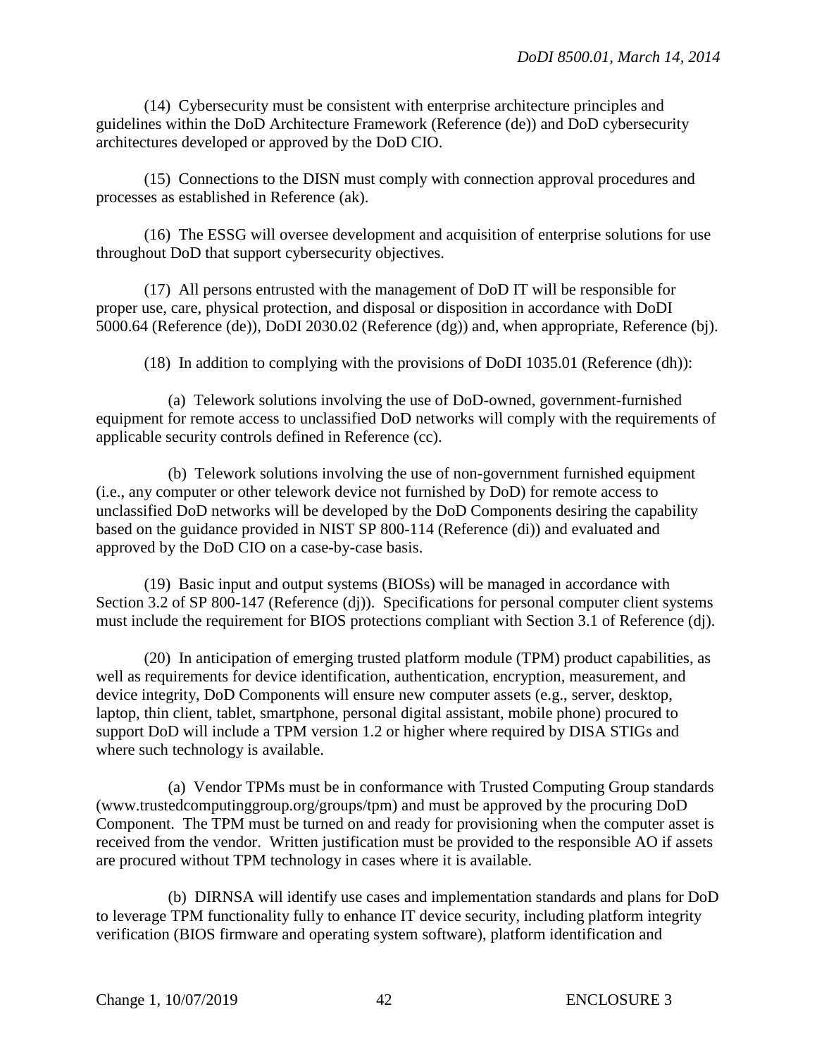(14) Cybersecurity must be consistent with enterprise architecture principles and guidelines within the DoD Architecture Framework (Reference (de)) and DoD cybersecurity architectures developed or approved by the DoD CIO.

(15) Connections to the DISN must comply with connection approval procedures and processes as established in Reference (ak).

(16) The ESSG will oversee development and acquisition of enterprise solutions for use throughout DoD that support cybersecurity objectives.

(17) All persons entrusted with the management of DoD IT will be responsible for proper use, care, physical protection, and disposal or disposition in accordance with DoDI 5000.64 (Reference (de)), DoDI 2030.02 (Reference (dg)) and, when appropriate, Reference (bj).

(18) In addition to complying with the provisions of DoDI 1035.01 (Reference (dh)):

(a) Telework solutions involving the use of DoD-owned, government-furnished equipment for remote access to unclassified DoD networks will comply with the requirements of applicable security controls defined in Reference (cc).

(b) Telework solutions involving the use of non-government furnished equipment (i.e., any computer or other telework device not furnished by DoD) for remote access to unclassified DoD networks will be developed by the DoD Components desiring the capability based on the guidance provided in NIST SP 800-114 (Reference (di)) and evaluated and approved by the DoD CIO on a case-by-case basis.

(19) Basic input and output systems (BIOSs) will be managed in accordance with Section 3.2 of SP 800-147 (Reference (dj)). Specifications for personal computer client systems must include the requirement for BIOS protections compliant with Section 3.1 of Reference (dj).

(20) In anticipation of emerging trusted platform module (TPM) product capabilities, as well as requirements for device identification, authentication, encryption, measurement, and device integrity, DoD Components will ensure new computer assets (e.g., server, desktop, laptop, thin client, tablet, smartphone, personal digital assistant, mobile phone) procured to support DoD will include a TPM version 1.2 or higher where required by DISA STIGs and where such technology is available.

(a) Vendor TPMs must be in conformance with Trusted Computing Group standards (www.trustedcomputinggroup.org/groups/tpm) and must be approved by the procuring DoD Component. The TPM must be turned on and ready for provisioning when the computer asset is received from the vendor. Written justification must be provided to the responsible AO if assets are procured without TPM technology in cases where it is available.

(b) DIRNSA will identify use cases and implementation standards and plans for DoD to leverage TPM functionality fully to enhance IT device security, including platform integrity verification (BIOS firmware and operating system software), platform identification and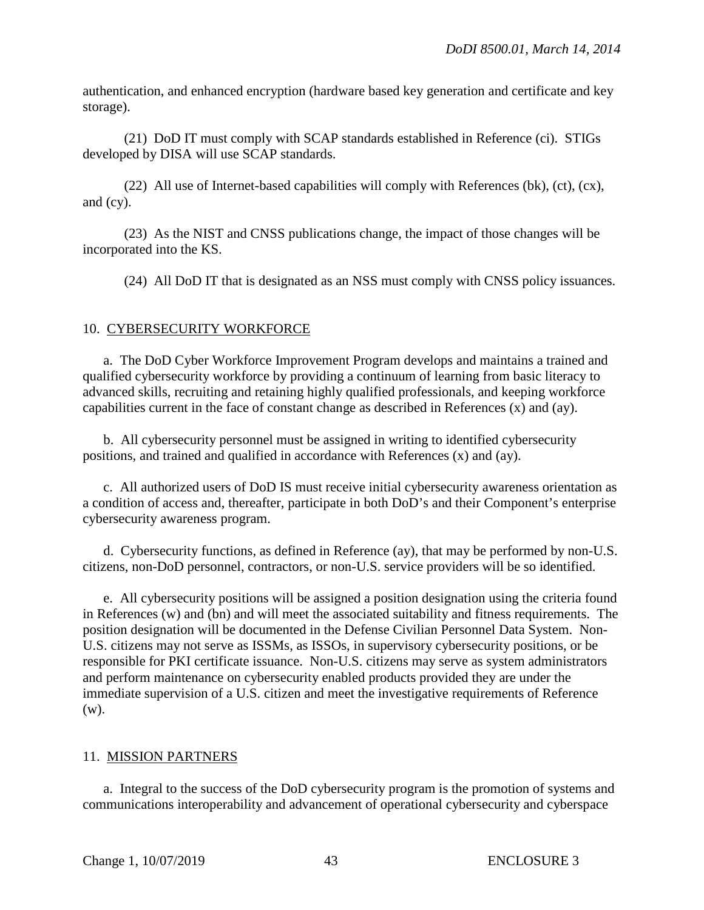authentication, and enhanced encryption (hardware based key generation and certificate and key storage).

(21) DoD IT must comply with SCAP standards established in Reference (ci). STIGs developed by DISA will use SCAP standards.

(22) All use of Internet-based capabilities will comply with References (bk), (ct), (cx), and (cy).

(23) As the NIST and CNSS publications change, the impact of those changes will be incorporated into the KS.

(24) All DoD IT that is designated as an NSS must comply with CNSS policy issuances.

## 10. CYBERSECURITY WORKFORCE

a. The DoD Cyber Workforce Improvement Program develops and maintains a trained and qualified cybersecurity workforce by providing a continuum of learning from basic literacy to advanced skills, recruiting and retaining highly qualified professionals, and keeping workforce capabilities current in the face of constant change as described in References (x) and (ay).

b. All cybersecurity personnel must be assigned in writing to identified cybersecurity positions, and trained and qualified in accordance with References (x) and (ay).

c. All authorized users of DoD IS must receive initial cybersecurity awareness orientation as a condition of access and, thereafter, participate in both DoD's and their Component's enterprise cybersecurity awareness program.

d. Cybersecurity functions, as defined in Reference (ay), that may be performed by non-U.S. citizens, non-DoD personnel, contractors, or non-U.S. service providers will be so identified.

e. All cybersecurity positions will be assigned a position designation using the criteria found in References (w) and (bn) and will meet the associated suitability and fitness requirements. The position designation will be documented in the Defense Civilian Personnel Data System. Non-U.S. citizens may not serve as ISSMs, as ISSOs, in supervisory cybersecurity positions, or be responsible for PKI certificate issuance. Non-U.S. citizens may serve as system administrators and perform maintenance on cybersecurity enabled products provided they are under the immediate supervision of a U.S. citizen and meet the investigative requirements of Reference (w).

## 11. MISSION PARTNERS

a. Integral to the success of the DoD cybersecurity program is the promotion of systems and communications interoperability and advancement of operational cybersecurity and cyberspace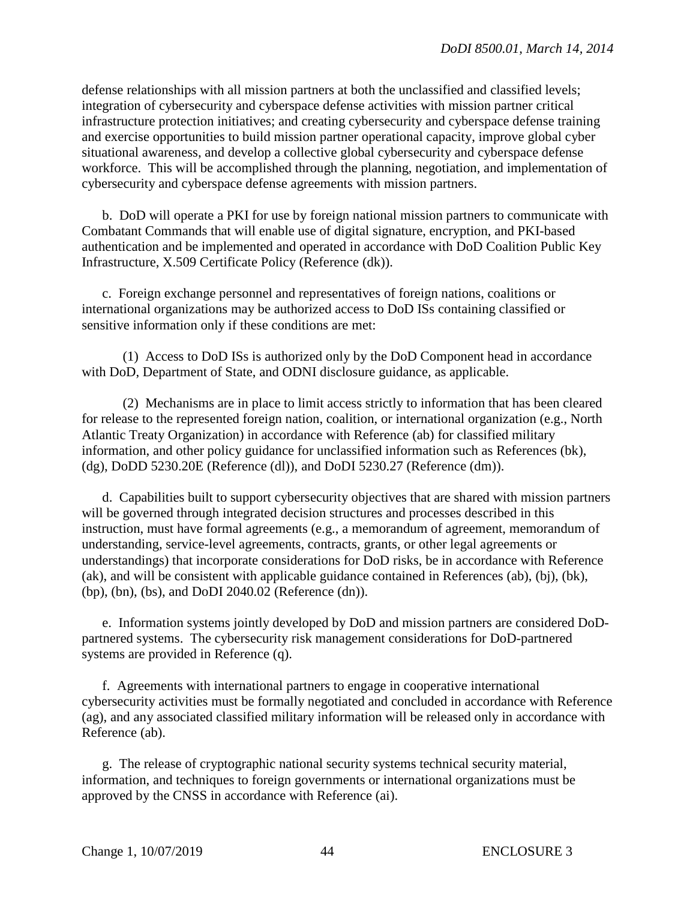defense relationships with all mission partners at both the unclassified and classified levels; integration of cybersecurity and cyberspace defense activities with mission partner critical infrastructure protection initiatives; and creating cybersecurity and cyberspace defense training and exercise opportunities to build mission partner operational capacity, improve global cyber situational awareness, and develop a collective global cybersecurity and cyberspace defense workforce. This will be accomplished through the planning, negotiation, and implementation of cybersecurity and cyberspace defense agreements with mission partners.

b. DoD will operate a PKI for use by foreign national mission partners to communicate with Combatant Commands that will enable use of digital signature, encryption, and PKI-based authentication and be implemented and operated in accordance with DoD Coalition Public Key Infrastructure, X.509 Certificate Policy (Reference (dk)).

c. Foreign exchange personnel and representatives of foreign nations, coalitions or international organizations may be authorized access to DoD ISs containing classified or sensitive information only if these conditions are met:

(1) Access to DoD ISs is authorized only by the DoD Component head in accordance with DoD, Department of State, and ODNI disclosure guidance, as applicable.

(2) Mechanisms are in place to limit access strictly to information that has been cleared for release to the represented foreign nation, coalition, or international organization (e.g., North Atlantic Treaty Organization) in accordance with Reference (ab) for classified military information, and other policy guidance for unclassified information such as References (bk), (dg), DoDD 5230.20E (Reference (dl)), and DoDI 5230.27 (Reference (dm)).

d. Capabilities built to support cybersecurity objectives that are shared with mission partners will be governed through integrated decision structures and processes described in this instruction, must have formal agreements (e.g., a memorandum of agreement, memorandum of understanding, service-level agreements, contracts, grants, or other legal agreements or understandings) that incorporate considerations for DoD risks, be in accordance with Reference (ak), and will be consistent with applicable guidance contained in References (ab), (bj), (bk), (bp), (bn), (bs), and DoDI 2040.02 (Reference (dn)).

e. Information systems jointly developed by DoD and mission partners are considered DoD-partnered systems. The cybersecurity risk management considerations for DoD-partnered systems are provided in Reference (q).

f. Agreements with international partners to engage in cooperative international cybersecurity activities must be formally negotiated and concluded in accordance with Reference (ag), and any associated classified military information will be released only in accordance with Reference (ab).

g. The release of cryptographic national security systems technical security material, information, and techniques to foreign governments or international organizations must be approved by the CNSS in accordance with Reference (ai).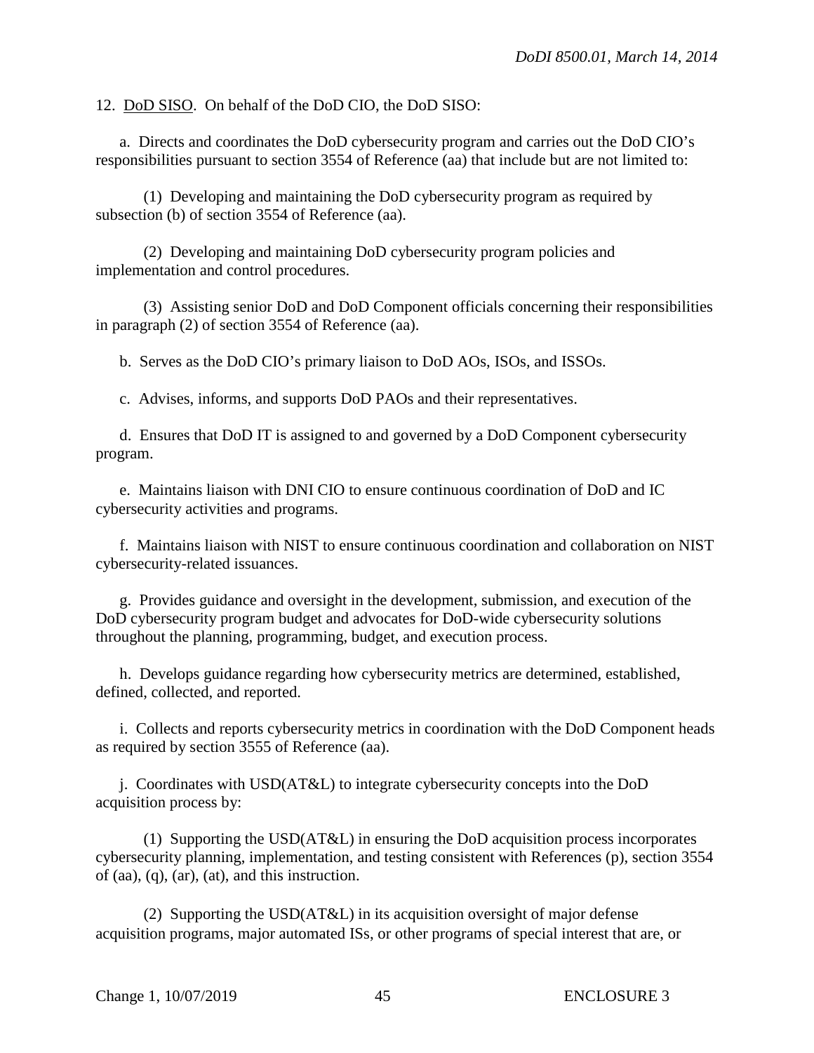12. DoD SISO. On behalf of the DoD CIO, the DoD SISO:

a. Directs and coordinates the DoD cybersecurity program and carries out the DoD CIO's responsibilities pursuant to section 3554 of Reference (aa) that include but are not limited to:

(1) Developing and maintaining the DoD cybersecurity program as required by subsection (b) of section 3554 of Reference (aa).

(2) Developing and maintaining DoD cybersecurity program policies and implementation and control procedures.

(3) Assisting senior DoD and DoD Component officials concerning their responsibilities in paragraph (2) of section 3554 of Reference (aa).

b. Serves as the DoD CIO's primary liaison to DoD AOs, ISOs, and ISSOs.

c. Advises, informs, and supports DoD PAOs and their representatives.

d. Ensures that DoD IT is assigned to and governed by a DoD Component cybersecurity program.

e. Maintains liaison with DNI CIO to ensure continuous coordination of DoD and IC cybersecurity activities and programs.

f. Maintains liaison with NIST to ensure continuous coordination and collaboration on NIST cybersecurity-related issuances.

g. Provides guidance and oversight in the development, submission, and execution of the DoD cybersecurity program budget and advocates for DoD-wide cybersecurity solutions throughout the planning, programming, budget, and execution process.

h. Develops guidance regarding how cybersecurity metrics are determined, established, defined, collected, and reported.

i. Collects and reports cybersecurity metrics in coordination with the DoD Component heads as required by section 3555 of Reference (aa).

j. Coordinates with USD(AT&L) to integrate cybersecurity concepts into the DoD acquisition process by:

(1) Supporting the USD(AT&L) in ensuring the DoD acquisition process incorporates cybersecurity planning, implementation, and testing consistent with References (p), section 3554 of (aa), (q), (ar), (at), and this instruction.

(2) Supporting the USD(AT&L) in its acquisition oversight of major defense acquisition programs, major automated ISs, or other programs of special interest that are, or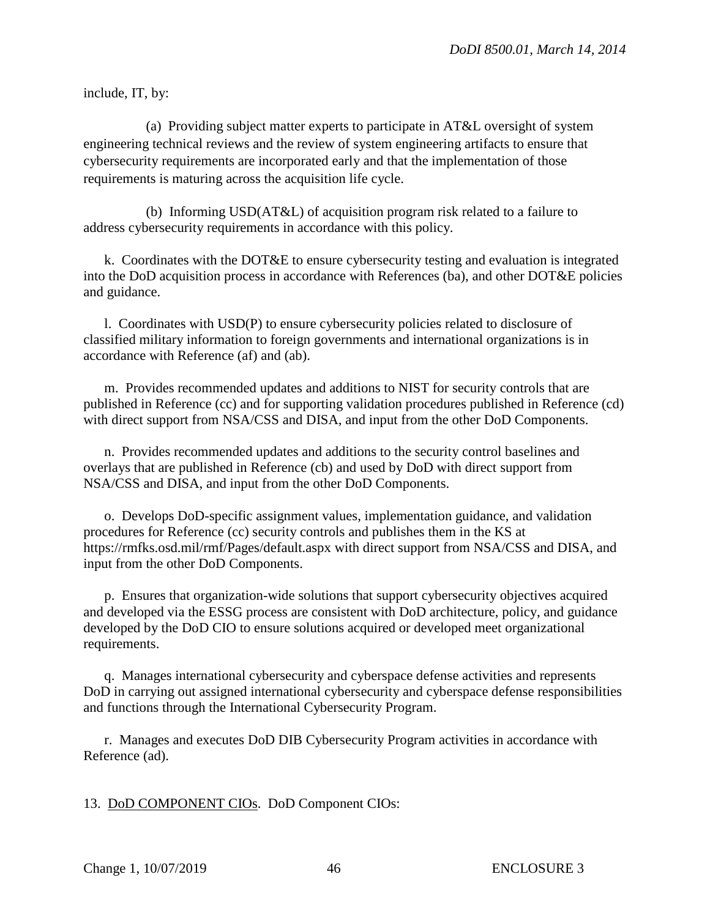include, IT, by:

(a) Providing subject matter experts to participate in AT&L oversight of system engineering technical reviews and the review of system engineering artifacts to ensure that cybersecurity requirements are incorporated early and that the implementation of those requirements is maturing across the acquisition life cycle.

(b) Informing USD(AT&L) of acquisition program risk related to a failure to address cybersecurity requirements in accordance with this policy.

k. Coordinates with the DOT&E to ensure cybersecurity testing and evaluation is integrated into the DoD acquisition process in accordance with References (ba), and other DOT&E policies and guidance.

l. Coordinates with USD(P) to ensure cybersecurity policies related to disclosure of classified military information to foreign governments and international organizations is in accordance with Reference (af) and (ab).

m. Provides recommended updates and additions to NIST for security controls that are published in Reference (cc) and for supporting validation procedures published in Reference (cd) with direct support from NSA/CSS and DISA, and input from the other DoD Components.

n. Provides recommended updates and additions to the security control baselines and overlays that are published in Reference (cb) and used by DoD with direct support from NSA/CSS and DISA, and input from the other DoD Components.

o. Develops DoD-specific assignment values, implementation guidance, and validation procedures for Reference (cc) security controls and publishes them in the KS at https://rmfks.osd.mil/rmf/Pages/default.aspx with direct support from NSA/CSS and DISA, and input from the other DoD Components.

p. Ensures that organization-wide solutions that support cybersecurity objectives acquired and developed via the ESSG process are consistent with DoD architecture, policy, and guidance developed by the DoD CIO to ensure solutions acquired or developed meet organizational requirements.

q. Manages international cybersecurity and cyberspace defense activities and represents DoD in carrying out assigned international cybersecurity and cyberspace defense responsibilities and functions through the International Cybersecurity Program.

r. Manages and executes DoD DIB Cybersecurity Program activities in accordance with Reference (ad).

13. DoD COMPONENT CIOs. DoD Component CIOs: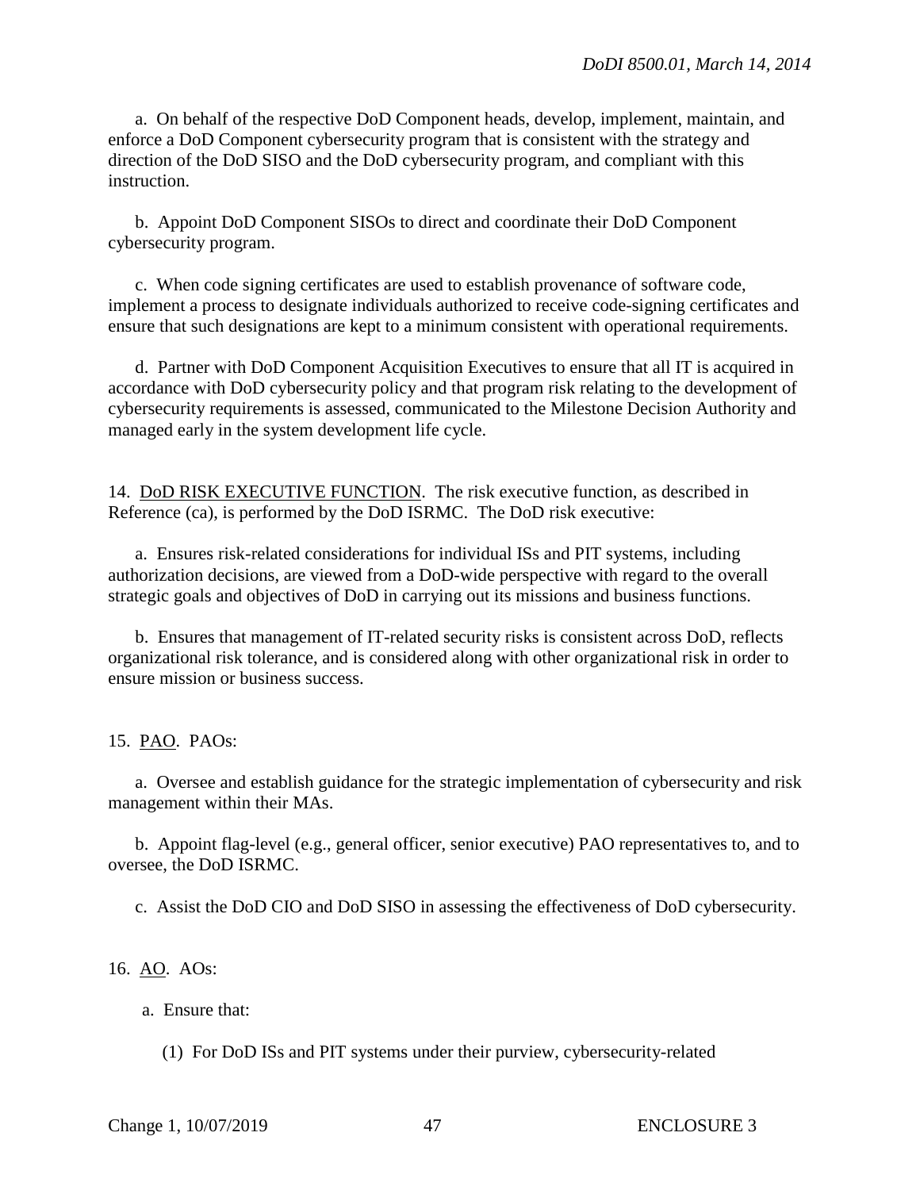a. On behalf of the respective DoD Component heads, develop, implement, maintain, and enforce a DoD Component cybersecurity program that is consistent with the strategy and direction of the DoD SISO and the DoD cybersecurity program, and compliant with this instruction.

b. Appoint DoD Component SISOs to direct and coordinate their DoD Component cybersecurity program.

c. When code signing certificates are used to establish provenance of software code, implement a process to designate individuals authorized to receive code-signing certificates and ensure that such designations are kept to a minimum consistent with operational requirements.

d. Partner with DoD Component Acquisition Executives to ensure that all IT is acquired in accordance with DoD cybersecurity policy and that program risk relating to the development of cybersecurity requirements is assessed, communicated to the Milestone Decision Authority and managed early in the system development life cycle.

14. DoD RISK EXECUTIVE FUNCTION. The risk executive function, as described in Reference (ca), is performed by the DoD ISRMC. The DoD risk executive:

a. Ensures risk-related considerations for individual ISs and PIT systems, including authorization decisions, are viewed from a DoD-wide perspective with regard to the overall strategic goals and objectives of DoD in carrying out its missions and business functions.

b. Ensures that management of IT-related security risks is consistent across DoD, reflects organizational risk tolerance, and is considered along with other organizational risk in order to ensure mission or business success.

15. PAO. PAOs:

a. Oversee and establish guidance for the strategic implementation of cybersecurity and risk management within their MAs.

b. Appoint flag-level (e.g., general officer, senior executive) PAO representatives to, and to oversee, the DoD ISRMC.

c. Assist the DoD CIO and DoD SISO in assessing the effectiveness of DoD cybersecurity.

16. AO. AOs:

a. Ensure that:

(1) For DoD ISs and PIT systems under their purview, cybersecurity-related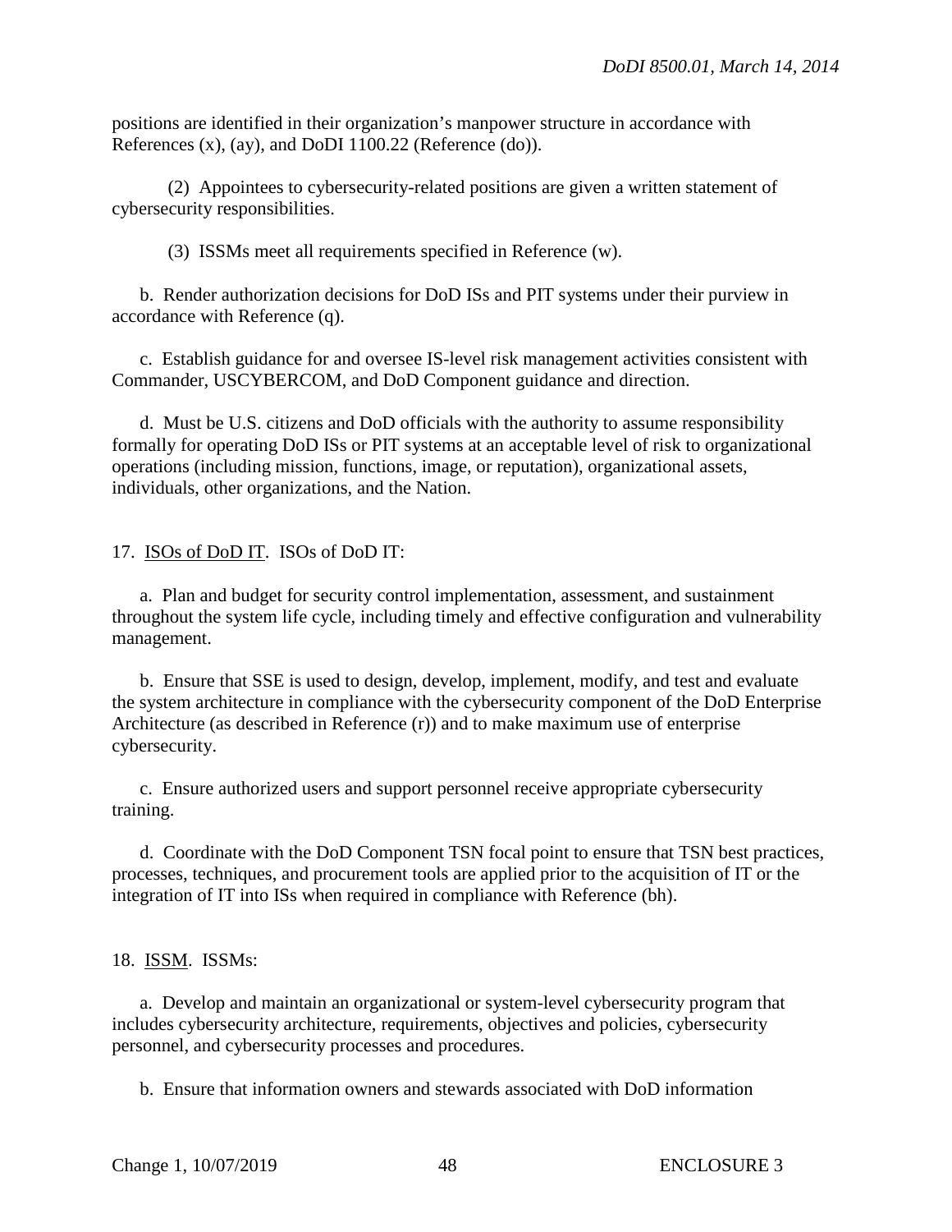positions are identified in their organization's manpower structure in accordance with References (x), (ay), and DoDI 1100.22 (Reference (do)).

(2) Appointees to cybersecurity-related positions are given a written statement of cybersecurity responsibilities.

(3) ISSMs meet all requirements specified in Reference (w).

b. Render authorization decisions for DoD ISs and PIT systems under their purview in accordance with Reference (q).

c. Establish guidance for and oversee IS-level risk management activities consistent with Commander, USCYBERCOM, and DoD Component guidance and direction.

d. Must be U.S. citizens and DoD officials with the authority to assume responsibility formally for operating DoD ISs or PIT systems at an acceptable level of risk to organizational operations (including mission, functions, image, or reputation), organizational assets, individuals, other organizations, and the Nation.

17. ISOs of DoD IT. ISOs of DoD IT:

a. Plan and budget for security control implementation, assessment, and sustainment throughout the system life cycle, including timely and effective configuration and vulnerability management.

b. Ensure that SSE is used to design, develop, implement, modify, and test and evaluate the system architecture in compliance with the cybersecurity component of the DoD Enterprise Architecture (as described in Reference (r)) and to make maximum use of enterprise cybersecurity.

c. Ensure authorized users and support personnel receive appropriate cybersecurity training.

d. Coordinate with the DoD Component TSN focal point to ensure that TSN best practices, processes, techniques, and procurement tools are applied prior to the acquisition of IT or the integration of IT into ISs when required in compliance with Reference (bh).

18. ISSM. ISSMs:

a. Develop and maintain an organizational or system-level cybersecurity program that includes cybersecurity architecture, requirements, objectives and policies, cybersecurity personnel, and cybersecurity processes and procedures.

b. Ensure that information owners and stewards associated with DoD information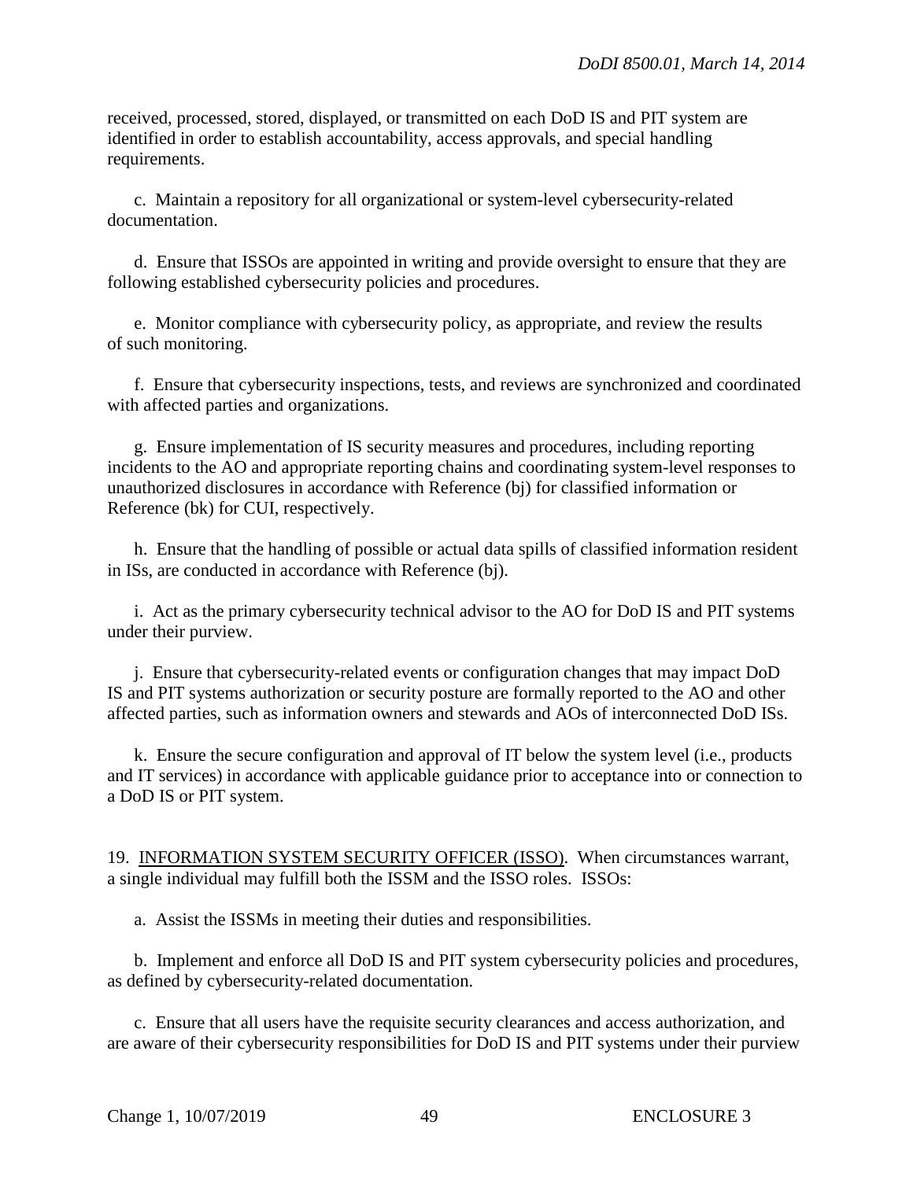received, processed, stored, displayed, or transmitted on each DoD IS and PIT system are identified in order to establish accountability, access approvals, and special handling requirements.

c. Maintain a repository for all organizational or system-level cybersecurity-related documentation.

d. Ensure that ISSOs are appointed in writing and provide oversight to ensure that they are following established cybersecurity policies and procedures.

e. Monitor compliance with cybersecurity policy, as appropriate, and review the results of such monitoring.

f. Ensure that cybersecurity inspections, tests, and reviews are synchronized and coordinated with affected parties and organizations.

g. Ensure implementation of IS security measures and procedures, including reporting incidents to the AO and appropriate reporting chains and coordinating system-level responses to unauthorized disclosures in accordance with Reference (bj) for classified information or Reference (bk) for CUI, respectively.

h. Ensure that the handling of possible or actual data spills of classified information resident in ISs, are conducted in accordance with Reference (bj).

i. Act as the primary cybersecurity technical advisor to the AO for DoD IS and PIT systems under their purview.

j. Ensure that cybersecurity-related events or configuration changes that may impact DoD IS and PIT systems authorization or security posture are formally reported to the AO and other affected parties, such as information owners and stewards and AOs of interconnected DoD ISs.

k. Ensure the secure configuration and approval of IT below the system level (i.e., products and IT services) in accordance with applicable guidance prior to acceptance into or connection to a DoD IS or PIT system.

19. INFORMATION SYSTEM SECURITY OFFICER (ISSO). When circumstances warrant, a single individual may fulfill both the ISSM and the ISSO roles. ISSOs:

a. Assist the ISSMs in meeting their duties and responsibilities.

b. Implement and enforce all DoD IS and PIT system cybersecurity policies and procedures, as defined by cybersecurity-related documentation.

c. Ensure that all users have the requisite security clearances and access authorization, and are aware of their cybersecurity responsibilities for DoD IS and PIT systems under their purview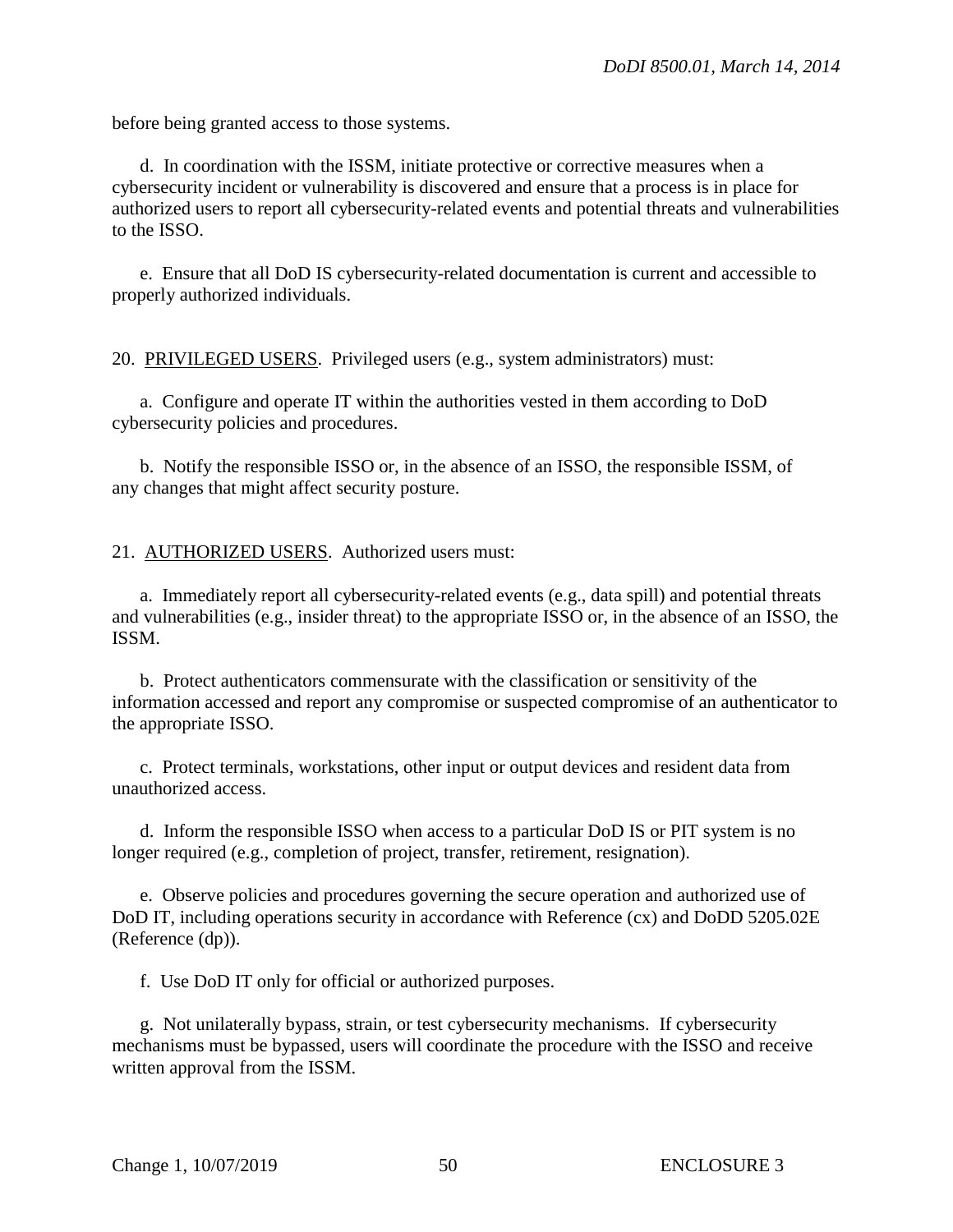before being granted access to those systems.

d. In coordination with the ISSM, initiate protective or corrective measures when a cybersecurity incident or vulnerability is discovered and ensure that a process is in place for authorized users to report all cybersecurity-related events and potential threats and vulnerabilities to the ISSO.

e. Ensure that all DoD IS cybersecurity-related documentation is current and accessible to properly authorized individuals.

20. PRIVILEGED USERS. Privileged users (e.g., system administrators) must:

a. Configure and operate IT within the authorities vested in them according to DoD cybersecurity policies and procedures.

b. Notify the responsible ISSO or, in the absence of an ISSO, the responsible ISSM, of any changes that might affect security posture.

21. AUTHORIZED USERS. Authorized users must:

a. Immediately report all cybersecurity-related events (e.g., data spill) and potential threats and vulnerabilities (e.g., insider threat) to the appropriate ISSO or, in the absence of an ISSO, the ISSM.

b. Protect authenticators commensurate with the classification or sensitivity of the information accessed and report any compromise or suspected compromise of an authenticator to the appropriate ISSO.

c. Protect terminals, workstations, other input or output devices and resident data from unauthorized access.

d. Inform the responsible ISSO when access to a particular DoD IS or PIT system is no longer required (e.g., completion of project, transfer, retirement, resignation).

e. Observe policies and procedures governing the secure operation and authorized use of DoD IT, including operations security in accordance with Reference (cx) and DoDD 5205.02E (Reference (dp)).

f. Use DoD IT only for official or authorized purposes.

g. Not unilaterally bypass, strain, or test cybersecurity mechanisms. If cybersecurity mechanisms must be bypassed, users will coordinate the procedure with the ISSO and receive written approval from the ISSM.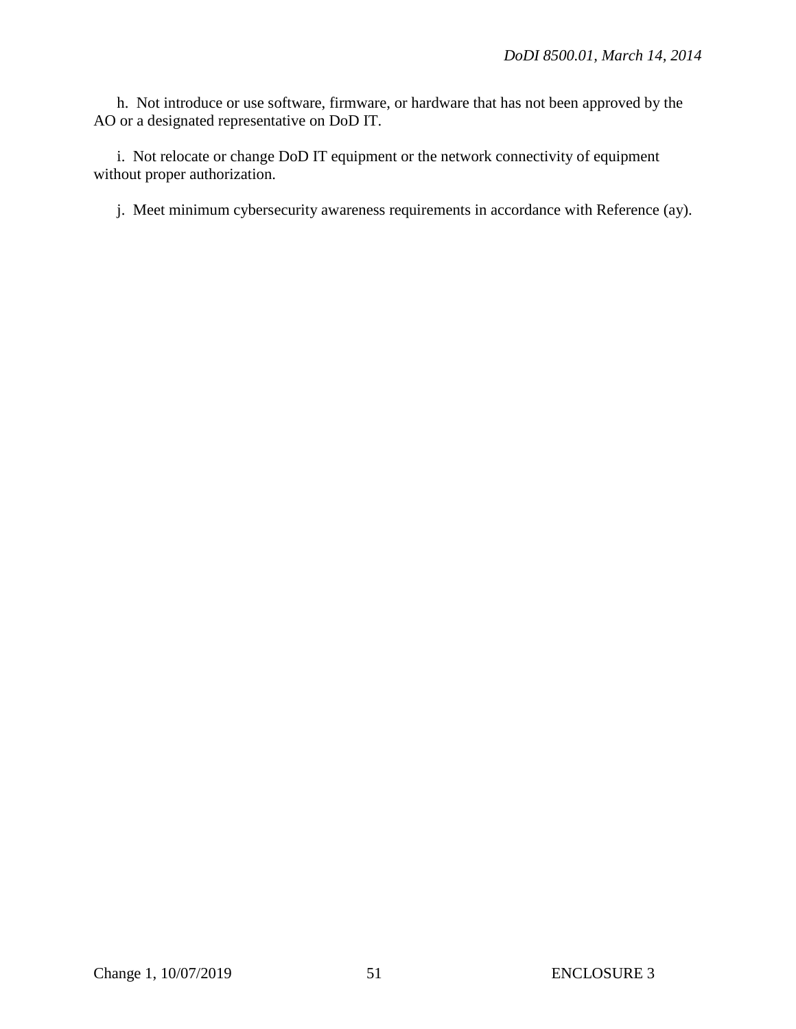h. Not introduce or use software, firmware, or hardware that has not been approved by the AO or a designated representative on DoD IT.

i. Not relocate or change DoD IT equipment or the network connectivity of equipment without proper authorization.

j. Meet minimum cybersecurity awareness requirements in accordance with Reference (ay).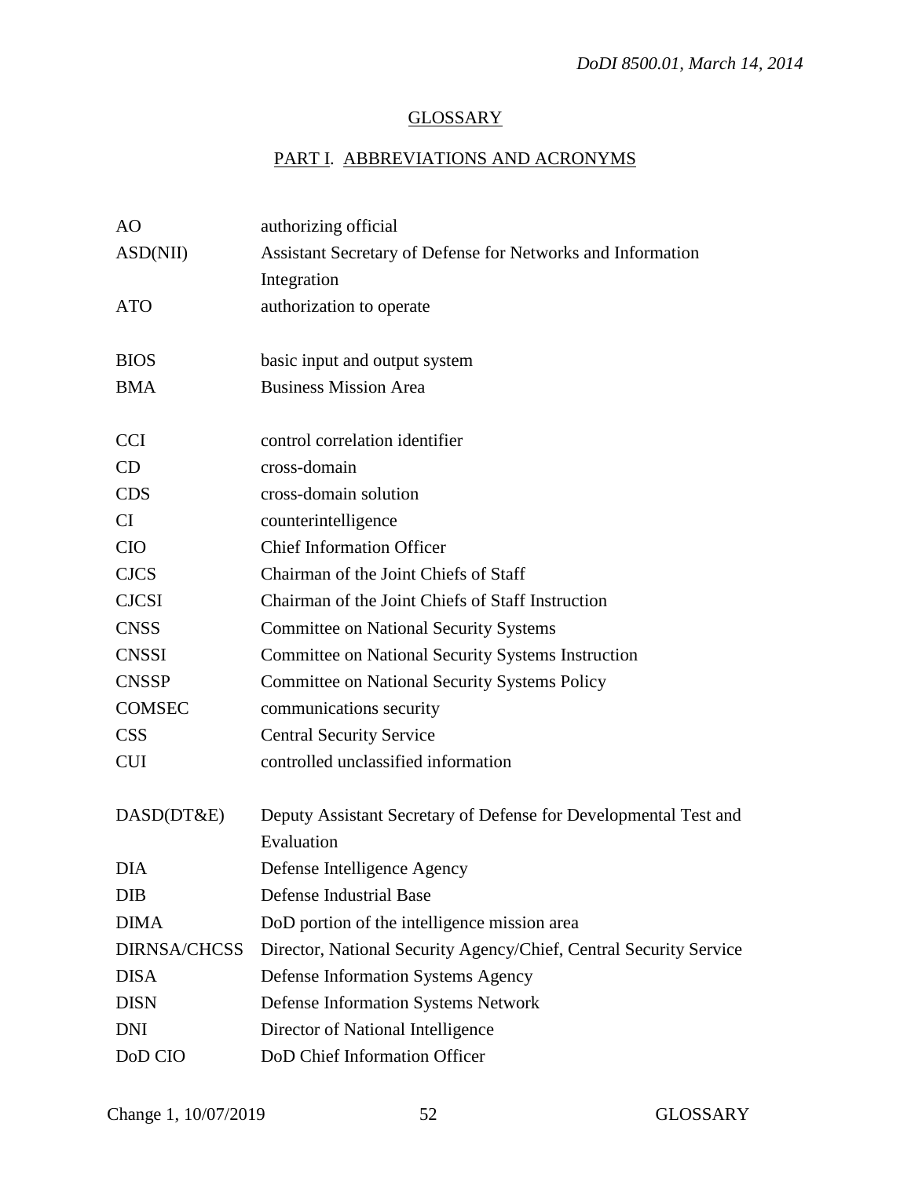## GLOSSARY

### PART I. ABBREVIATIONS AND ACRONYMS

| | |
|---|---|
| AO | authorizing official |
| ASD(NII) | Assistant Secretary of Defense for Networks and Information Integration |
| ATO | authorization to operate |
| | |
| BIOS | basic input and output system |
| BMA | Business Mission Area |
| | |
| CCI | control correlation identifier |
| CD | cross-domain |
| CDS | cross-domain solution |
| CI | counterintelligence |
| CIO | Chief Information Officer |
| CJCS | Chairman of the Joint Chiefs of Staff |
| CJCSI | Chairman of the Joint Chiefs of Staff Instruction |
| CNSS | Committee on National Security Systems |
| CNSSI | Committee on National Security Systems Instruction |
| CNSSP | Committee on National Security Systems Policy |
| COMSEC | communications security |
| CSS | Central Security Service |
| CUI | controlled unclassified information |
| | |
| DASD(DT&E) | Deputy Assistant Secretary of Defense for Developmental Test and Evaluation |
| DIA | Defense Intelligence Agency |
| DIB | Defense Industrial Base |
| DIMA | DoD portion of the intelligence mission area |
| DIRNSA/CHCSS | Director, National Security Agency/Chief, Central Security Service |
| DISA | Defense Information Systems Agency |
| DISN | Defense Information Systems Network |
| DNI | Director of National Intelligence |
| DoD CIO | DoD Chief Information Officer |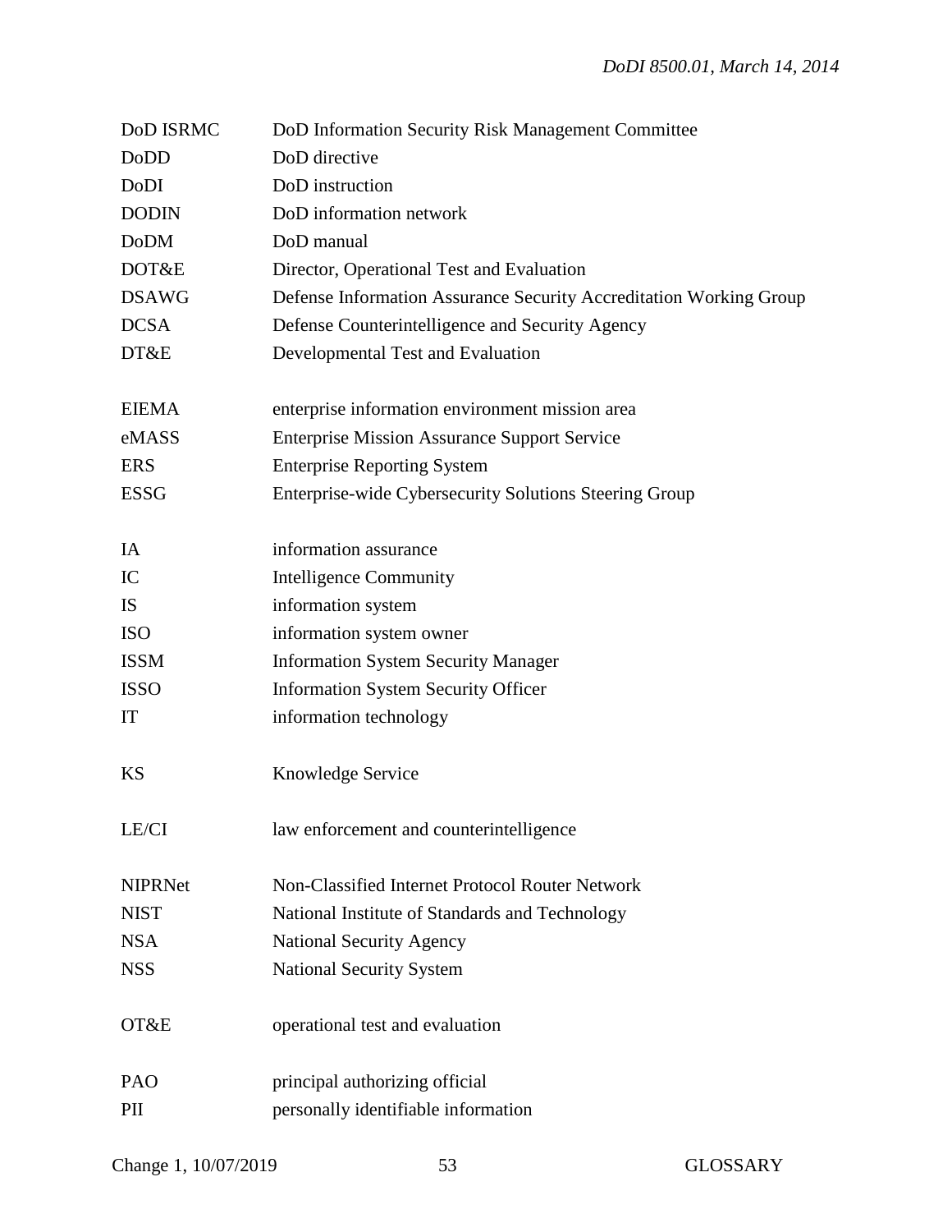| | |
|---|---|
| DoD ISRMC | DoD Information Security Risk Management Committee |
| DoDD | DoD directive |
| DoDI | DoD instruction |
| DODIN | DoD information network |
| DoDM | DoD manual |
| DOT&E | Director, Operational Test and Evaluation |
| DSAWG | Defense Information Assurance Security Accreditation Working Group |
| DCSA | Defense Counterintelligence and Security Agency |
| DT&E | Developmental Test and Evaluation |
| | |
| EIEMA | enterprise information environment mission area |
| eMASS | Enterprise Mission Assurance Support Service |
| ERS | Enterprise Reporting System |
| ESSG | Enterprise-wide Cybersecurity Solutions Steering Group |
| | |
| IA | information assurance |
| IC | Intelligence Community |
| IS | information system |
| ISO | information system owner |
| ISSM | Information System Security Manager |
| ISSO | Information System Security Officer |
| IT | information technology |
| | |
| KS | Knowledge Service |
| | |
| LE/CI | law enforcement and counterintelligence |
| | |
| NIPRNet | Non-Classified Internet Protocol Router Network |
| NIST | National Institute of Standards and Technology |
| NSA | National Security Agency |
| NSS | National Security System |
| | |
| OT&E | operational test and evaluation |
| | |
| PAO | principal authorizing official |
| PII | personally identifiable information |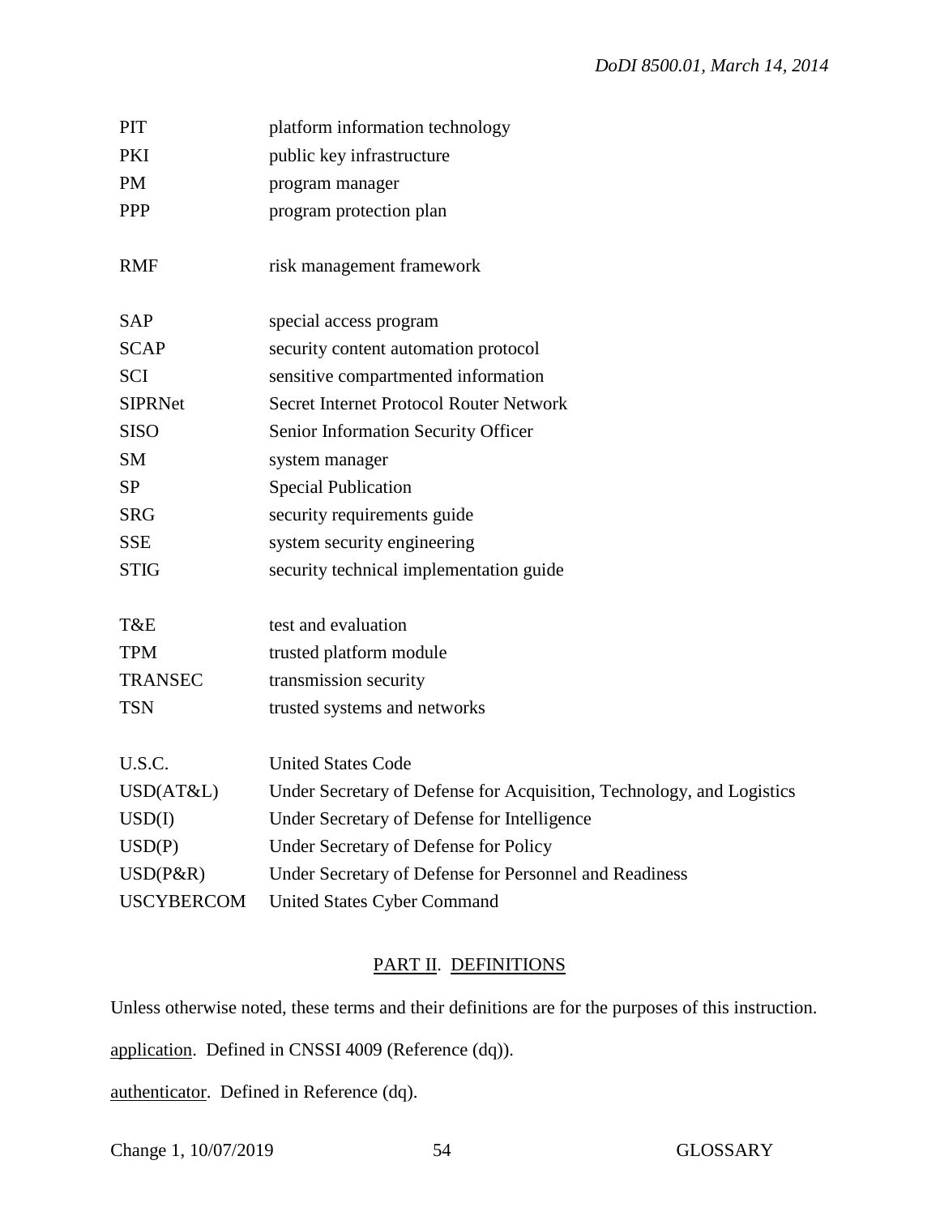| | |
|---|---|
| PIT | platform information technology |
| PKI | public key infrastructure |
| PM | program manager |
| PPP | program protection plan |
| | |
| RMF | risk management framework |
| | |
| SAP | special access program |
| SCAP | security content automation protocol |
| SCI | sensitive compartmented information |
| SIPRNet | Secret Internet Protocol Router Network |
| SISO | Senior Information Security Officer |
| SM | system manager |
| SP | Special Publication |
| SRG | security requirements guide |
| SSE | system security engineering |
| STIG | security technical implementation guide |
| | |
| T&E | test and evaluation |
| TPM | trusted platform module |
| TRANSEC | transmission security |
| TSN | trusted systems and networks |
| | |
| U.S.C. | United States Code |
| USD(AT&L) | Under Secretary of Defense for Acquisition, Technology, and Logistics |
| USD(I) | Under Secretary of Defense for Intelligence |
| USD(P) | Under Secretary of Defense for Policy |
| USD(P&R) | Under Secretary of Defense for Personnel and Readiness |
| USCYBERCOM | United States Cyber Command |

## PART II. DEFINITIONS

Unless otherwise noted, these terms and their definitions are for the purposes of this instruction.

application. Defined in CNSSI 4009 (Reference (dq)).

authenticator. Defined in Reference (dq).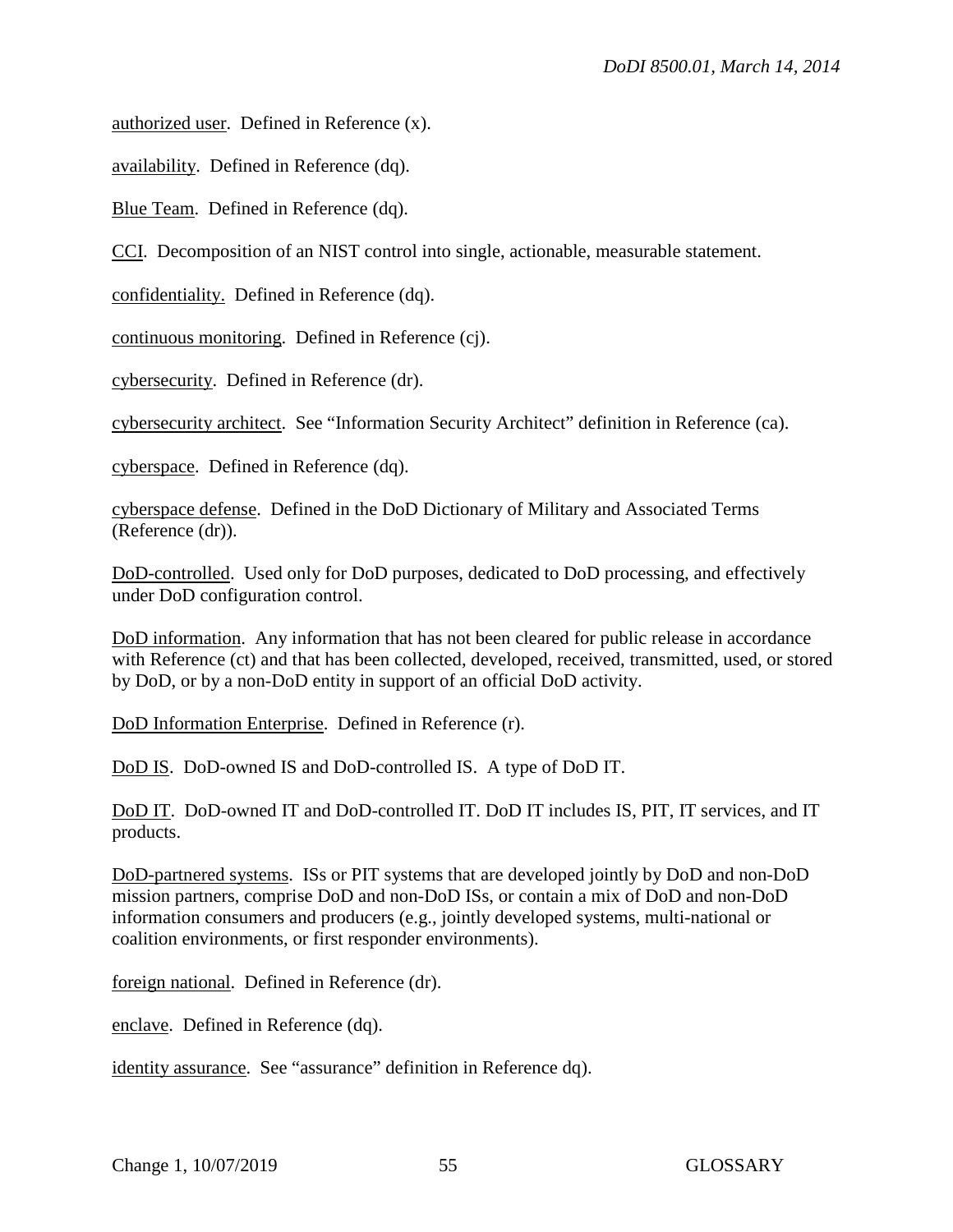authorized user. Defined in Reference (x).

availability. Defined in Reference (dq).

Blue Team. Defined in Reference (dq).

CCI. Decomposition of an NIST control into single, actionable, measurable statement.

confidentiality. Defined in Reference (dq).

continuous monitoring. Defined in Reference (cj).

cybersecurity. Defined in Reference (dr).

cybersecurity architect. See "Information Security Architect" definition in Reference (ca).

cyberspace. Defined in Reference (dq).

cyberspace defense. Defined in the DoD Dictionary of Military and Associated Terms (Reference (dr)).

DoD-controlled. Used only for DoD purposes, dedicated to DoD processing, and effectively under DoD configuration control.

DoD information. Any information that has not been cleared for public release in accordance with Reference (ct) and that has been collected, developed, received, transmitted, used, or stored by DoD, or by a non-DoD entity in support of an official DoD activity.

DoD Information Enterprise. Defined in Reference (r).

DoD IS. DoD-owned IS and DoD-controlled IS. A type of DoD IT.

DoD IT. DoD-owned IT and DoD-controlled IT. DoD IT includes IS, PIT, IT services, and IT products.

DoD-partnered systems. ISs or PIT systems that are developed jointly by DoD and non-DoD mission partners, comprise DoD and non-DoD ISs, or contain a mix of DoD and non-DoD information consumers and producers (e.g., jointly developed systems, multi-national or coalition environments, or first responder environments).

foreign national. Defined in Reference (dr).

enclave. Defined in Reference (dq).

identity assurance. See "assurance" definition in Reference dq).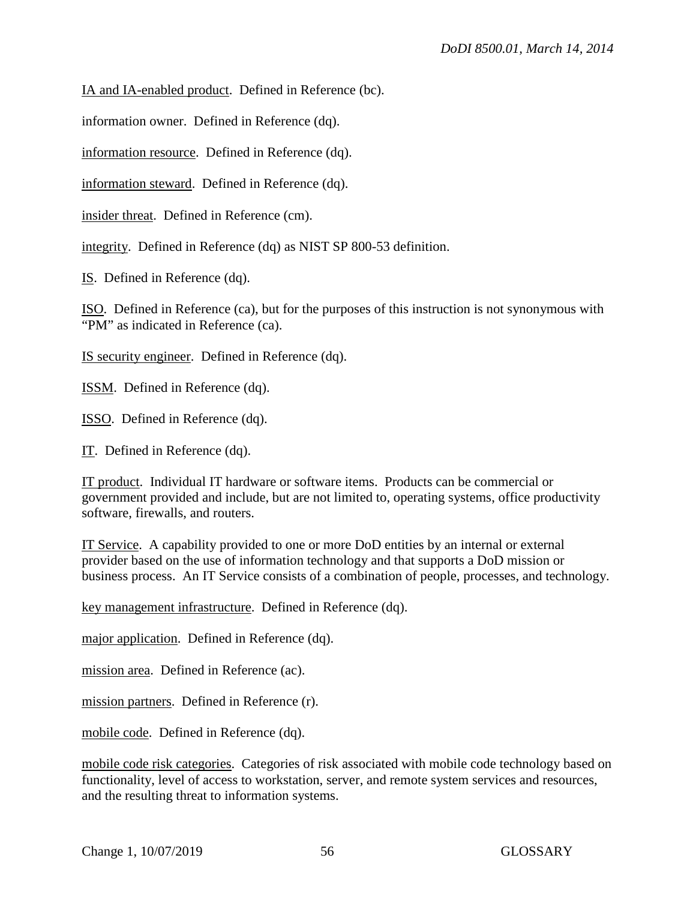IA and IA-enabled product. Defined in Reference (bc).

information owner. Defined in Reference (dq).

information resource. Defined in Reference (dq).

information steward. Defined in Reference (dq).

insider threat. Defined in Reference (cm).

integrity. Defined in Reference (dq) as NIST SP 800-53 definition.

IS. Defined in Reference (dq).

ISO. Defined in Reference (ca), but for the purposes of this instruction is not synonymous with "PM" as indicated in Reference (ca).

IS security engineer. Defined in Reference (dq).

ISSM. Defined in Reference (dq).

ISSO. Defined in Reference (dq).

IT. Defined in Reference (dq).

IT product. Individual IT hardware or software items. Products can be commercial or government provided and include, but are not limited to, operating systems, office productivity software, firewalls, and routers.

IT Service. A capability provided to one or more DoD entities by an internal or external provider based on the use of information technology and that supports a DoD mission or business process. An IT Service consists of a combination of people, processes, and technology.

key management infrastructure. Defined in Reference (dq).

major application. Defined in Reference (dq).

mission area. Defined in Reference (ac).

mission partners. Defined in Reference (r).

mobile code. Defined in Reference (dq).

mobile code risk categories. Categories of risk associated with mobile code technology based on functionality, level of access to workstation, server, and remote system services and resources, and the resulting threat to information systems.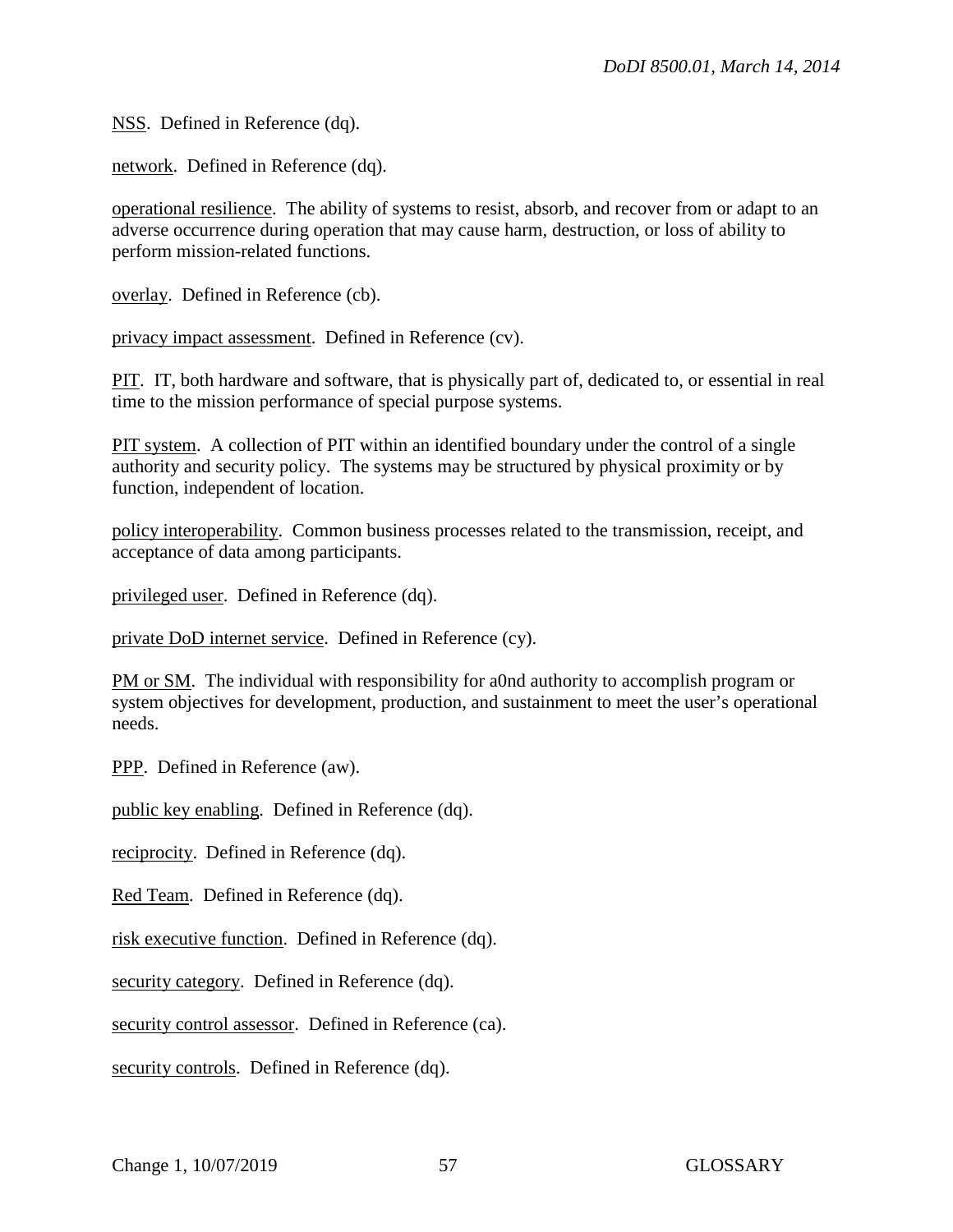NSS. Defined in Reference (dq).

network. Defined in Reference (dq).

operational resilience. The ability of systems to resist, absorb, and recover from or adapt to an adverse occurrence during operation that may cause harm, destruction, or loss of ability to perform mission-related functions.

overlay. Defined in Reference (cb).

privacy impact assessment. Defined in Reference (cv).

PIT. IT, both hardware and software, that is physically part of, dedicated to, or essential in real time to the mission performance of special purpose systems.

PIT system. A collection of PIT within an identified boundary under the control of a single authority and security policy. The systems may be structured by physical proximity or by function, independent of location.

policy interoperability. Common business processes related to the transmission, receipt, and acceptance of data among participants.

privileged user. Defined in Reference (dq).

private DoD internet service. Defined in Reference (cy).

PM or SM. The individual with responsibility for a0nd authority to accomplish program or system objectives for development, production, and sustainment to meet the user's operational needs.

PPP. Defined in Reference (aw).

public key enabling. Defined in Reference (dq).

reciprocity. Defined in Reference (dq).

Red Team. Defined in Reference (dq).

risk executive function. Defined in Reference (dq).

security category. Defined in Reference (dq).

security control assessor. Defined in Reference (ca).

security controls. Defined in Reference (dq).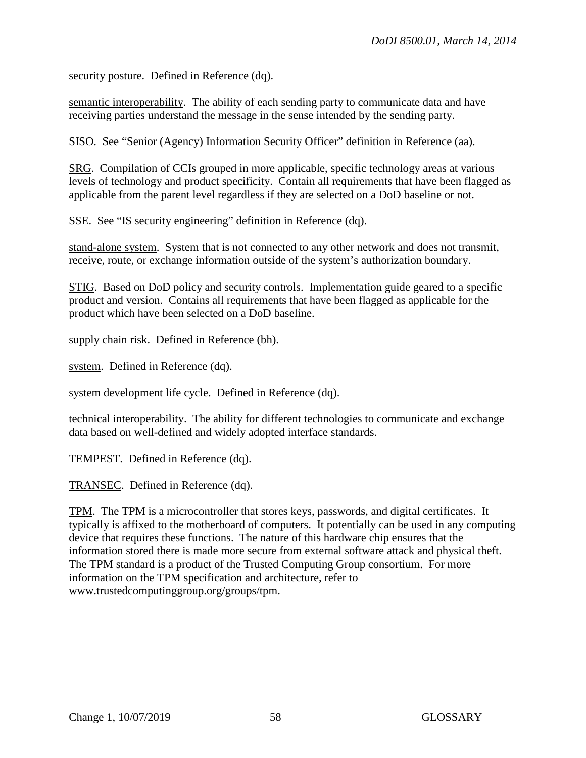security posture. Defined in Reference (dq).

semantic interoperability. The ability of each sending party to communicate data and have receiving parties understand the message in the sense intended by the sending party.

SISO. See "Senior (Agency) Information Security Officer" definition in Reference (aa).

SRG. Compilation of CCIs grouped in more applicable, specific technology areas at various levels of technology and product specificity. Contain all requirements that have been flagged as applicable from the parent level regardless if they are selected on a DoD baseline or not.

SSE. See "IS security engineering" definition in Reference (dq).

stand-alone system. System that is not connected to any other network and does not transmit, receive, route, or exchange information outside of the system's authorization boundary.

STIG. Based on DoD policy and security controls. Implementation guide geared to a specific product and version. Contains all requirements that have been flagged as applicable for the product which have been selected on a DoD baseline.

supply chain risk. Defined in Reference (bh).

system. Defined in Reference (dq).

system development life cycle. Defined in Reference (dq).

technical interoperability. The ability for different technologies to communicate and exchange data based on well-defined and widely adopted interface standards.

TEMPEST. Defined in Reference (dq).

TRANSEC. Defined in Reference (dq).

TPM. The TPM is a microcontroller that stores keys, passwords, and digital certificates. It typically is affixed to the motherboard of computers. It potentially can be used in any computing device that requires these functions. The nature of this hardware chip ensures that the information stored there is made more secure from external software attack and physical theft. The TPM standard is a product of the Trusted Computing Group consortium. For more information on the TPM specification and architecture, refer to www.trustedcomputinggroup.org/groups/tpm.